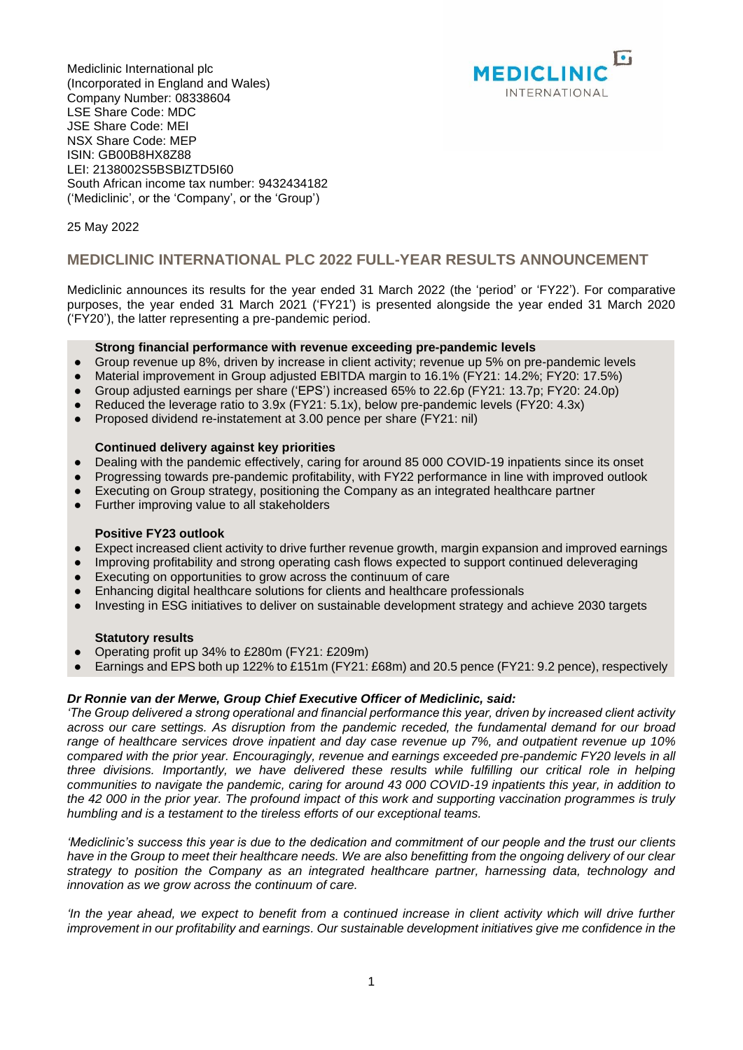Mediclinic International plc
(Incorporated in England and Wales)
Company Number: 08338604
LSE Share Code: MDC
JSE Share Code: MEI
NSX Share Code: MEP
ISIN: GB00B8HX8Z88
LEI: 2138002S5BSBIZTD5I60
South African income tax number: 9432434182
('Mediclinic', or the 'Company', or the 'Group')

25 May 2022

## MEDICLINIC INTERNATIONAL PLC 2022 FULL-YEAR RESULTS ANNOUNCEMENT

Mediclinic announces its results for the year ended 31 March 2022 (the 'period' or 'FY22'). For comparative purposes, the year ended 31 March 2021 ('FY21') is presented alongside the year ended 31 March 2020 ('FY20'), the latter representing a pre-pandemic period.

**Strong financial performance with revenue exceeding pre-pandemic levels**

- Group revenue up 8%, driven by increase in client activity; revenue up 5% on pre-pandemic levels
- Material improvement in Group adjusted EBITDA margin to 16.1% (FY21: 14.2%; FY20: 17.5%)
- Group adjusted earnings per share ('EPS') increased 65% to 22.6p (FY21: 13.7p; FY20: 24.0p)
- Reduced the leverage ratio to 3.9x (FY21: 5.1x), below pre-pandemic levels (FY20: 4.3x)
- Proposed dividend re-instatement at 3.00 pence per share (FY21: nil)

**Continued delivery against key priorities**

- Dealing with the pandemic effectively, caring for around 85 000 COVID-19 inpatients since its onset
- Progressing towards pre-pandemic profitability, with FY22 performance in line with improved outlook
- Executing on Group strategy, positioning the Company as an integrated healthcare partner
- Further improving value to all stakeholders

**Positive FY23 outlook**

- Expect increased client activity to drive further revenue growth, margin expansion and improved earnings
- Improving profitability and strong operating cash flows expected to support continued deleveraging
- Executing on opportunities to grow across the continuum of care
- Enhancing digital healthcare solutions for clients and healthcare professionals
- Investing in ESG initiatives to deliver on sustainable development strategy and achieve 2030 targets

**Statutory results**

- Operating profit up 34% to £280m (FY21: £209m)
- Earnings and EPS both up 122% to £151m (FY21: £68m) and 20.5 pence (FY21: 9.2 pence), respectively

***Dr Ronnie van der Merwe, Group Chief Executive Officer of Mediclinic, said:***

*'The Group delivered a strong operational and financial performance this year, driven by increased client activity across our care settings. As disruption from the pandemic receded, the fundamental demand for our broad range of healthcare services drove inpatient and day case revenue up 7%, and outpatient revenue up 10% compared with the prior year. Encouragingly, revenue and earnings exceeded pre-pandemic FY20 levels in all three divisions. Importantly, we have delivered these results while fulfilling our critical role in helping communities to navigate the pandemic, caring for around 43 000 COVID-19 inpatients this year, in addition to the 42 000 in the prior year. The profound impact of this work and supporting vaccination programmes is truly humbling and is a testament to the tireless efforts of our exceptional teams.*

*'Mediclinic's success this year is due to the dedication and commitment of our people and the trust our clients have in the Group to meet their healthcare needs. We are also benefitting from the ongoing delivery of our clear strategy to position the Company as an integrated healthcare partner, harnessing data, technology and innovation as we grow across the continuum of care.*

*'In the year ahead, we expect to benefit from a continued increase in client activity which will drive further improvement in our profitability and earnings. Our sustainable development initiatives give me confidence in the*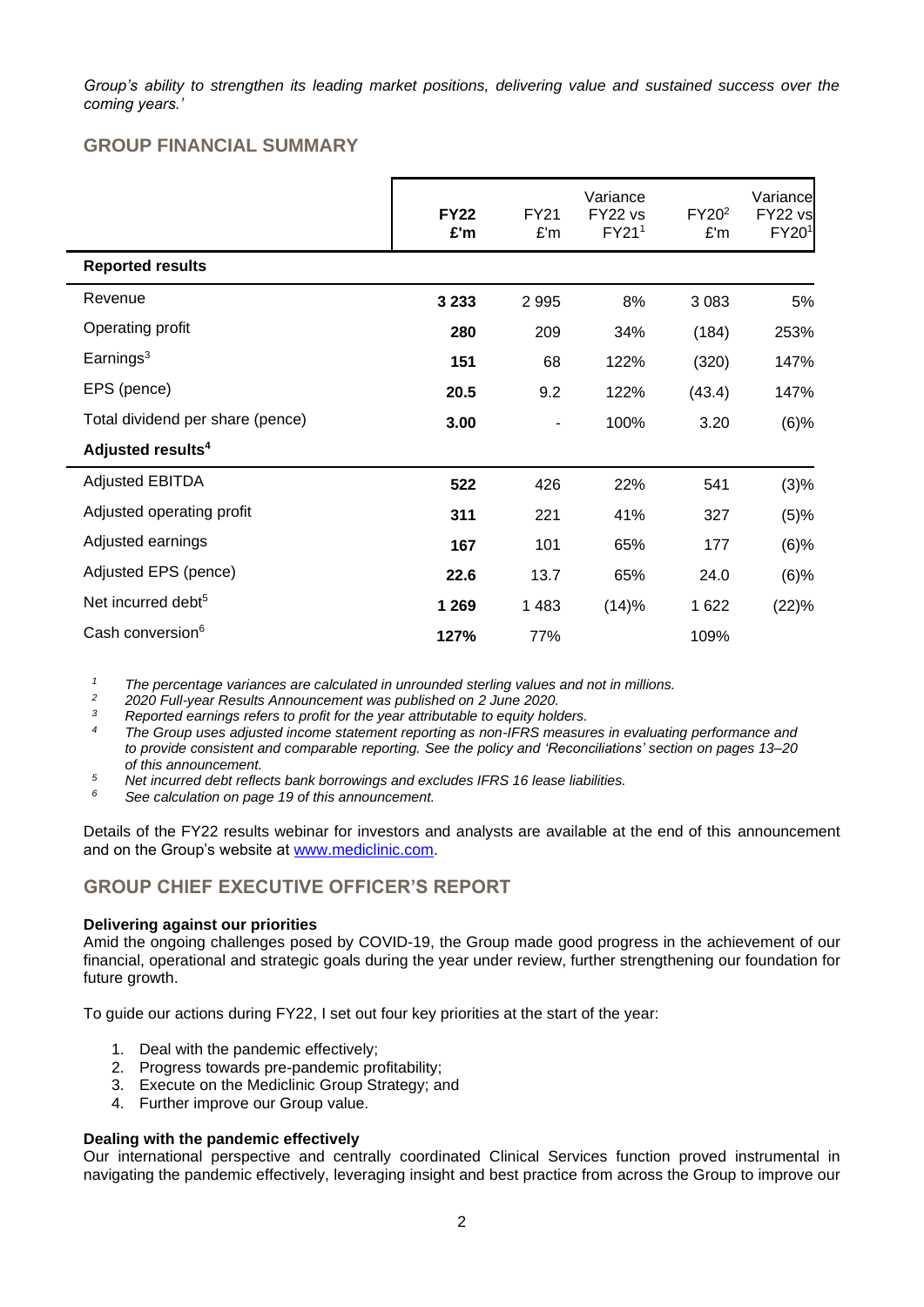*Group's ability to strengthen its leading market positions, delivering value and sustained success over the coming years.'*

## GROUP FINANCIAL SUMMARY

| | **FY22 £'m** | FY21 £'m | Variance FY22 vs FY21[1] | FY20[2] £'m | Variance FY22 vs FY20[1] |
|---|---|---|---|---|---|
| **Reported results** | | | | | |
| Revenue | **3 233** | 2 995 | 8% | 3 083 | 5% |
| Operating profit | **280** | 209 | 34% | (184) | 253% |
| Earnings[3] | **151** | 68 | 122% | (320) | 147% |
| EPS (pence) | **20.5** | 9.2 | 122% | (43.4) | 147% |
| Total dividend per share (pence) | **3.00** | - | 100% | 3.20 | (6)% |
| **Adjusted results[4]** | | | | | |
| Adjusted EBITDA | **522** | 426 | 22% | 541 | (3)% |
| Adjusted operating profit | **311** | 221 | 41% | 327 | (5)% |
| Adjusted earnings | **167** | 101 | 65% | 177 | (6)% |
| Adjusted EPS (pence) | **22.6** | 13.7 | 65% | 24.0 | (6)% |
| Net incurred debt[5] | **1 269** | 1 483 | (14)% | 1 622 | (22)% |
| Cash conversion[6] | **127%** | 77% | | 109% | |

1. *The percentage variances are calculated in unrounded sterling values and not in millions.*
2. *2020 Full-year Results Announcement was published on 2 June 2020.*
3. *Reported earnings refers to profit for the year attributable to equity holders.*
4. *The Group uses adjusted income statement reporting as non-IFRS measures in evaluating performance and to provide consistent and comparable reporting. See the policy and 'Reconciliations' section on pages 13–20 of this announcement.*
5. *Net incurred debt reflects bank borrowings and excludes IFRS 16 lease liabilities.*
6. *See calculation on page 19 of this announcement.*

Details of the FY22 results webinar for investors and analysts are available at the end of this announcement and on the Group's website at www.mediclinic.com.

## GROUP CHIEF EXECUTIVE OFFICER'S REPORT

**Delivering against our priorities**

Amid the ongoing challenges posed by COVID-19, the Group made good progress in the achievement of our financial, operational and strategic goals during the year under review, further strengthening our foundation for future growth.

To guide our actions during FY22, I set out four key priorities at the start of the year:

1. Deal with the pandemic effectively;
2. Progress towards pre-pandemic profitability;
3. Execute on the Mediclinic Group Strategy; and
4. Further improve our Group value.

**Dealing with the pandemic effectively**

Our international perspective and centrally coordinated Clinical Services function proved instrumental in navigating the pandemic effectively, leveraging insight and best practice from across the Group to improve our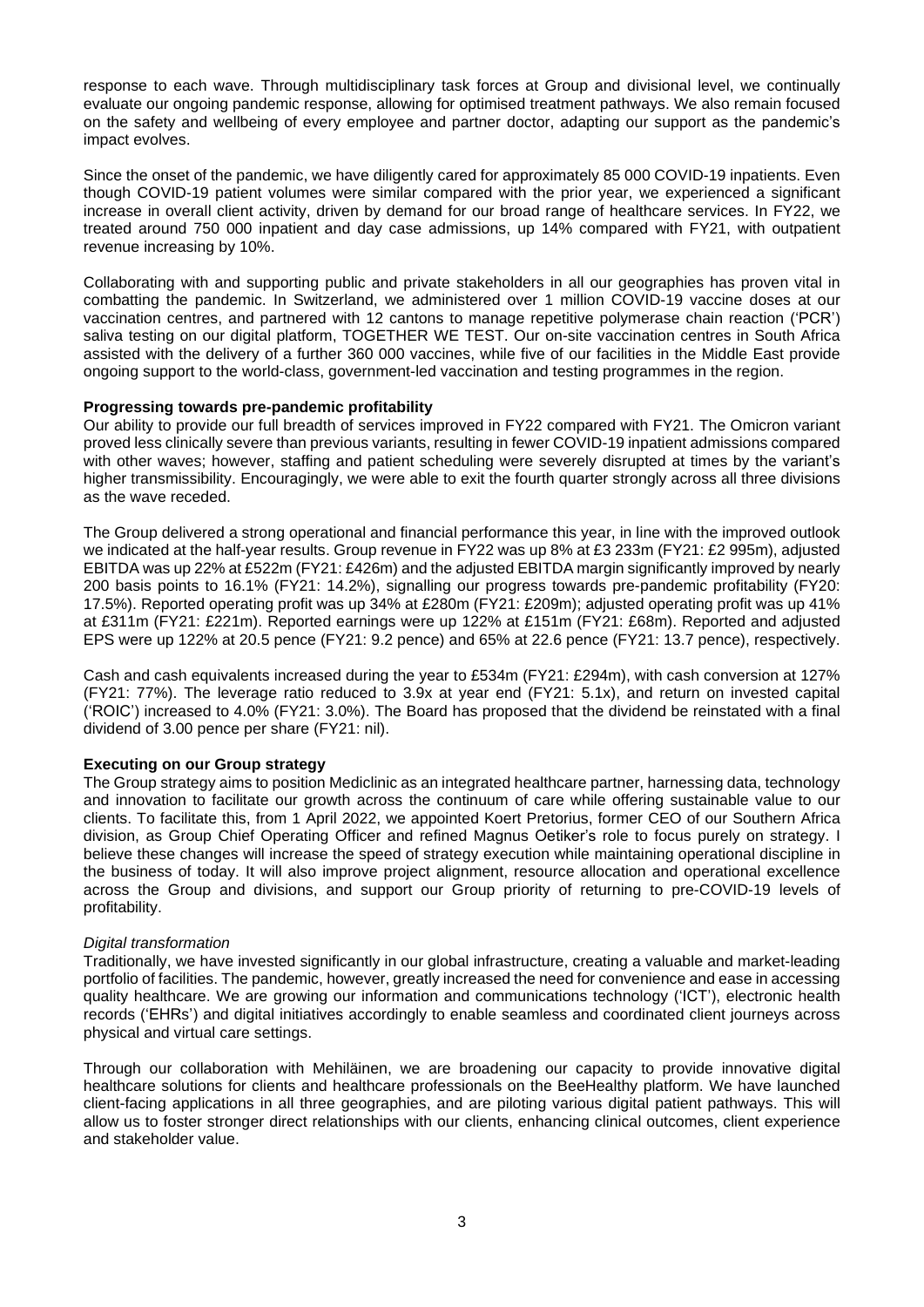response to each wave. Through multidisciplinary task forces at Group and divisional level, we continually evaluate our ongoing pandemic response, allowing for optimised treatment pathways. We also remain focused on the safety and wellbeing of every employee and partner doctor, adapting our support as the pandemic's impact evolves.

Since the onset of the pandemic, we have diligently cared for approximately 85 000 COVID-19 inpatients. Even though COVID-19 patient volumes were similar compared with the prior year, we experienced a significant increase in overall client activity, driven by demand for our broad range of healthcare services. In FY22, we treated around 750 000 inpatient and day case admissions, up 14% compared with FY21, with outpatient revenue increasing by 10%.

Collaborating with and supporting public and private stakeholders in all our geographies has proven vital in combatting the pandemic. In Switzerland, we administered over 1 million COVID-19 vaccine doses at our vaccination centres, and partnered with 12 cantons to manage repetitive polymerase chain reaction ('PCR') saliva testing on our digital platform, TOGETHER WE TEST. Our on-site vaccination centres in South Africa assisted with the delivery of a further 360 000 vaccines, while five of our facilities in the Middle East provide ongoing support to the world-class, government-led vaccination and testing programmes in the region.

**Progressing towards pre-pandemic profitability**

Our ability to provide our full breadth of services improved in FY22 compared with FY21. The Omicron variant proved less clinically severe than previous variants, resulting in fewer COVID-19 inpatient admissions compared with other waves; however, staffing and patient scheduling were severely disrupted at times by the variant's higher transmissibility. Encouragingly, we were able to exit the fourth quarter strongly across all three divisions as the wave receded.

The Group delivered a strong operational and financial performance this year, in line with the improved outlook we indicated at the half-year results. Group revenue in FY22 was up 8% at £3 233m (FY21: £2 995m), adjusted EBITDA was up 22% at £522m (FY21: £426m) and the adjusted EBITDA margin significantly improved by nearly 200 basis points to 16.1% (FY21: 14.2%), signalling our progress towards pre-pandemic profitability (FY20: 17.5%). Reported operating profit was up 34% at £280m (FY21: £209m); adjusted operating profit was up 41% at £311m (FY21: £221m). Reported earnings were up 122% at £151m (FY21: £68m). Reported and adjusted EPS were up 122% at 20.5 pence (FY21: 9.2 pence) and 65% at 22.6 pence (FY21: 13.7 pence), respectively.

Cash and cash equivalents increased during the year to £534m (FY21: £294m), with cash conversion at 127% (FY21: 77%). The leverage ratio reduced to 3.9x at year end (FY21: 5.1x), and return on invested capital ('ROIC') increased to 4.0% (FY21: 3.0%). The Board has proposed that the dividend be reinstated with a final dividend of 3.00 pence per share (FY21: nil).

**Executing on our Group strategy**

The Group strategy aims to position Mediclinic as an integrated healthcare partner, harnessing data, technology and innovation to facilitate our growth across the continuum of care while offering sustainable value to our clients. To facilitate this, from 1 April 2022, we appointed Koert Pretorius, former CEO of our Southern Africa division, as Group Chief Operating Officer and refined Magnus Oetiker's role to focus purely on strategy. I believe these changes will increase the speed of strategy execution while maintaining operational discipline in the business of today. It will also improve project alignment, resource allocation and operational excellence across the Group and divisions, and support our Group priority of returning to pre-COVID-19 levels of profitability.

*Digital transformation*

Traditionally, we have invested significantly in our global infrastructure, creating a valuable and market-leading portfolio of facilities. The pandemic, however, greatly increased the need for convenience and ease in accessing quality healthcare. We are growing our information and communications technology ('ICT'), electronic health records ('EHRs') and digital initiatives accordingly to enable seamless and coordinated client journeys across physical and virtual care settings.

Through our collaboration with Mehiläinen, we are broadening our capacity to provide innovative digital healthcare solutions for clients and healthcare professionals on the BeeHealthy platform. We have launched client-facing applications in all three geographies, and are piloting various digital patient pathways. This will allow us to foster stronger direct relationships with our clients, enhancing clinical outcomes, client experience and stakeholder value.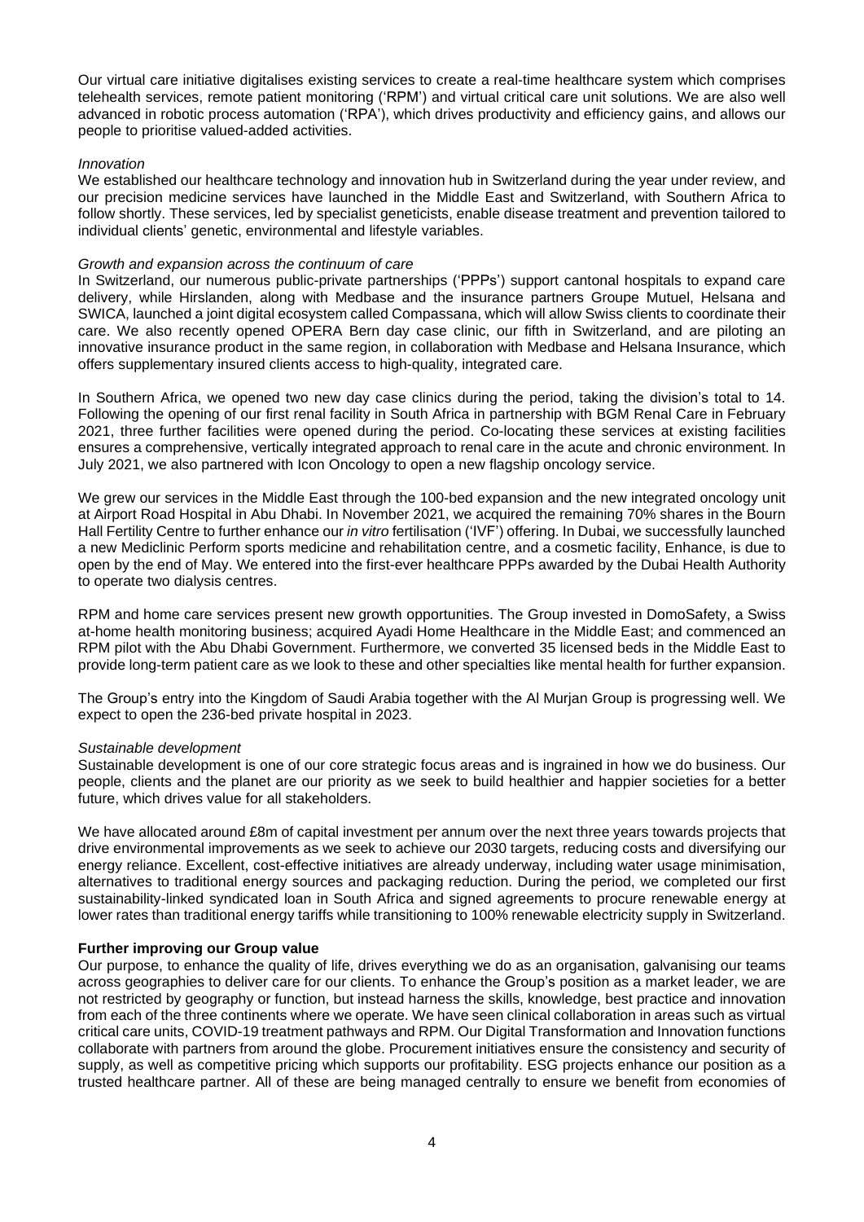Our virtual care initiative digitalises existing services to create a real-time healthcare system which comprises telehealth services, remote patient monitoring ('RPM') and virtual critical care unit solutions. We are also well advanced in robotic process automation ('RPA'), which drives productivity and efficiency gains, and allows our people to prioritise valued-added activities.

*Innovation*

We established our healthcare technology and innovation hub in Switzerland during the year under review, and our precision medicine services have launched in the Middle East and Switzerland, with Southern Africa to follow shortly. These services, led by specialist geneticists, enable disease treatment and prevention tailored to individual clients' genetic, environmental and lifestyle variables.

*Growth and expansion across the continuum of care*

In Switzerland, our numerous public-private partnerships ('PPPs') support cantonal hospitals to expand care delivery, while Hirslanden, along with Medbase and the insurance partners Groupe Mutuel, Helsana and SWICA, launched a joint digital ecosystem called Compassana, which will allow Swiss clients to coordinate their care. We also recently opened OPERA Bern day case clinic, our fifth in Switzerland, and are piloting an innovative insurance product in the same region, in collaboration with Medbase and Helsana Insurance, which offers supplementary insured clients access to high-quality, integrated care.

In Southern Africa, we opened two new day case clinics during the period, taking the division's total to 14. Following the opening of our first renal facility in South Africa in partnership with BGM Renal Care in February 2021, three further facilities were opened during the period. Co-locating these services at existing facilities ensures a comprehensive, vertically integrated approach to renal care in the acute and chronic environment. In July 2021, we also partnered with Icon Oncology to open a new flagship oncology service.

We grew our services in the Middle East through the 100-bed expansion and the new integrated oncology unit at Airport Road Hospital in Abu Dhabi. In November 2021, we acquired the remaining 70% shares in the Bourn Hall Fertility Centre to further enhance our *in vitro* fertilisation ('IVF') offering. In Dubai, we successfully launched a new Mediclinic Perform sports medicine and rehabilitation centre, and a cosmetic facility, Enhance, is due to open by the end of May. We entered into the first-ever healthcare PPPs awarded by the Dubai Health Authority to operate two dialysis centres.

RPM and home care services present new growth opportunities. The Group invested in DomoSafety, a Swiss at-home health monitoring business; acquired Ayadi Home Healthcare in the Middle East; and commenced an RPM pilot with the Abu Dhabi Government. Furthermore, we converted 35 licensed beds in the Middle East to provide long-term patient care as we look to these and other specialties like mental health for further expansion.

The Group's entry into the Kingdom of Saudi Arabia together with the Al Murjan Group is progressing well. We expect to open the 236-bed private hospital in 2023.

*Sustainable development*

Sustainable development is one of our core strategic focus areas and is ingrained in how we do business. Our people, clients and the planet are our priority as we seek to build healthier and happier societies for a better future, which drives value for all stakeholders.

We have allocated around £8m of capital investment per annum over the next three years towards projects that drive environmental improvements as we seek to achieve our 2030 targets, reducing costs and diversifying our energy reliance. Excellent, cost-effective initiatives are already underway, including water usage minimisation, alternatives to traditional energy sources and packaging reduction. During the period, we completed our first sustainability-linked syndicated loan in South Africa and signed agreements to procure renewable energy at lower rates than traditional energy tariffs while transitioning to 100% renewable electricity supply in Switzerland.

**Further improving our Group value**

Our purpose, to enhance the quality of life, drives everything we do as an organisation, galvanising our teams across geographies to deliver care for our clients. To enhance the Group's position as a market leader, we are not restricted by geography or function, but instead harness the skills, knowledge, best practice and innovation from each of the three continents where we operate. We have seen clinical collaboration in areas such as virtual critical care units, COVID-19 treatment pathways and RPM. Our Digital Transformation and Innovation functions collaborate with partners from around the globe. Procurement initiatives ensure the consistency and security of supply, as well as competitive pricing which supports our profitability. ESG projects enhance our position as a trusted healthcare partner. All of these are being managed centrally to ensure we benefit from economies of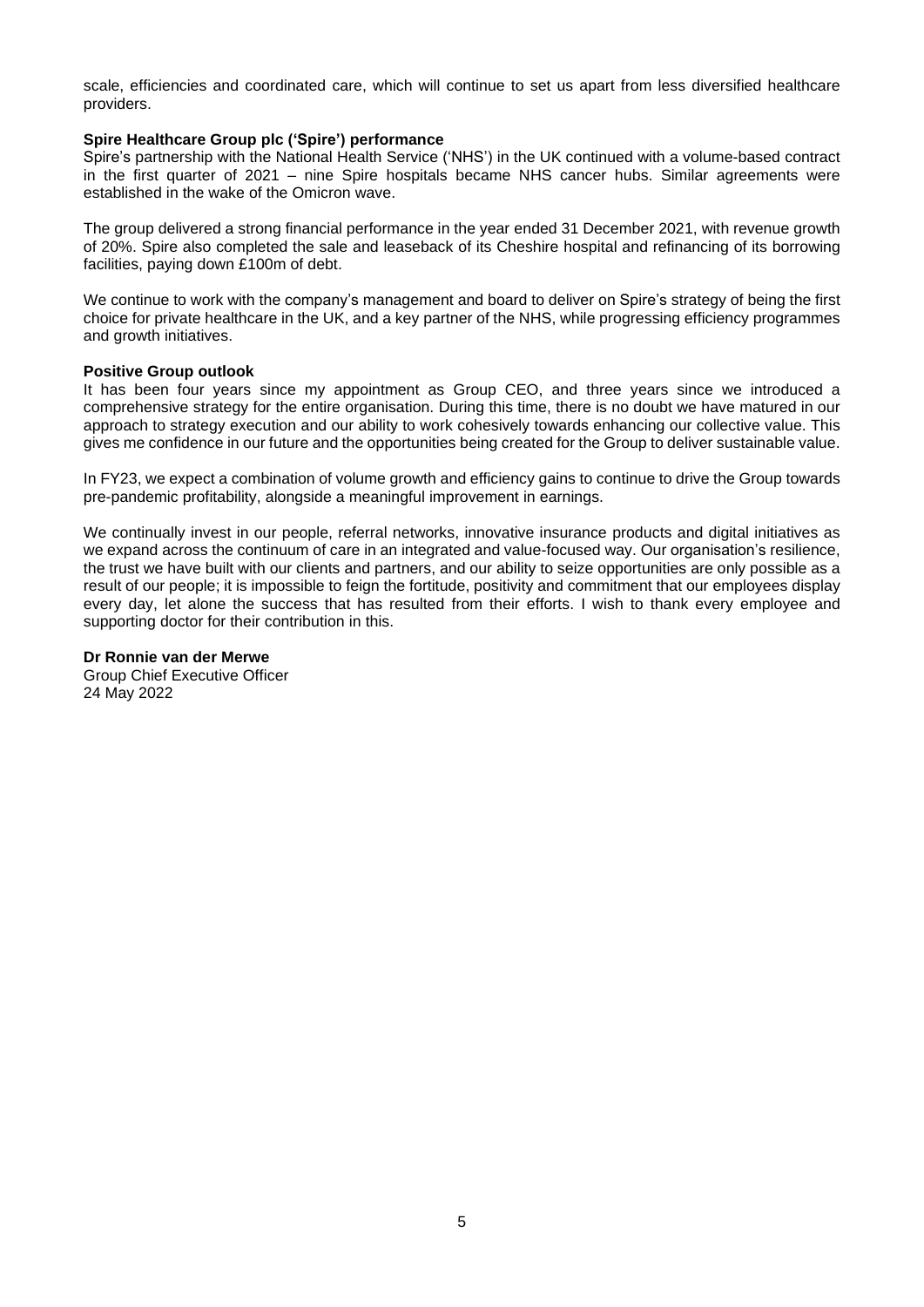scale, efficiencies and coordinated care, which will continue to set us apart from less diversified healthcare providers.

**Spire Healthcare Group plc ('Spire') performance**

Spire's partnership with the National Health Service ('NHS') in the UK continued with a volume-based contract in the first quarter of 2021 – nine Spire hospitals became NHS cancer hubs. Similar agreements were established in the wake of the Omicron wave.

The group delivered a strong financial performance in the year ended 31 December 2021, with revenue growth of 20%. Spire also completed the sale and leaseback of its Cheshire hospital and refinancing of its borrowing facilities, paying down £100m of debt.

We continue to work with the company's management and board to deliver on Spire's strategy of being the first choice for private healthcare in the UK, and a key partner of the NHS, while progressing efficiency programmes and growth initiatives.

**Positive Group outlook**

It has been four years since my appointment as Group CEO, and three years since we introduced a comprehensive strategy for the entire organisation. During this time, there is no doubt we have matured in our approach to strategy execution and our ability to work cohesively towards enhancing our collective value. This gives me confidence in our future and the opportunities being created for the Group to deliver sustainable value.

In FY23, we expect a combination of volume growth and efficiency gains to continue to drive the Group towards pre-pandemic profitability, alongside a meaningful improvement in earnings.

We continually invest in our people, referral networks, innovative insurance products and digital initiatives as we expand across the continuum of care in an integrated and value-focused way. Our organisation's resilience, the trust we have built with our clients and partners, and our ability to seize opportunities are only possible as a result of our people; it is impossible to feign the fortitude, positivity and commitment that our employees display every day, let alone the success that has resulted from their efforts. I wish to thank every employee and supporting doctor for their contribution in this.

**Dr Ronnie van der Merwe**
Group Chief Executive Officer
24 May 2022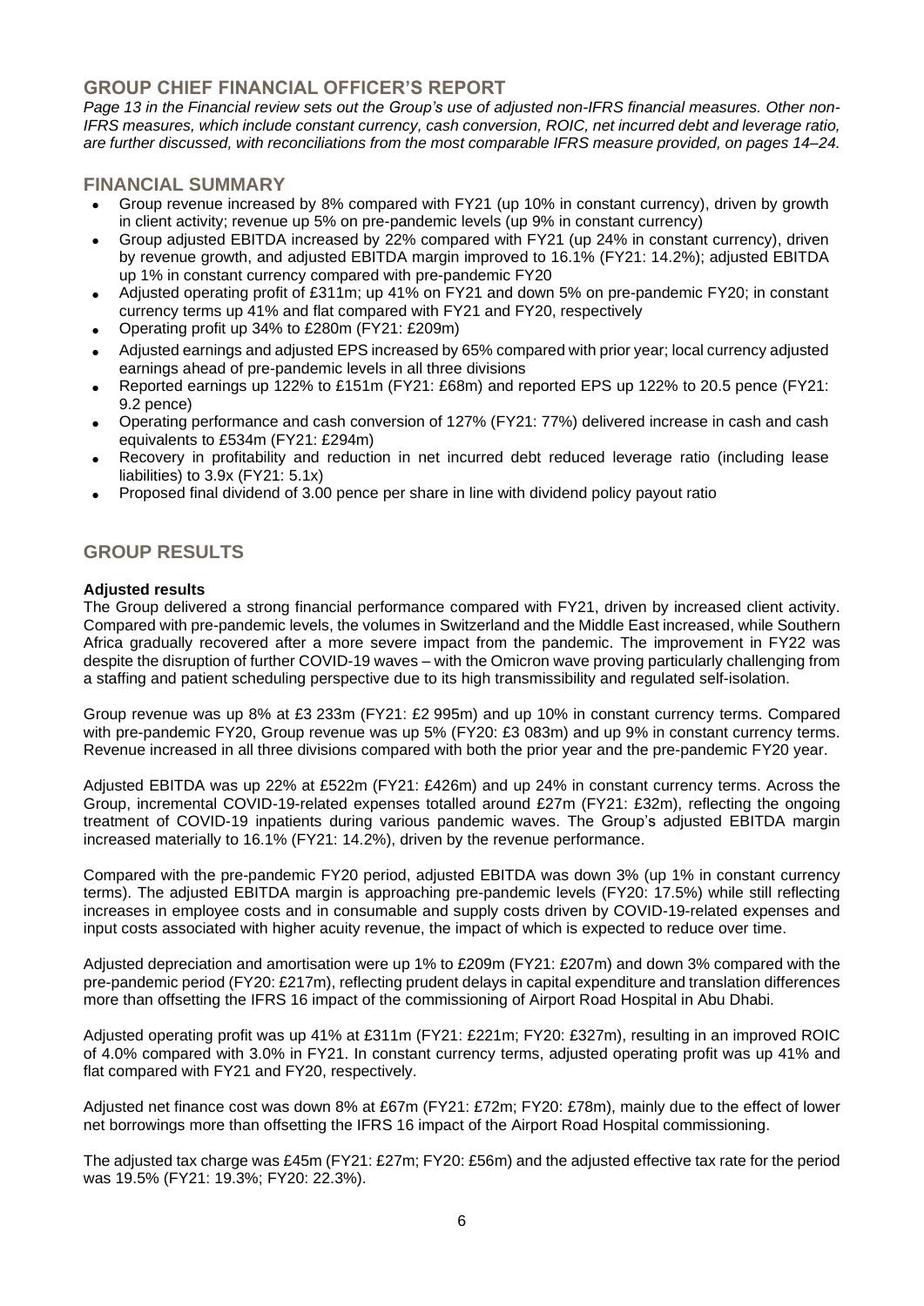## GROUP CHIEF FINANCIAL OFFICER'S REPORT

*Page 13 in the Financial review sets out the Group's use of adjusted non-IFRS financial measures. Other non-IFRS measures, which include constant currency, cash conversion, ROIC, net incurred debt and leverage ratio, are further discussed, with reconciliations from the most comparable IFRS measure provided, on pages 14–24.*

## FINANCIAL SUMMARY

- Group revenue increased by 8% compared with FY21 (up 10% in constant currency), driven by growth in client activity; revenue up 5% on pre-pandemic levels (up 9% in constant currency)
- Group adjusted EBITDA increased by 22% compared with FY21 (up 24% in constant currency), driven by revenue growth, and adjusted EBITDA margin improved to 16.1% (FY21: 14.2%); adjusted EBITDA up 1% in constant currency compared with pre-pandemic FY20
- Adjusted operating profit of £311m; up 41% on FY21 and down 5% on pre-pandemic FY20; in constant currency terms up 41% and flat compared with FY21 and FY20, respectively
- Operating profit up 34% to £280m (FY21: £209m)
- Adjusted earnings and adjusted EPS increased by 65% compared with prior year; local currency adjusted earnings ahead of pre-pandemic levels in all three divisions
- Reported earnings up 122% to £151m (FY21: £68m) and reported EPS up 122% to 20.5 pence (FY21: 9.2 pence)
- Operating performance and cash conversion of 127% (FY21: 77%) delivered increase in cash and cash equivalents to £534m (FY21: £294m)
- Recovery in profitability and reduction in net incurred debt reduced leverage ratio (including lease liabilities) to 3.9x (FY21: 5.1x)
- Proposed final dividend of 3.00 pence per share in line with dividend policy payout ratio

## GROUP RESULTS

**Adjusted results**

The Group delivered a strong financial performance compared with FY21, driven by increased client activity. Compared with pre-pandemic levels, the volumes in Switzerland and the Middle East increased, while Southern Africa gradually recovered after a more severe impact from the pandemic. The improvement in FY22 was despite the disruption of further COVID-19 waves – with the Omicron wave proving particularly challenging from a staffing and patient scheduling perspective due to its high transmissibility and regulated self-isolation.

Group revenue was up 8% at £3 233m (FY21: £2 995m) and up 10% in constant currency terms. Compared with pre-pandemic FY20, Group revenue was up 5% (FY20: £3 083m) and up 9% in constant currency terms. Revenue increased in all three divisions compared with both the prior year and the pre-pandemic FY20 year.

Adjusted EBITDA was up 22% at £522m (FY21: £426m) and up 24% in constant currency terms. Across the Group, incremental COVID-19-related expenses totalled around £27m (FY21: £32m), reflecting the ongoing treatment of COVID-19 inpatients during various pandemic waves. The Group's adjusted EBITDA margin increased materially to 16.1% (FY21: 14.2%), driven by the revenue performance.

Compared with the pre-pandemic FY20 period, adjusted EBITDA was down 3% (up 1% in constant currency terms). The adjusted EBITDA margin is approaching pre-pandemic levels (FY20: 17.5%) while still reflecting increases in employee costs and in consumable and supply costs driven by COVID-19-related expenses and input costs associated with higher acuity revenue, the impact of which is expected to reduce over time.

Adjusted depreciation and amortisation were up 1% to £209m (FY21: £207m) and down 3% compared with the pre-pandemic period (FY20: £217m), reflecting prudent delays in capital expenditure and translation differences more than offsetting the IFRS 16 impact of the commissioning of Airport Road Hospital in Abu Dhabi.

Adjusted operating profit was up 41% at £311m (FY21: £221m; FY20: £327m), resulting in an improved ROIC of 4.0% compared with 3.0% in FY21. In constant currency terms, adjusted operating profit was up 41% and flat compared with FY21 and FY20, respectively.

Adjusted net finance cost was down 8% at £67m (FY21: £72m; FY20: £78m), mainly due to the effect of lower net borrowings more than offsetting the IFRS 16 impact of the Airport Road Hospital commissioning.

The adjusted tax charge was £45m (FY21: £27m; FY20: £56m) and the adjusted effective tax rate for the period was 19.5% (FY21: 19.3%; FY20: 22.3%).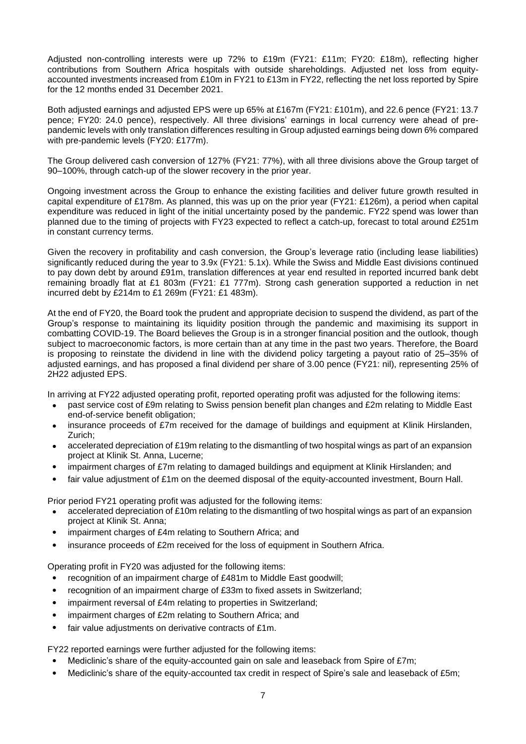Adjusted non-controlling interests were up 72% to £19m (FY21: £11m; FY20: £18m), reflecting higher contributions from Southern Africa hospitals with outside shareholdings. Adjusted net loss from equity-accounted investments increased from £10m in FY21 to £13m in FY22, reflecting the net loss reported by Spire for the 12 months ended 31 December 2021.

Both adjusted earnings and adjusted EPS were up 65% at £167m (FY21: £101m), and 22.6 pence (FY21: 13.7 pence; FY20: 24.0 pence), respectively. All three divisions' earnings in local currency were ahead of pre-pandemic levels with only translation differences resulting in Group adjusted earnings being down 6% compared with pre-pandemic levels (FY20: £177m).

The Group delivered cash conversion of 127% (FY21: 77%), with all three divisions above the Group target of 90–100%, through catch-up of the slower recovery in the prior year.

Ongoing investment across the Group to enhance the existing facilities and deliver future growth resulted in capital expenditure of £178m. As planned, this was up on the prior year (FY21: £126m), a period when capital expenditure was reduced in light of the initial uncertainty posed by the pandemic. FY22 spend was lower than planned due to the timing of projects with FY23 expected to reflect a catch-up, forecast to total around £251m in constant currency terms.

Given the recovery in profitability and cash conversion, the Group's leverage ratio (including lease liabilities) significantly reduced during the year to 3.9x (FY21: 5.1x). While the Swiss and Middle East divisions continued to pay down debt by around £91m, translation differences at year end resulted in reported incurred bank debt remaining broadly flat at £1 803m (FY21: £1 777m). Strong cash generation supported a reduction in net incurred debt by £214m to £1 269m (FY21: £1 483m).

At the end of FY20, the Board took the prudent and appropriate decision to suspend the dividend, as part of the Group's response to maintaining its liquidity position through the pandemic and maximising its support in combatting COVID-19. The Board believes the Group is in a stronger financial position and the outlook, though subject to macroeconomic factors, is more certain than at any time in the past two years. Therefore, the Board is proposing to reinstate the dividend in line with the dividend policy targeting a payout ratio of 25–35% of adjusted earnings, and has proposed a final dividend per share of 3.00 pence (FY21: nil), representing 25% of 2H22 adjusted EPS.

In arriving at FY22 adjusted operating profit, reported operating profit was adjusted for the following items:

- past service cost of £9m relating to Swiss pension benefit plan changes and £2m relating to Middle East end-of-service benefit obligation;
- insurance proceeds of £7m received for the damage of buildings and equipment at Klinik Hirslanden, Zurich;
- accelerated depreciation of £19m relating to the dismantling of two hospital wings as part of an expansion project at Klinik St. Anna, Lucerne;
- impairment charges of £7m relating to damaged buildings and equipment at Klinik Hirslanden; and
- fair value adjustment of £1m on the deemed disposal of the equity-accounted investment, Bourn Hall.

Prior period FY21 operating profit was adjusted for the following items:

- accelerated depreciation of £10m relating to the dismantling of two hospital wings as part of an expansion project at Klinik St. Anna;
- impairment charges of £4m relating to Southern Africa; and
- insurance proceeds of £2m received for the loss of equipment in Southern Africa.

Operating profit in FY20 was adjusted for the following items:

- recognition of an impairment charge of £481m to Middle East goodwill;
- recognition of an impairment charge of £33m to fixed assets in Switzerland;
- impairment reversal of £4m relating to properties in Switzerland;
- impairment charges of £2m relating to Southern Africa; and
- fair value adjustments on derivative contracts of £1m.

FY22 reported earnings were further adjusted for the following items:

- Mediclinic's share of the equity-accounted gain on sale and leaseback from Spire of £7m;
- Mediclinic's share of the equity-accounted tax credit in respect of Spire's sale and leaseback of £5m;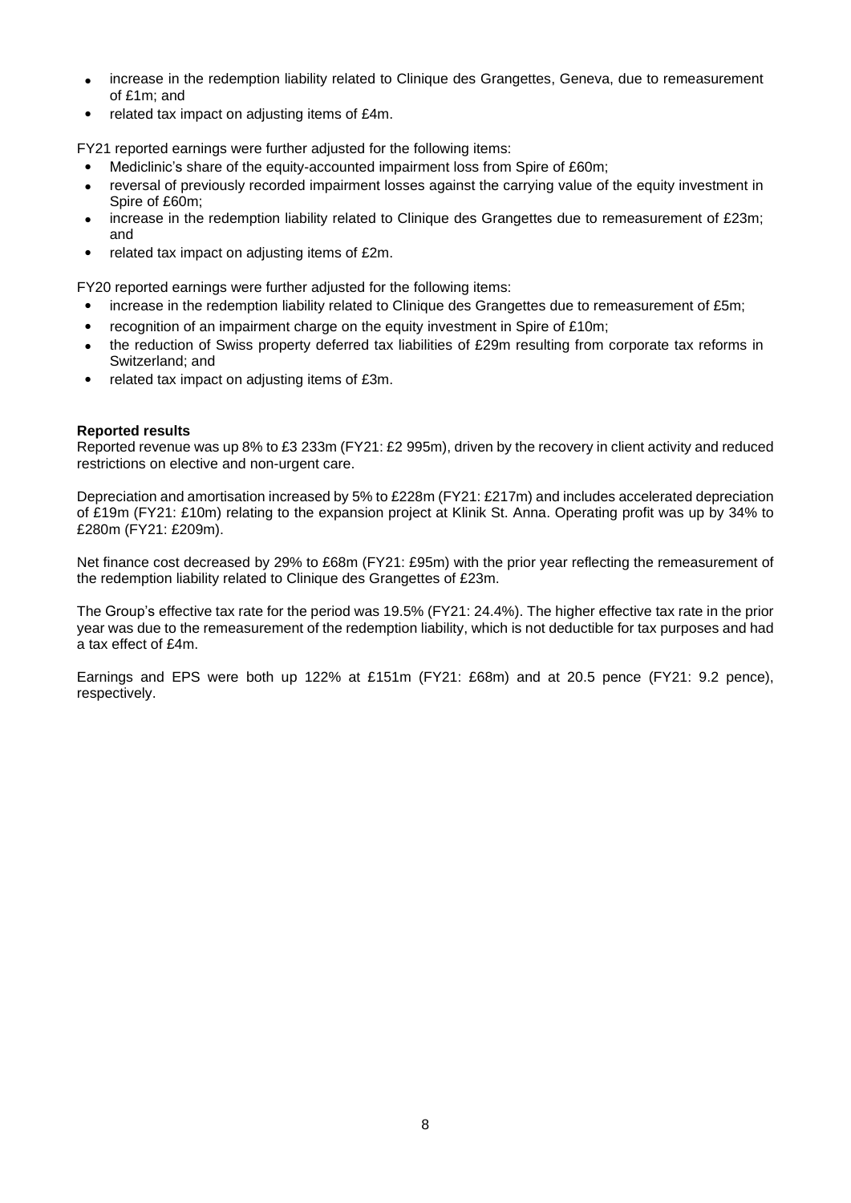- increase in the redemption liability related to Clinique des Grangettes, Geneva, due to remeasurement of £1m; and
- related tax impact on adjusting items of £4m.

FY21 reported earnings were further adjusted for the following items:

- Mediclinic's share of the equity-accounted impairment loss from Spire of £60m;
- reversal of previously recorded impairment losses against the carrying value of the equity investment in Spire of £60m;
- increase in the redemption liability related to Clinique des Grangettes due to remeasurement of £23m; and
- related tax impact on adjusting items of £2m.

FY20 reported earnings were further adjusted for the following items:

- increase in the redemption liability related to Clinique des Grangettes due to remeasurement of £5m;
- recognition of an impairment charge on the equity investment in Spire of £10m;
- the reduction of Swiss property deferred tax liabilities of £29m resulting from corporate tax reforms in Switzerland; and
- related tax impact on adjusting items of £3m.

**Reported results**

Reported revenue was up 8% to £3 233m (FY21: £2 995m), driven by the recovery in client activity and reduced restrictions on elective and non-urgent care.

Depreciation and amortisation increased by 5% to £228m (FY21: £217m) and includes accelerated depreciation of £19m (FY21: £10m) relating to the expansion project at Klinik St. Anna. Operating profit was up by 34% to £280m (FY21: £209m).

Net finance cost decreased by 29% to £68m (FY21: £95m) with the prior year reflecting the remeasurement of the redemption liability related to Clinique des Grangettes of £23m.

The Group's effective tax rate for the period was 19.5% (FY21: 24.4%). The higher effective tax rate in the prior year was due to the remeasurement of the redemption liability, which is not deductible for tax purposes and had a tax effect of £4m.

Earnings and EPS were both up 122% at £151m (FY21: £68m) and at 20.5 pence (FY21: 9.2 pence), respectively.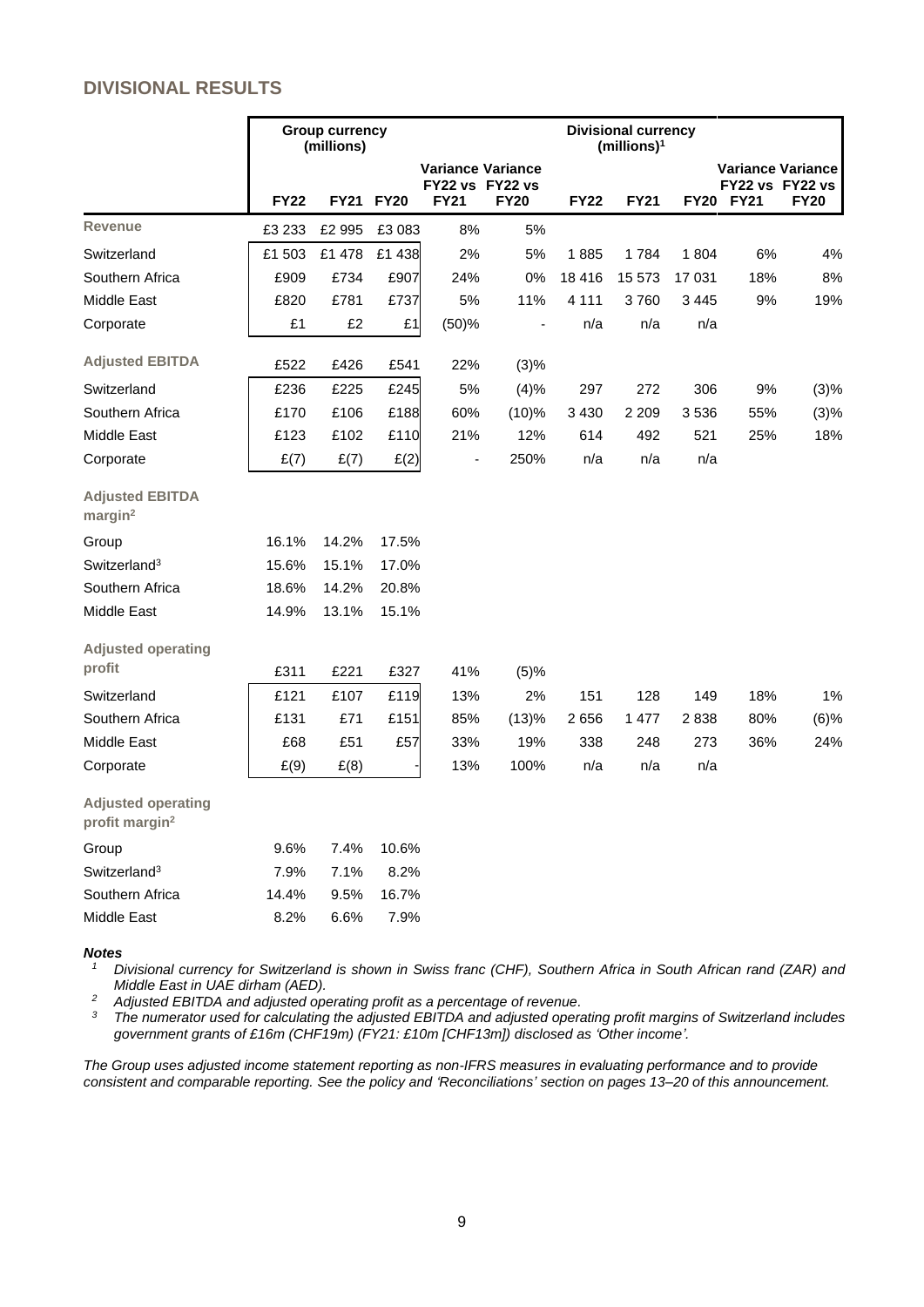## DIVISIONAL RESULTS

| | Group currency (millions) | | | | | Divisional currency (millions)[1] | | | | |
|---|---|---|---|---|---|---|---|---|---|---|
| | FY22 | FY21 | FY20 | Variance FY22 vs FY21 | Variance FY22 vs FY20 | FY22 | FY21 | FY20 | Variance FY22 vs FY21 | Variance FY22 vs FY20 |
| **Revenue** | £3 233 | £2 995 | £3 083 | 8% | 5% | | | | | |
| Switzerland | £1 503 | £1 478 | £1 438 | 2% | 5% | 1 885 | 1 784 | 1 804 | 6% | 4% |
| Southern Africa | £909 | £734 | £907 | 24% | 0% | 18 416 | 15 573 | 17 031 | 18% | 8% |
| Middle East | £820 | £781 | £737 | 5% | 11% | 4 111 | 3 760 | 3 445 | 9% | 19% |
| Corporate | £1 | £2 | £1 | (50)% | - | n/a | n/a | n/a | | |
| **Adjusted EBITDA** | £522 | £426 | £541 | 22% | (3)% | | | | | |
| Switzerland | £236 | £225 | £245 | 5% | (4)% | 297 | 272 | 306 | 9% | (3)% |
| Southern Africa | £170 | £106 | £188 | 60% | (10)% | 3 430 | 2 209 | 3 536 | 55% | (3)% |
| Middle East | £123 | £102 | £110 | 21% | 12% | 614 | 492 | 521 | 25% | 18% |
| Corporate | £(7) | £(7) | £(2) | - | 250% | n/a | n/a | n/a | | |
| **Adjusted EBITDA margin[2]** | | | | | | | | | | |
| Group | 16.1% | 14.2% | 17.5% | | | | | | | |
| Switzerland[3] | 15.6% | 15.1% | 17.0% | | | | | | | |
| Southern Africa | 18.6% | 14.2% | 20.8% | | | | | | | |
| Middle East | 14.9% | 13.1% | 15.1% | | | | | | | |
| **Adjusted operating profit** | £311 | £221 | £327 | 41% | (5)% | | | | | |
| Switzerland | £121 | £107 | £119 | 13% | 2% | 151 | 128 | 149 | 18% | 1% |
| Southern Africa | £131 | £71 | £151 | 85% | (13)% | 2 656 | 1 477 | 2 838 | 80% | (6)% |
| Middle East | £68 | £51 | £57 | 33% | 19% | 338 | 248 | 273 | 36% | 24% |
| Corporate | £(9) | £(8) | - | 13% | 100% | n/a | n/a | n/a | | |
| **Adjusted operating profit margin[2]** | | | | | | | | | | |
| Group | 9.6% | 7.4% | 10.6% | | | | | | | |
| Switzerland[3] | 7.9% | 7.1% | 8.2% | | | | | | | |
| Southern Africa | 14.4% | 9.5% | 16.7% | | | | | | | |
| Middle East | 8.2% | 6.6% | 7.9% | | | | | | | |

***Notes***

1. *Divisional currency for Switzerland is shown in Swiss franc (CHF), Southern Africa in South African rand (ZAR) and Middle East in UAE dirham (AED).*
2. *Adjusted EBITDA and adjusted operating profit as a percentage of revenue.*
3. *The numerator used for calculating the adjusted EBITDA and adjusted operating profit margins of Switzerland includes government grants of £16m (CHF19m) (FY21: £10m [CHF13m]) disclosed as 'Other income'.*

*The Group uses adjusted income statement reporting as non-IFRS measures in evaluating performance and to provide consistent and comparable reporting. See the policy and 'Reconciliations' section on pages 13–20 of this announcement.*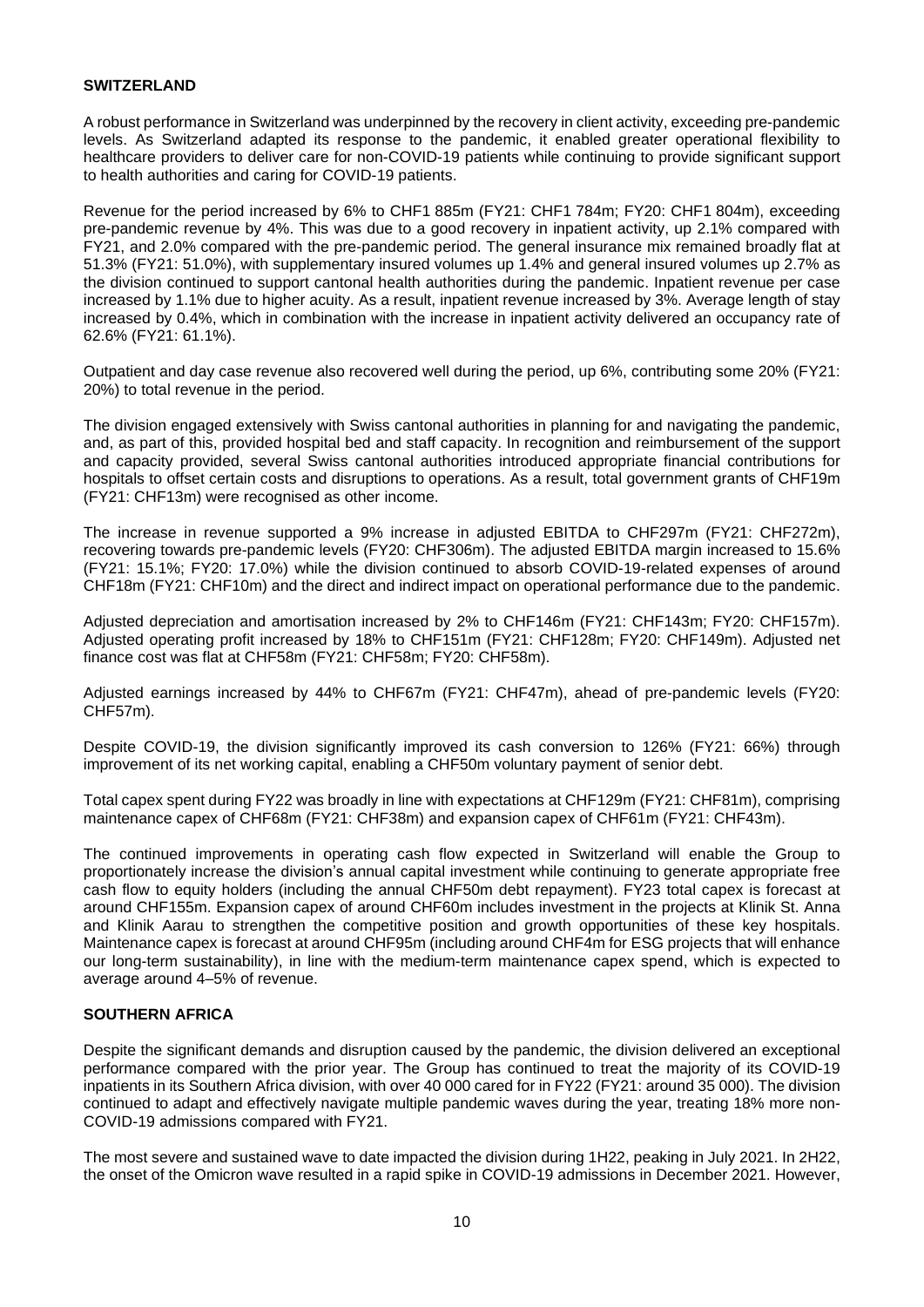## SWITZERLAND

A robust performance in Switzerland was underpinned by the recovery in client activity, exceeding pre-pandemic levels. As Switzerland adapted its response to the pandemic, it enabled greater operational flexibility to healthcare providers to deliver care for non-COVID-19 patients while continuing to provide significant support to health authorities and caring for COVID-19 patients.

Revenue for the period increased by 6% to CHF1 885m (FY21: CHF1 784m; FY20: CHF1 804m), exceeding pre-pandemic revenue by 4%. This was due to a good recovery in inpatient activity, up 2.1% compared with FY21, and 2.0% compared with the pre-pandemic period. The general insurance mix remained broadly flat at 51.3% (FY21: 51.0%), with supplementary insured volumes up 1.4% and general insured volumes up 2.7% as the division continued to support cantonal health authorities during the pandemic. Inpatient revenue per case increased by 1.1% due to higher acuity. As a result, inpatient revenue increased by 3%. Average length of stay increased by 0.4%, which in combination with the increase in inpatient activity delivered an occupancy rate of 62.6% (FY21: 61.1%).

Outpatient and day case revenue also recovered well during the period, up 6%, contributing some 20% (FY21: 20%) to total revenue in the period.

The division engaged extensively with Swiss cantonal authorities in planning for and navigating the pandemic, and, as part of this, provided hospital bed and staff capacity. In recognition and reimbursement of the support and capacity provided, several Swiss cantonal authorities introduced appropriate financial contributions for hospitals to offset certain costs and disruptions to operations. As a result, total government grants of CHF19m (FY21: CHF13m) were recognised as other income.

The increase in revenue supported a 9% increase in adjusted EBITDA to CHF297m (FY21: CHF272m), recovering towards pre-pandemic levels (FY20: CHF306m). The adjusted EBITDA margin increased to 15.6% (FY21: 15.1%; FY20: 17.0%) while the division continued to absorb COVID-19-related expenses of around CHF18m (FY21: CHF10m) and the direct and indirect impact on operational performance due to the pandemic.

Adjusted depreciation and amortisation increased by 2% to CHF146m (FY21: CHF143m; FY20: CHF157m). Adjusted operating profit increased by 18% to CHF151m (FY21: CHF128m; FY20: CHF149m). Adjusted net finance cost was flat at CHF58m (FY21: CHF58m; FY20: CHF58m).

Adjusted earnings increased by 44% to CHF67m (FY21: CHF47m), ahead of pre-pandemic levels (FY20: CHF57m).

Despite COVID-19, the division significantly improved its cash conversion to 126% (FY21: 66%) through improvement of its net working capital, enabling a CHF50m voluntary payment of senior debt.

Total capex spent during FY22 was broadly in line with expectations at CHF129m (FY21: CHF81m), comprising maintenance capex of CHF68m (FY21: CHF38m) and expansion capex of CHF61m (FY21: CHF43m).

The continued improvements in operating cash flow expected in Switzerland will enable the Group to proportionately increase the division's annual capital investment while continuing to generate appropriate free cash flow to equity holders (including the annual CHF50m debt repayment). FY23 total capex is forecast at around CHF155m. Expansion capex of around CHF60m includes investment in the projects at Klinik St. Anna and Klinik Aarau to strengthen the competitive position and growth opportunities of these key hospitals. Maintenance capex is forecast at around CHF95m (including around CHF4m for ESG projects that will enhance our long-term sustainability), in line with the medium-term maintenance capex spend, which is expected to average around 4–5% of revenue.

## SOUTHERN AFRICA

Despite the significant demands and disruption caused by the pandemic, the division delivered an exceptional performance compared with the prior year. The Group has continued to treat the majority of its COVID-19 inpatients in its Southern Africa division, with over 40 000 cared for in FY22 (FY21: around 35 000). The division continued to adapt and effectively navigate multiple pandemic waves during the year, treating 18% more non-COVID-19 admissions compared with FY21.

The most severe and sustained wave to date impacted the division during 1H22, peaking in July 2021. In 2H22, the onset of the Omicron wave resulted in a rapid spike in COVID-19 admissions in December 2021. However,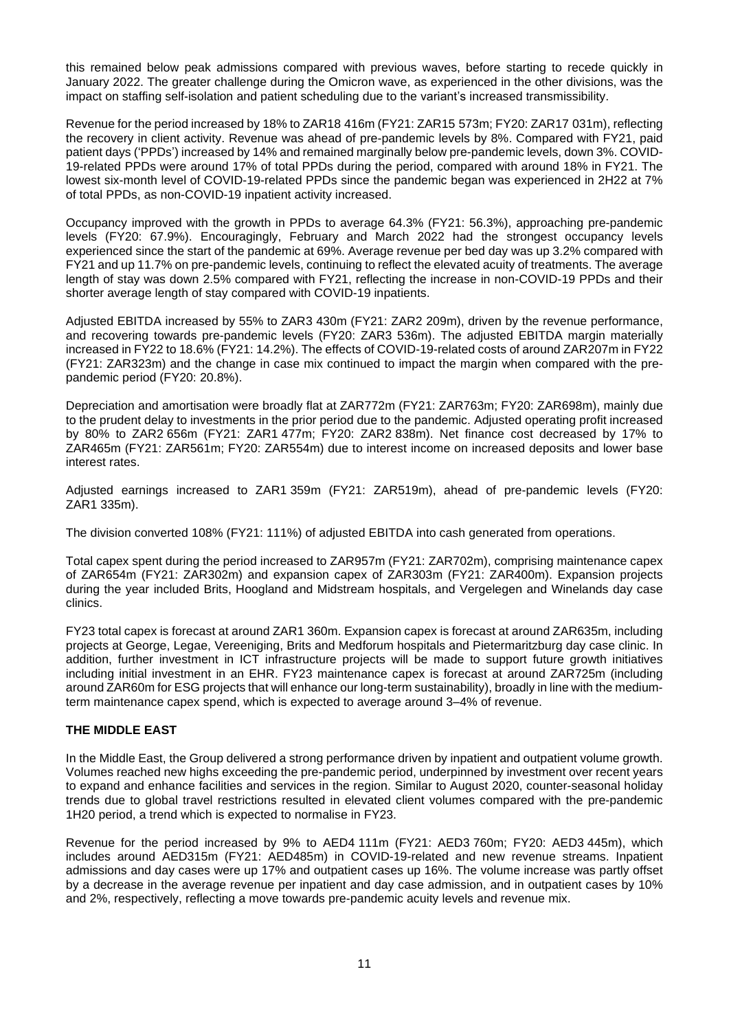this remained below peak admissions compared with previous waves, before starting to recede quickly in January 2022. The greater challenge during the Omicron wave, as experienced in the other divisions, was the impact on staffing self-isolation and patient scheduling due to the variant's increased transmissibility.

Revenue for the period increased by 18% to ZAR18 416m (FY21: ZAR15 573m; FY20: ZAR17 031m), reflecting the recovery in client activity. Revenue was ahead of pre-pandemic levels by 8%. Compared with FY21, paid patient days ('PPDs') increased by 14% and remained marginally below pre-pandemic levels, down 3%. COVID-19-related PPDs were around 17% of total PPDs during the period, compared with around 18% in FY21. The lowest six-month level of COVID-19-related PPDs since the pandemic began was experienced in 2H22 at 7% of total PPDs, as non-COVID-19 inpatient activity increased.

Occupancy improved with the growth in PPDs to average 64.3% (FY21: 56.3%), approaching pre-pandemic levels (FY20: 67.9%). Encouragingly, February and March 2022 had the strongest occupancy levels experienced since the start of the pandemic at 69%. Average revenue per bed day was up 3.2% compared with FY21 and up 11.7% on pre-pandemic levels, continuing to reflect the elevated acuity of treatments. The average length of stay was down 2.5% compared with FY21, reflecting the increase in non-COVID-19 PPDs and their shorter average length of stay compared with COVID-19 inpatients.

Adjusted EBITDA increased by 55% to ZAR3 430m (FY21: ZAR2 209m), driven by the revenue performance, and recovering towards pre-pandemic levels (FY20: ZAR3 536m). The adjusted EBITDA margin materially increased in FY22 to 18.6% (FY21: 14.2%). The effects of COVID-19-related costs of around ZAR207m in FY22 (FY21: ZAR323m) and the change in case mix continued to impact the margin when compared with the pre-pandemic period (FY20: 20.8%).

Depreciation and amortisation were broadly flat at ZAR772m (FY21: ZAR763m; FY20: ZAR698m), mainly due to the prudent delay to investments in the prior period due to the pandemic. Adjusted operating profit increased by 80% to ZAR2 656m (FY21: ZAR1 477m; FY20: ZAR2 838m). Net finance cost decreased by 17% to ZAR465m (FY21: ZAR561m; FY20: ZAR554m) due to interest income on increased deposits and lower base interest rates.

Adjusted earnings increased to ZAR1 359m (FY21: ZAR519m), ahead of pre-pandemic levels (FY20: ZAR1 335m).

The division converted 108% (FY21: 111%) of adjusted EBITDA into cash generated from operations.

Total capex spent during the period increased to ZAR957m (FY21: ZAR702m), comprising maintenance capex of ZAR654m (FY21: ZAR302m) and expansion capex of ZAR303m (FY21: ZAR400m). Expansion projects during the year included Brits, Hoogland and Midstream hospitals, and Vergelegen and Winelands day case clinics.

FY23 total capex is forecast at around ZAR1 360m. Expansion capex is forecast at around ZAR635m, including projects at George, Legae, Vereeniging, Brits and Medforum hospitals and Pietermaritzburg day case clinic. In addition, further investment in ICT infrastructure projects will be made to support future growth initiatives including initial investment in an EHR. FY23 maintenance capex is forecast at around ZAR725m (including around ZAR60m for ESG projects that will enhance our long-term sustainability), broadly in line with the medium-term maintenance capex spend, which is expected to average around 3–4% of revenue.

## THE MIDDLE EAST

In the Middle East, the Group delivered a strong performance driven by inpatient and outpatient volume growth. Volumes reached new highs exceeding the pre-pandemic period, underpinned by investment over recent years to expand and enhance facilities and services in the region. Similar to August 2020, counter-seasonal holiday trends due to global travel restrictions resulted in elevated client volumes compared with the pre-pandemic 1H20 period, a trend which is expected to normalise in FY23.

Revenue for the period increased by 9% to AED4 111m (FY21: AED3 760m; FY20: AED3 445m), which includes around AED315m (FY21: AED485m) in COVID-19-related and new revenue streams. Inpatient admissions and day cases were up 17% and outpatient cases up 16%. The volume increase was partly offset by a decrease in the average revenue per inpatient and day case admission, and in outpatient cases by 10% and 2%, respectively, reflecting a move towards pre-pandemic acuity levels and revenue mix.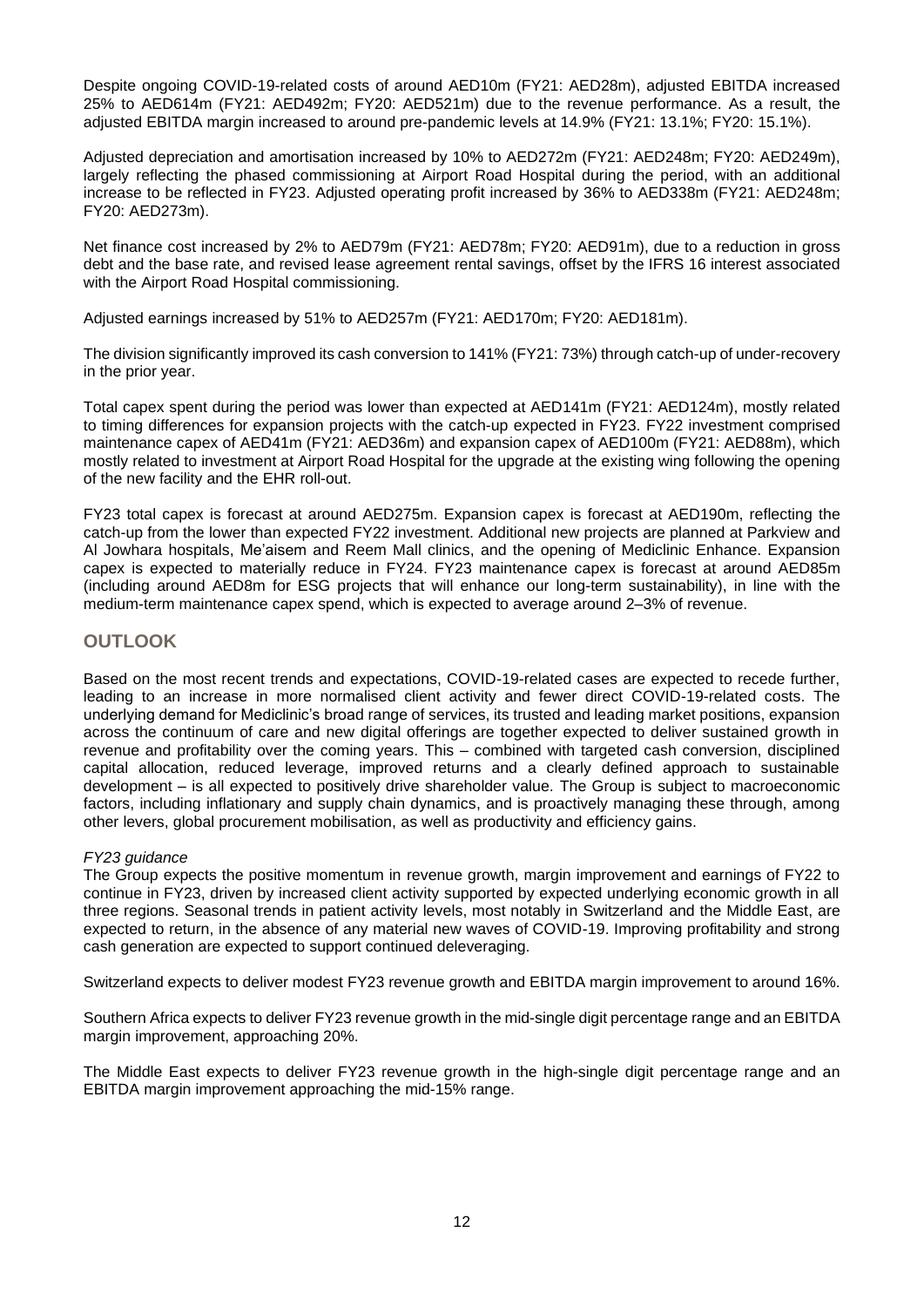Despite ongoing COVID-19-related costs of around AED10m (FY21: AED28m), adjusted EBITDA increased 25% to AED614m (FY21: AED492m; FY20: AED521m) due to the revenue performance. As a result, the adjusted EBITDA margin increased to around pre-pandemic levels at 14.9% (FY21: 13.1%; FY20: 15.1%).

Adjusted depreciation and amortisation increased by 10% to AED272m (FY21: AED248m; FY20: AED249m), largely reflecting the phased commissioning at Airport Road Hospital during the period, with an additional increase to be reflected in FY23. Adjusted operating profit increased by 36% to AED338m (FY21: AED248m; FY20: AED273m).

Net finance cost increased by 2% to AED79m (FY21: AED78m; FY20: AED91m), due to a reduction in gross debt and the base rate, and revised lease agreement rental savings, offset by the IFRS 16 interest associated with the Airport Road Hospital commissioning.

Adjusted earnings increased by 51% to AED257m (FY21: AED170m; FY20: AED181m).

The division significantly improved its cash conversion to 141% (FY21: 73%) through catch-up of under-recovery in the prior year.

Total capex spent during the period was lower than expected at AED141m (FY21: AED124m), mostly related to timing differences for expansion projects with the catch-up expected in FY23. FY22 investment comprised maintenance capex of AED41m (FY21: AED36m) and expansion capex of AED100m (FY21: AED88m), which mostly related to investment at Airport Road Hospital for the upgrade at the existing wing following the opening of the new facility and the EHR roll-out.

FY23 total capex is forecast at around AED275m. Expansion capex is forecast at AED190m, reflecting the catch-up from the lower than expected FY22 investment. Additional new projects are planned at Parkview and Al Jowhara hospitals, Me'aisem and Reem Mall clinics, and the opening of Mediclinic Enhance. Expansion capex is expected to materially reduce in FY24. FY23 maintenance capex is forecast at around AED85m (including around AED8m for ESG projects that will enhance our long-term sustainability), in line with the medium-term maintenance capex spend, which is expected to average around 2–3% of revenue.

## OUTLOOK

Based on the most recent trends and expectations, COVID-19-related cases are expected to recede further, leading to an increase in more normalised client activity and fewer direct COVID-19-related costs. The underlying demand for Mediclinic's broad range of services, its trusted and leading market positions, expansion across the continuum of care and new digital offerings are together expected to deliver sustained growth in revenue and profitability over the coming years. This – combined with targeted cash conversion, disciplined capital allocation, reduced leverage, improved returns and a clearly defined approach to sustainable development – is all expected to positively drive shareholder value. The Group is subject to macroeconomic factors, including inflationary and supply chain dynamics, and is proactively managing these through, among other levers, global procurement mobilisation, as well as productivity and efficiency gains.

*FY23 guidance*

The Group expects the positive momentum in revenue growth, margin improvement and earnings of FY22 to continue in FY23, driven by increased client activity supported by expected underlying economic growth in all three regions. Seasonal trends in patient activity levels, most notably in Switzerland and the Middle East, are expected to return, in the absence of any material new waves of COVID-19. Improving profitability and strong cash generation are expected to support continued deleveraging.

Switzerland expects to deliver modest FY23 revenue growth and EBITDA margin improvement to around 16%.

Southern Africa expects to deliver FY23 revenue growth in the mid-single digit percentage range and an EBITDA margin improvement, approaching 20%.

The Middle East expects to deliver FY23 revenue growth in the high-single digit percentage range and an EBITDA margin improvement approaching the mid-15% range.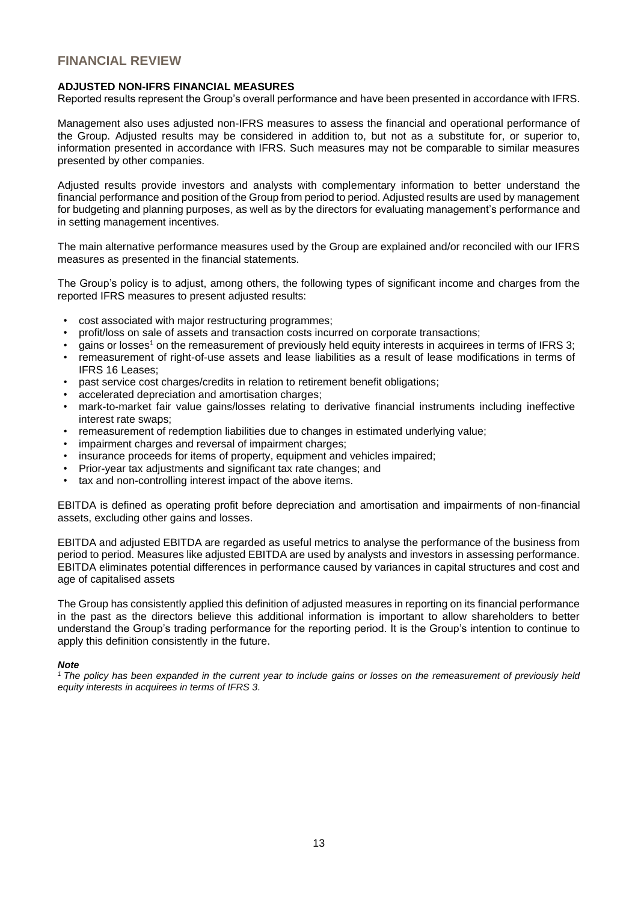## FINANCIAL REVIEW

### ADJUSTED NON-IFRS FINANCIAL MEASURES

Reported results represent the Group's overall performance and have been presented in accordance with IFRS.

Management also uses adjusted non-IFRS measures to assess the financial and operational performance of the Group. Adjusted results may be considered in addition to, but not as a substitute for, or superior to, information presented in accordance with IFRS. Such measures may not be comparable to similar measures presented by other companies.

Adjusted results provide investors and analysts with complementary information to better understand the financial performance and position of the Group from period to period. Adjusted results are used by management for budgeting and planning purposes, as well as by the directors for evaluating management's performance and in setting management incentives.

The main alternative performance measures used by the Group are explained and/or reconciled with our IFRS measures as presented in the financial statements.

The Group's policy is to adjust, among others, the following types of significant income and charges from the reported IFRS measures to present adjusted results:

- cost associated with major restructuring programmes;
- profit/loss on sale of assets and transaction costs incurred on corporate transactions;
- gains or losses[1] on the remeasurement of previously held equity interests in acquirees in terms of IFRS 3;
- remeasurement of right-of-use assets and lease liabilities as a result of lease modifications in terms of IFRS 16 Leases;
- past service cost charges/credits in relation to retirement benefit obligations;
- accelerated depreciation and amortisation charges;
- mark-to-market fair value gains/losses relating to derivative financial instruments including ineffective interest rate swaps;
- remeasurement of redemption liabilities due to changes in estimated underlying value;
- impairment charges and reversal of impairment charges;
- insurance proceeds for items of property, equipment and vehicles impaired;
- Prior-year tax adjustments and significant tax rate changes; and
- tax and non-controlling interest impact of the above items.

EBITDA is defined as operating profit before depreciation and amortisation and impairments of non-financial assets, excluding other gains and losses.

EBITDA and adjusted EBITDA are regarded as useful metrics to analyse the performance of the business from period to period. Measures like adjusted EBITDA are used by analysts and investors in assessing performance. EBITDA eliminates potential differences in performance caused by variances in capital structures and cost and age of capitalised assets

The Group has consistently applied this definition of adjusted measures in reporting on its financial performance in the past as the directors believe this additional information is important to allow shareholders to better understand the Group's trading performance for the reporting period. It is the Group's intention to continue to apply this definition consistently in the future.

***Note***

*[1] The policy has been expanded in the current year to include gains or losses on the remeasurement of previously held equity interests in acquirees in terms of IFRS 3.*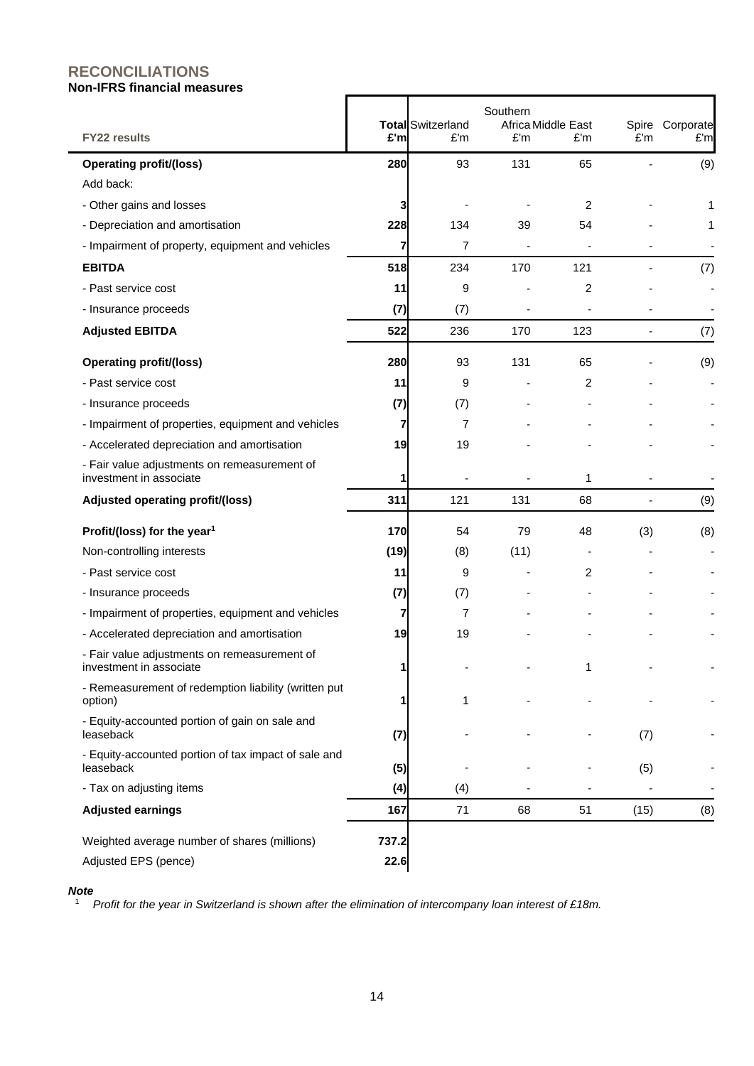## RECONCILIATIONS

### Non-IFRS financial measures

| FY22 results | Total £'m | Switzerland £'m | Southern Africa £'m | Middle East £'m | Spire £'m | Corporate £'m |
|---|---|---|---|---|---|---|
| **Operating profit/(loss)** | **280** | 93 | 131 | 65 | - | (9) |
| Add back: | | | | | | |
| - Other gains and losses | **3** | - | - | 2 | - | 1 |
| - Depreciation and amortisation | **228** | 134 | 39 | 54 | - | 1 |
| - Impairment of property, equipment and vehicles | **7** | 7 | - | - | - | - |
| **EBITDA** | **518** | 234 | 170 | 121 | - | (7) |
| - Past service cost | **11** | 9 | - | 2 | - | - |
| - Insurance proceeds | **(7)** | (7) | - | - | - | - |
| **Adjusted EBITDA** | **522** | 236 | 170 | 123 | - | (7) |
| **Operating profit/(loss)** | **280** | 93 | 131 | 65 | - | (9) |
| - Past service cost | **11** | 9 | - | 2 | - | - |
| - Insurance proceeds | **(7)** | (7) | - | - | - | - |
| - Impairment of properties, equipment and vehicles | **7** | 7 | - | - | - | - |
| - Accelerated depreciation and amortisation | **19** | 19 | - | - | - | - |
| - Fair value adjustments on remeasurement of investment in associate | **1** | - | - | 1 | - | - |
| **Adjusted operating profit/(loss)** | **311** | 121 | 131 | 68 | - | (9) |
| **Profit/(loss) for the year[1]** | **170** | 54 | 79 | 48 | (3) | (8) |
| Non-controlling interests | **(19)** | (8) | (11) | - | - | - |
| - Past service cost | **11** | 9 | - | 2 | - | - |
| - Insurance proceeds | **(7)** | (7) | - | - | - | - |
| - Impairment of properties, equipment and vehicles | **7** | 7 | - | - | - | - |
| - Accelerated depreciation and amortisation | **19** | 19 | - | - | - | - |
| - Fair value adjustments on remeasurement of investment in associate | **1** | - | - | 1 | - | - |
| - Remeasurement of redemption liability (written put option) | **1** | 1 | - | - | - | - |
| - Equity-accounted portion of gain on sale and leaseback | **(7)** | - | - | - | (7) | - |
| - Equity-accounted portion of tax impact of sale and leaseback | **(5)** | - | - | - | (5) | - |
| - Tax on adjusting items | **(4)** | (4) | - | - | - | - |
| **Adjusted earnings** | **167** | 71 | 68 | 51 | (15) | (8) |
| Weighted average number of shares (millions) | **737.2** | | | | | |
| Adjusted EPS (pence) | **22.6** | | | | | |

***Note***

[1] *Profit for the year in Switzerland is shown after the elimination of intercompany loan interest of £18m.*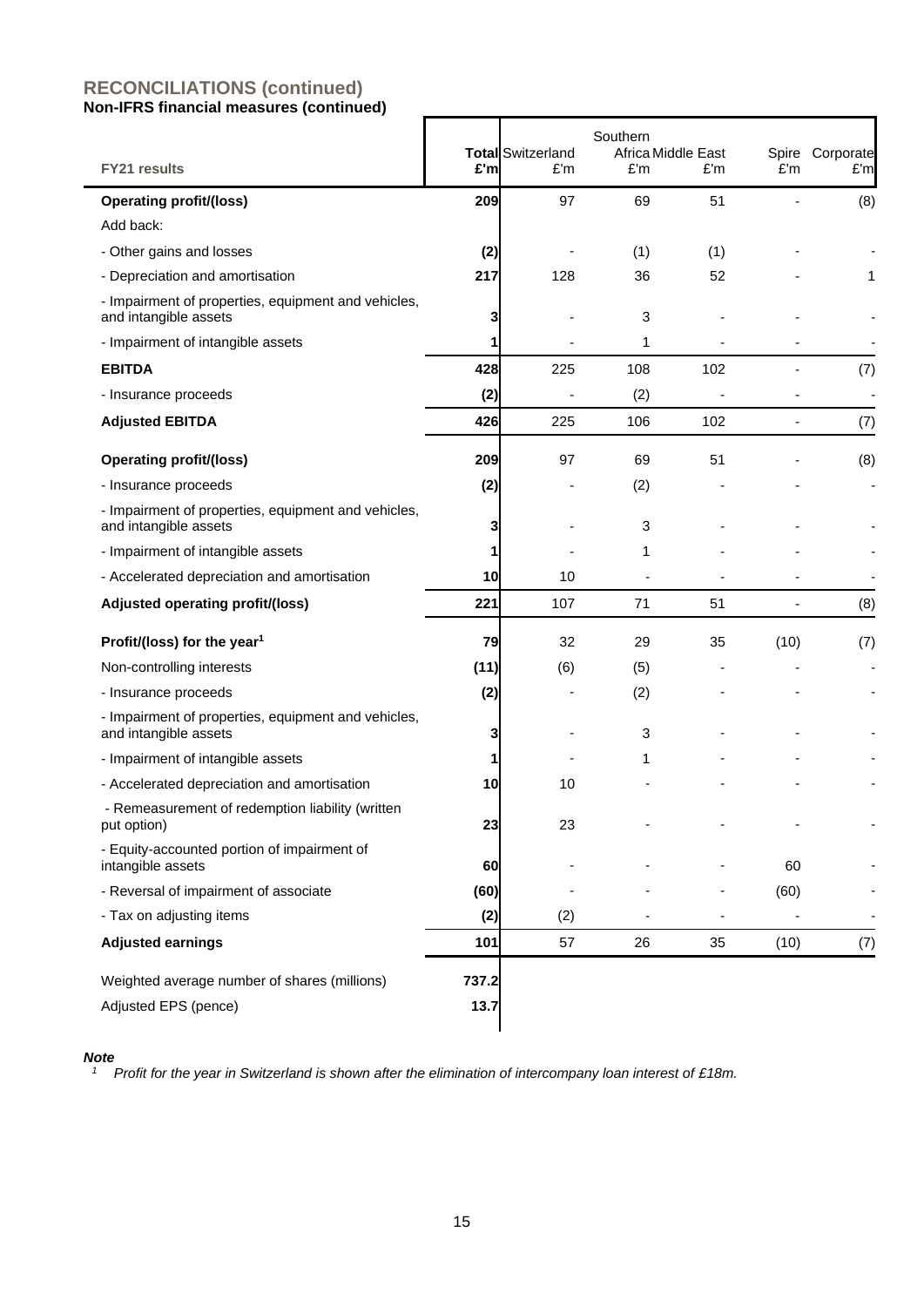## RECONCILIATIONS (continued)

**Non-IFRS financial measures (continued)**

| FY21 results | Total £'m | Switzerland £'m | Southern Africa £'m | Middle East £'m | Spire £'m | Corporate £'m |
|---|---|---|---|---|---|---|
| **Operating profit/(loss)** | **209** | 97 | 69 | 51 | - | (8) |
| Add back: | | | | | | |
| - Other gains and losses | **(2)** | - | (1) | (1) | - | - |
| - Depreciation and amortisation | **217** | 128 | 36 | 52 | - | 1 |
| - Impairment of properties, equipment and vehicles, and intangible assets | **3** | - | 3 | - | - | - |
| - Impairment of intangible assets | **1** | - | 1 | - | - | - |
| **EBITDA** | **428** | 225 | 108 | 102 | - | (7) |
| - Insurance proceeds | **(2)** | - | (2) | - | - | - |
| **Adjusted EBITDA** | **426** | 225 | 106 | 102 | - | (7) |
| **Operating profit/(loss)** | **209** | 97 | 69 | 51 | - | (8) |
| - Insurance proceeds | **(2)** | - | (2) | - | - | - |
| - Impairment of properties, equipment and vehicles, and intangible assets | **3** | - | 3 | - | - | - |
| - Impairment of intangible assets | **1** | - | 1 | - | - | - |
| - Accelerated depreciation and amortisation | **10** | 10 | - | - | - | - |
| **Adjusted operating profit/(loss)** | **221** | 107 | 71 | 51 | - | (8) |
| **Profit/(loss) for the year[1]** | **79** | 32 | 29 | 35 | (10) | (7) |
| Non-controlling interests | **(11)** | (6) | (5) | - | - | - |
| - Insurance proceeds | **(2)** | - | (2) | - | - | - |
| - Impairment of properties, equipment and vehicles, and intangible assets | **3** | - | 3 | - | - | - |
| - Impairment of intangible assets | **1** | - | 1 | - | - | - |
| - Accelerated depreciation and amortisation | **10** | 10 | - | - | - | - |
| - Remeasurement of redemption liability (written put option) | **23** | 23 | - | - | - | - |
| - Equity-accounted portion of impairment of intangible assets | **60** | - | - | - | 60 | - |
| - Reversal of impairment of associate | **(60)** | - | - | - | (60) | - |
| - Tax on adjusting items | **(2)** | (2) | - | - | - | - |
| **Adjusted earnings** | **101** | 57 | 26 | 35 | (10) | (7) |
| Weighted average number of shares (millions) | **737.2** | | | | | |
| Adjusted EPS (pence) | **13.7** | | | | | |

***Note***

[1] *Profit for the year in Switzerland is shown after the elimination of intercompany loan interest of £18m.*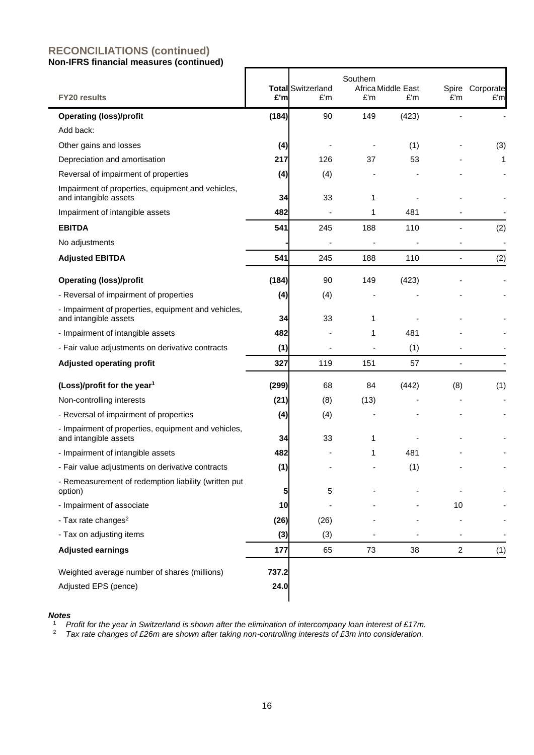## RECONCILIATIONS (continued)

**Non-IFRS financial measures (continued)**

| FY20 results | Total £'m | Switzerland £'m | Southern Africa £'m | Middle East £'m | Spire £'m | Corporate £'m |
|---|---|---|---|---|---|---|
| **Operating (loss)/profit** | **(184)** | 90 | 149 | (423) | - | - |
| Add back: | | | | | | |
| Other gains and losses | **(4)** | - | - | (1) | - | (3) |
| Depreciation and amortisation | **217** | 126 | 37 | 53 | - | 1 |
| Reversal of impairment of properties | **(4)** | (4) | - | - | - | - |
| Impairment of properties, equipment and vehicles, and intangible assets | **34** | 33 | 1 | - | - | - |
| Impairment of intangible assets | **482** | - | 1 | 481 | - | - |
| **EBITDA** | **541** | 245 | 188 | 110 | - | (2) |
| No adjustments | **-** | - | - | - | - | - |
| **Adjusted EBITDA** | **541** | 245 | 188 | 110 | - | (2) |
| **Operating (loss)/profit** | **(184)** | 90 | 149 | (423) | - | - |
| - Reversal of impairment of properties | **(4)** | (4) | - | - | - | - |
| - Impairment of properties, equipment and vehicles, and intangible assets | **34** | 33 | 1 | - | - | - |
| - Impairment of intangible assets | **482** | - | 1 | 481 | - | - |
| - Fair value adjustments on derivative contracts | **(1)** | - | - | (1) | - | - |
| **Adjusted operating profit** | **327** | 119 | 151 | 57 | - | - |
| **(Loss)/profit for the year[1]** | **(299)** | 68 | 84 | (442) | (8) | (1) |
| Non-controlling interests | **(21)** | (8) | (13) | - | - | - |
| - Reversal of impairment of properties | **(4)** | (4) | - | - | - | - |
| - Impairment of properties, equipment and vehicles, and intangible assets | **34** | 33 | 1 | - | - | - |
| - Impairment of intangible assets | **482** | - | 1 | 481 | - | - |
| - Fair value adjustments on derivative contracts | **(1)** | - | - | (1) | - | - |
| - Remeasurement of redemption liability (written put option) | **5** | 5 | - | - | - | - |
| - Impairment of associate | **10** | - | - | - | 10 | - |
| - Tax rate changes[2] | **(26)** | (26) | - | - | - | - |
| - Tax on adjusting items | **(3)** | (3) | - | - | - | - |
| **Adjusted earnings** | **177** | 65 | 73 | 38 | 2 | (1) |
| Weighted average number of shares (millions) | **737.2** | | | | | |
| Adjusted EPS (pence) | **24.0** | | | | | |

***Notes***

[1] *Profit for the year in Switzerland is shown after the elimination of intercompany loan interest of £17m.*

[2] *Tax rate changes of £26m are shown after taking non-controlling interests of £3m into consideration.*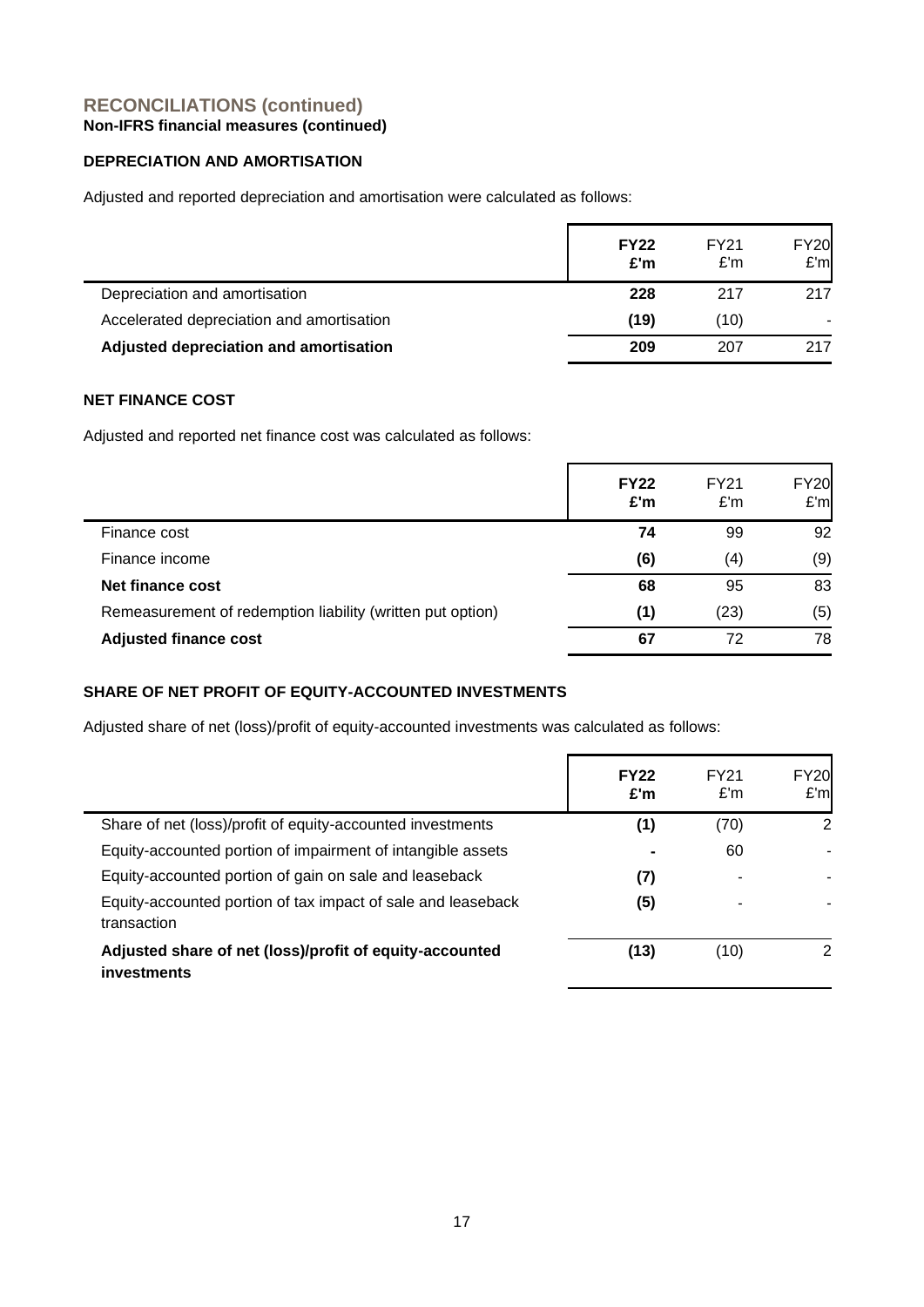## RECONCILIATIONS (continued)

**Non-IFRS financial measures (continued)**

### DEPRECIATION AND AMORTISATION

Adjusted and reported depreciation and amortisation were calculated as follows:

| | **FY22 £'m** | FY21 £'m | FY20 £'m |
|---|---|---|---|
| Depreciation and amortisation | **228** | 217 | 217 |
| Accelerated depreciation and amortisation | **(19)** | (10) | - |
| **Adjusted depreciation and amortisation** | **209** | 207 | 217 |

### NET FINANCE COST

Adjusted and reported net finance cost was calculated as follows:

| | **FY22 £'m** | FY21 £'m | FY20 £'m |
|---|---|---|---|
| Finance cost | **74** | 99 | 92 |
| Finance income | **(6)** | (4) | (9) |
| **Net finance cost** | **68** | 95 | 83 |
| Remeasurement of redemption liability (written put option) | **(1)** | (23) | (5) |
| **Adjusted finance cost** | **67** | 72 | 78 |

### SHARE OF NET PROFIT OF EQUITY-ACCOUNTED INVESTMENTS

Adjusted share of net (loss)/profit of equity-accounted investments was calculated as follows:

| | **FY22 £'m** | FY21 £'m | FY20 £'m |
|---|---|---|---|
| Share of net (loss)/profit of equity-accounted investments | **(1)** | (70) | 2 |
| Equity-accounted portion of impairment of intangible assets | **-** | 60 | - |
| Equity-accounted portion of gain on sale and leaseback | **(7)** | - | - |
| Equity-accounted portion of tax impact of sale and leaseback transaction | **(5)** | - | - |
| **Adjusted share of net (loss)/profit of equity-accounted investments** | **(13)** | (10) | 2 |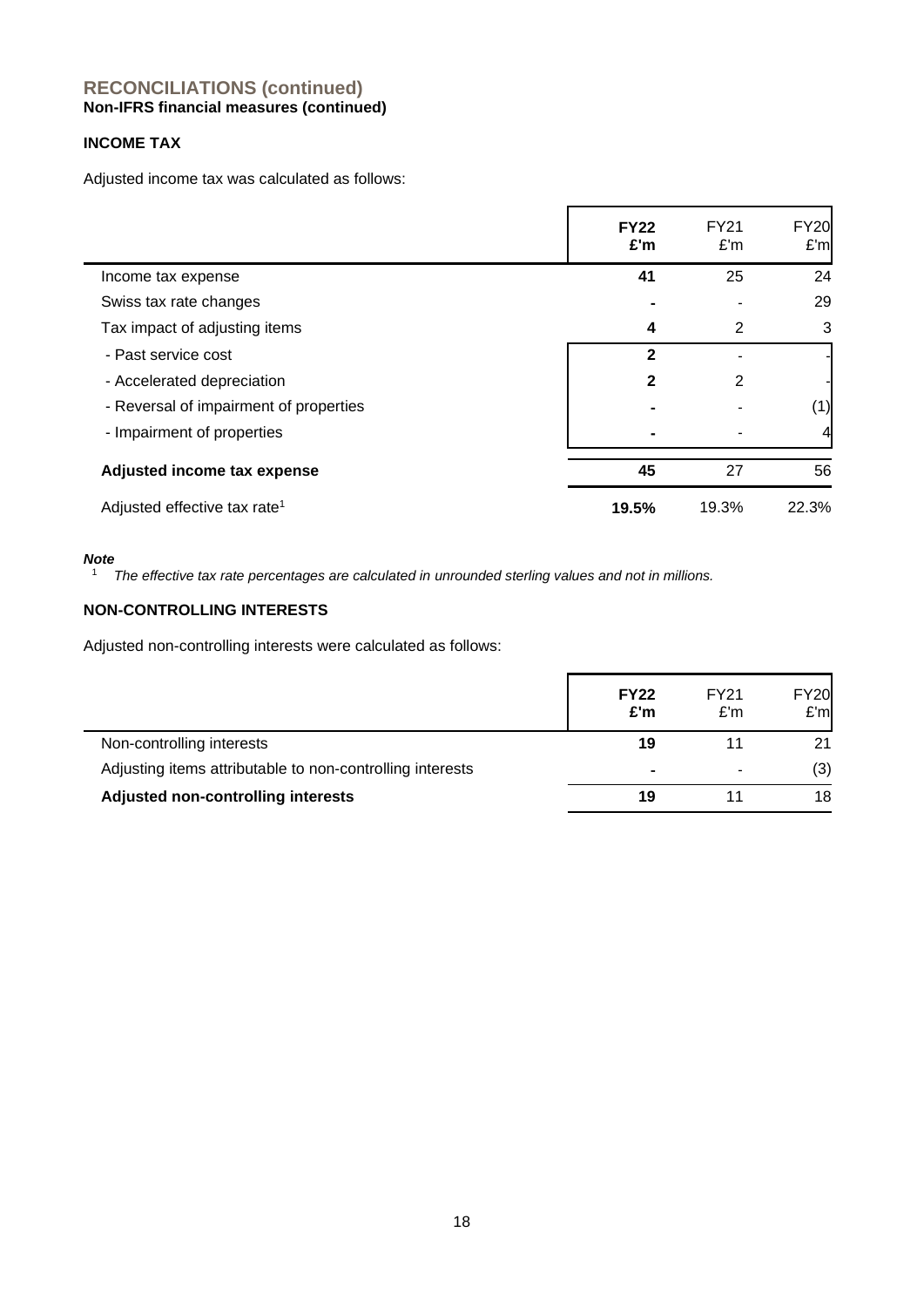## RECONCILIATIONS (continued)

**Non-IFRS financial measures (continued)**

### INCOME TAX

Adjusted income tax was calculated as follows:

| | **FY22 £'m** | FY21 £'m | FY20 £'m |
|---|---|---|---|
| Income tax expense | **41** | 25 | 24 |
| Swiss tax rate changes | **-** | - | 29 |
| Tax impact of adjusting items | **4** | 2 | 3 |
| - Past service cost | **2** | - | - |
| - Accelerated depreciation | **2** | 2 | - |
| - Reversal of impairment of properties | **-** | - | (1) |
| - Impairment of properties | **-** | - | 4 |
| **Adjusted income tax expense** | **45** | 27 | 56 |
| Adjusted effective tax rate[1] | **19.5%** | 19.3% | 22.3% |

***Note***

[1] *The effective tax rate percentages are calculated in unrounded sterling values and not in millions.*

### NON-CONTROLLING INTERESTS

Adjusted non-controlling interests were calculated as follows:

| | **FY22 £'m** | FY21 £'m | FY20 £'m |
|---|---|---|---|
| Non-controlling interests | **19** | 11 | 21 |
| Adjusting items attributable to non-controlling interests | **-** | - | (3) |
| **Adjusted non-controlling interests** | **19** | 11 | 18 |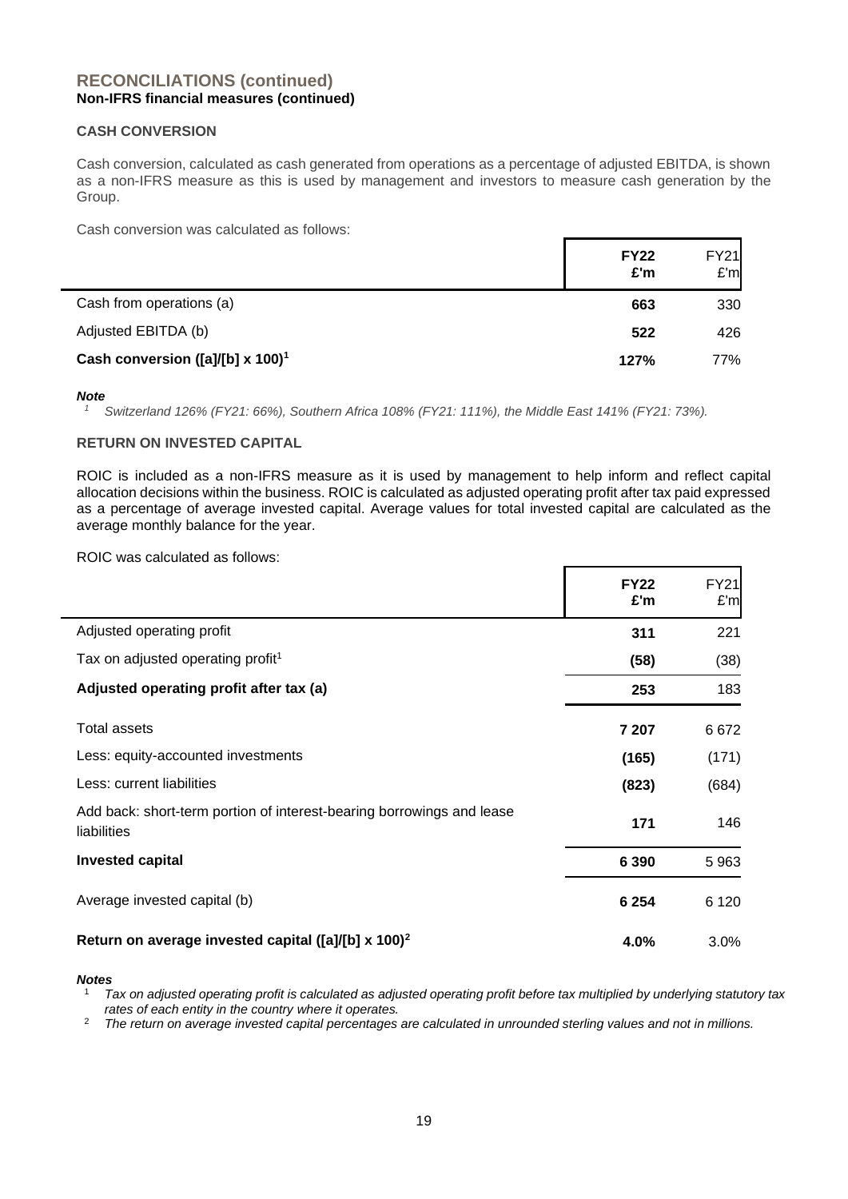## RECONCILIATIONS (continued)

**Non-IFRS financial measures (continued)**

### CASH CONVERSION

Cash conversion, calculated as cash generated from operations as a percentage of adjusted EBITDA, is shown as a non-IFRS measure as this is used by management and investors to measure cash generation by the Group.

Cash conversion was calculated as follows:

| | **FY22 £'m** | FY21 £'m |
|---|---|---|
| Cash from operations (a) | **663** | 330 |
| Adjusted EBITDA (b) | **522** | 426 |
| **Cash conversion ([a]/[b] x 100)[1]** | **127%** | 77% |

***Note***

[1] *Switzerland 126% (FY21: 66%), Southern Africa 108% (FY21: 111%), the Middle East 141% (FY21: 73%).*

### RETURN ON INVESTED CAPITAL

ROIC is included as a non-IFRS measure as it is used by management to help inform and reflect capital allocation decisions within the business. ROIC is calculated as adjusted operating profit after tax paid expressed as a percentage of average invested capital. Average values for total invested capital are calculated as the average monthly balance for the year.

ROIC was calculated as follows:

| | **FY22 £'m** | FY21 £'m |
|---|---|---|
| Adjusted operating profit | **311** | 221 |
| Tax on adjusted operating profit[1] | **(58)** | (38) |
| **Adjusted operating profit after tax (a)** | **253** | 183 |
| Total assets | **7 207** | 6 672 |
| Less: equity-accounted investments | **(165)** | (171) |
| Less: current liabilities | **(823)** | (684) |
| Add back: short-term portion of interest-bearing borrowings and lease liabilities | **171** | 146 |
| **Invested capital** | **6 390** | 5 963 |
| Average invested capital (b) | **6 254** | 6 120 |
| **Return on average invested capital ([a]/[b] x 100)[2]** | **4.0%** | 3.0% |

***Notes***

[1] *Tax on adjusted operating profit is calculated as adjusted operating profit before tax multiplied by underlying statutory tax rates of each entity in the country where it operates.*

[2] *The return on average invested capital percentages are calculated in unrounded sterling values and not in millions.*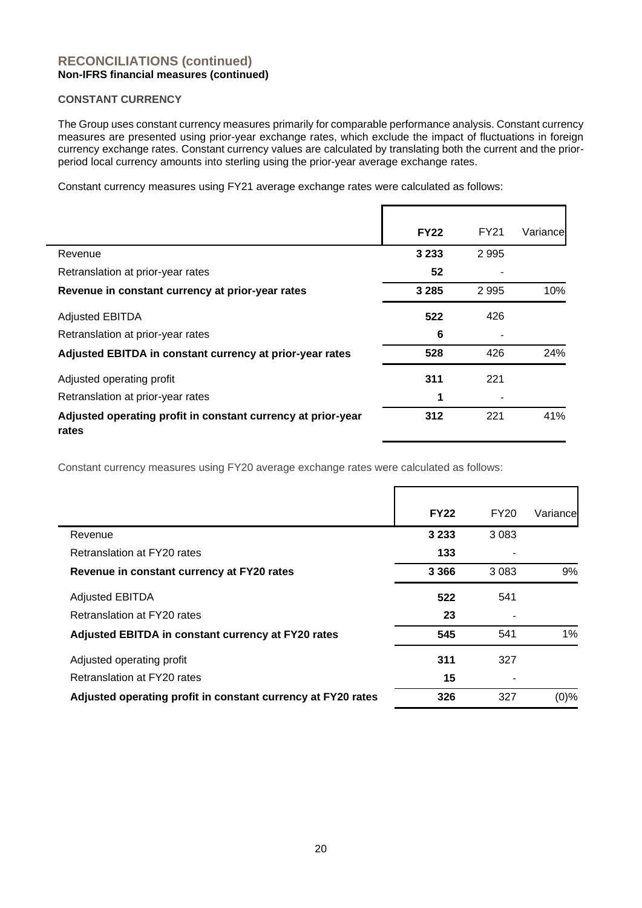## RECONCILIATIONS (continued)

**Non-IFRS financial measures (continued)**

**CONSTANT CURRENCY**

The Group uses constant currency measures primarily for comparable performance analysis. Constant currency measures are presented using prior-year exchange rates, which exclude the impact of fluctuations in foreign currency exchange rates. Constant currency values are calculated by translating both the current and the prior-period local currency amounts into sterling using the prior-year average exchange rates.

Constant currency measures using FY21 average exchange rates were calculated as follows:

| | **FY22** | FY21 | Variance |
|---|---|---|---|
| Revenue | **3 233** | 2 995 | |
| Retranslation at prior-year rates | **52** | - | |
| **Revenue in constant currency at prior-year rates** | **3 285** | 2 995 | 10% |
| Adjusted EBITDA | **522** | 426 | |
| Retranslation at prior-year rates | **6** | - | |
| **Adjusted EBITDA in constant currency at prior-year rates** | **528** | 426 | 24% |
| Adjusted operating profit | **311** | 221 | |
| Retranslation at prior-year rates | **1** | - | |
| **Adjusted operating profit in constant currency at prior-year rates** | **312** | 221 | 41% |

Constant currency measures using FY20 average exchange rates were calculated as follows:

| | **FY22** | FY20 | Variance |
|---|---|---|---|
| Revenue | **3 233** | 3 083 | |
| Retranslation at FY20 rates | **133** | - | |
| **Revenue in constant currency at FY20 rates** | **3 366** | 3 083 | 9% |
| Adjusted EBITDA | **522** | 541 | |
| Retranslation at FY20 rates | **23** | - | |
| **Adjusted EBITDA in constant currency at FY20 rates** | **545** | 541 | 1% |
| Adjusted operating profit | **311** | 327 | |
| Retranslation at FY20 rates | **15** | - | |
| **Adjusted operating profit in constant currency at FY20 rates** | **326** | 327 | (0)% |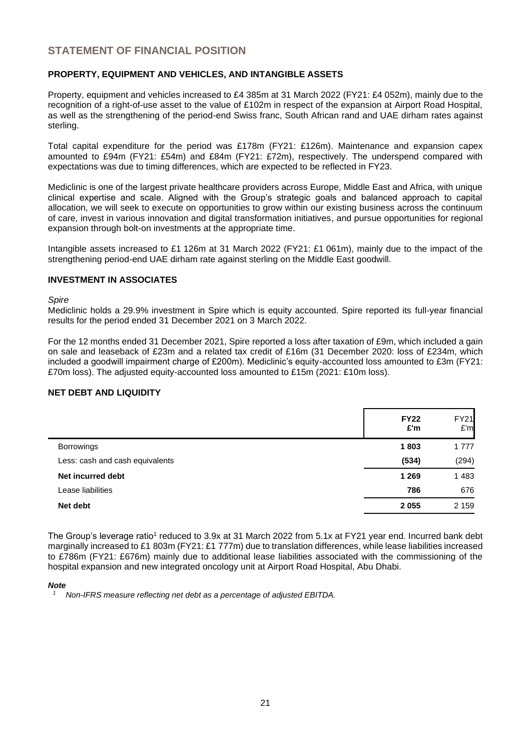# STATEMENT OF FINANCIAL POSITION

## PROPERTY, EQUIPMENT AND VEHICLES, AND INTANGIBLE ASSETS

Property, equipment and vehicles increased to £4 385m at 31 March 2022 (FY21: £4 052m), mainly due to the recognition of a right-of-use asset to the value of £102m in respect of the expansion at Airport Road Hospital, as well as the strengthening of the period-end Swiss franc, South African rand and UAE dirham rates against sterling.

Total capital expenditure for the period was £178m (FY21: £126m). Maintenance and expansion capex amounted to £94m (FY21: £54m) and £84m (FY21: £72m), respectively. The underspend compared with expectations was due to timing differences, which are expected to be reflected in FY23.

Mediclinic is one of the largest private healthcare providers across Europe, Middle East and Africa, with unique clinical expertise and scale. Aligned with the Group's strategic goals and balanced approach to capital allocation, we will seek to execute on opportunities to grow within our existing business across the continuum of care, invest in various innovation and digital transformation initiatives, and pursue opportunities for regional expansion through bolt-on investments at the appropriate time.

Intangible assets increased to £1 126m at 31 March 2022 (FY21: £1 061m), mainly due to the impact of the strengthening period-end UAE dirham rate against sterling on the Middle East goodwill.

## INVESTMENT IN ASSOCIATES

*Spire*

Mediclinic holds a 29.9% investment in Spire which is equity accounted. Spire reported its full-year financial results for the period ended 31 December 2021 on 3 March 2022.

For the 12 months ended 31 December 2021, Spire reported a loss after taxation of £9m, which included a gain on sale and leaseback of £23m and a related tax credit of £16m (31 December 2020: loss of £234m, which included a goodwill impairment charge of £200m). Mediclinic's equity-accounted loss amounted to £3m (FY21: £70m loss). The adjusted equity-accounted loss amounted to £15m (2021: £10m loss).

## NET DEBT AND LIQUIDITY

| | **FY22 £'m** | FY21 £'m |
|---|---|---|
| Borrowings | **1 803** | 1 777 |
| Less: cash and cash equivalents | **(534)** | (294) |
| **Net incurred debt** | **1 269** | 1 483 |
| Lease liabilities | **786** | 676 |
| **Net debt** | **2 055** | 2 159 |

The Group's leverage ratio[1] reduced to 3.9x at 31 March 2022 from 5.1x at FY21 year end. Incurred bank debt marginally increased to £1 803m (FY21: £1 777m) due to translation differences, while lease liabilities increased to £786m (FY21: £676m) mainly due to additional lease liabilities associated with the commissioning of the hospital expansion and new integrated oncology unit at Airport Road Hospital, Abu Dhabi.

***Note***

[1] *Non-IFRS measure reflecting net debt as a percentage of adjusted EBITDA.*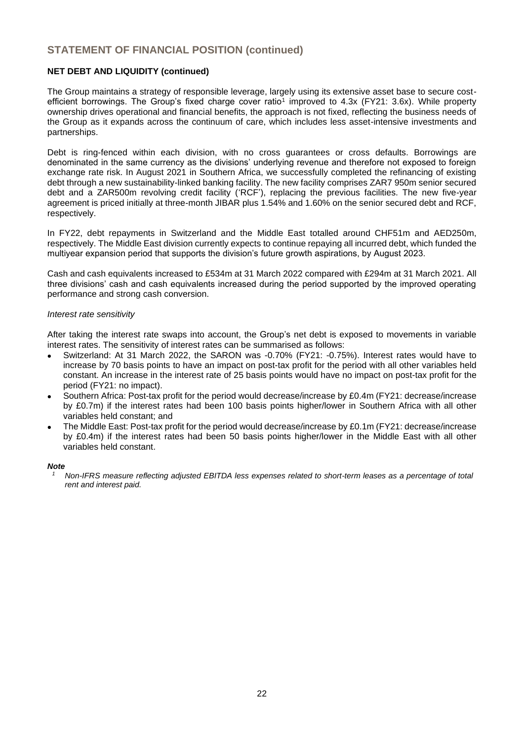## STATEMENT OF FINANCIAL POSITION (continued)

### NET DEBT AND LIQUIDITY (continued)

The Group maintains a strategy of responsible leverage, largely using its extensive asset base to secure cost-efficient borrowings. The Group's fixed charge cover ratio[1] improved to 4.3x (FY21: 3.6x). While property ownership drives operational and financial benefits, the approach is not fixed, reflecting the business needs of the Group as it expands across the continuum of care, which includes less asset-intensive investments and partnerships.

Debt is ring-fenced within each division, with no cross guarantees or cross defaults. Borrowings are denominated in the same currency as the divisions' underlying revenue and therefore not exposed to foreign exchange rate risk. In August 2021 in Southern Africa, we successfully completed the refinancing of existing debt through a new sustainability-linked banking facility. The new facility comprises ZAR7 950m senior secured debt and a ZAR500m revolving credit facility ('RCF'), replacing the previous facilities. The new five-year agreement is priced initially at three-month JIBAR plus 1.54% and 1.60% on the senior secured debt and RCF, respectively.

In FY22, debt repayments in Switzerland and the Middle East totalled around CHF51m and AED250m, respectively. The Middle East division currently expects to continue repaying all incurred debt, which funded the multiyear expansion period that supports the division's future growth aspirations, by August 2023.

Cash and cash equivalents increased to £534m at 31 March 2022 compared with £294m at 31 March 2021. All three divisions' cash and cash equivalents increased during the period supported by the improved operating performance and strong cash conversion.

*Interest rate sensitivity*

After taking the interest rate swaps into account, the Group's net debt is exposed to movements in variable interest rates. The sensitivity of interest rates can be summarised as follows:

- Switzerland: At 31 March 2022, the SARON was -0.70% (FY21: -0.75%). Interest rates would have to increase by 70 basis points to have an impact on post-tax profit for the period with all other variables held constant. An increase in the interest rate of 25 basis points would have no impact on post-tax profit for the period (FY21: no impact).
- Southern Africa: Post-tax profit for the period would decrease/increase by £0.4m (FY21: decrease/increase by £0.7m) if the interest rates had been 100 basis points higher/lower in Southern Africa with all other variables held constant; and
- The Middle East: Post-tax profit for the period would decrease/increase by £0.1m (FY21: decrease/increase by £0.4m) if the interest rates had been 50 basis points higher/lower in the Middle East with all other variables held constant.

***Note***

[1] *Non-IFRS measure reflecting adjusted EBITDA less expenses related to short-term leases as a percentage of total rent and interest paid.*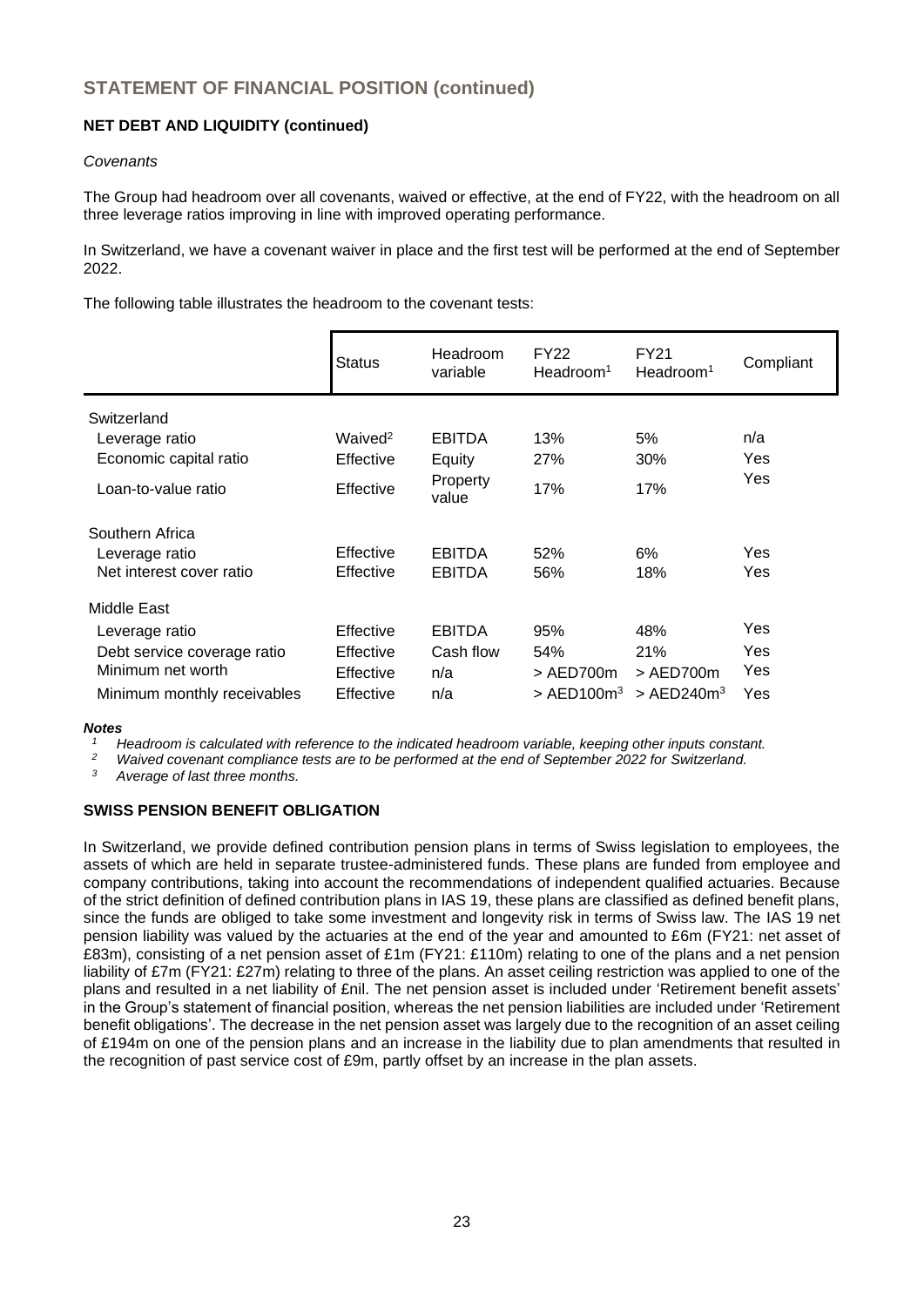## STATEMENT OF FINANCIAL POSITION (continued)

### NET DEBT AND LIQUIDITY (continued)

*Covenants*

The Group had headroom over all covenants, waived or effective, at the end of FY22, with the headroom on all three leverage ratios improving in line with improved operating performance.

In Switzerland, we have a covenant waiver in place and the first test will be performed at the end of September 2022.

The following table illustrates the headroom to the covenant tests:

| | Status | Headroom variable | FY22 Headroom[1] | FY21 Headroom[1] | Compliant |
|---|---|---|---|---|---|
| **Switzerland** | | | | | |
| Leverage ratio | Waived[2] | EBITDA | 13% | 5% | n/a |
| Economic capital ratio | Effective | Equity | 27% | 30% | Yes |
| Loan-to-value ratio | Effective | Property value | 17% | 17% | Yes |
| **Southern Africa** | | | | | |
| Leverage ratio | Effective | EBITDA | 52% | 6% | Yes |
| Net interest cover ratio | Effective | EBITDA | 56% | 18% | Yes |
| **Middle East** | | | | | |
| Leverage ratio | Effective | EBITDA | 95% | 48% | Yes |
| Debt service coverage ratio | Effective | Cash flow | 54% | 21% | Yes |
| Minimum net worth | Effective | n/a | > AED700m | > AED700m | Yes |
| Minimum monthly receivables | Effective | n/a | > AED100m[3] | > AED240m[3] | Yes |

***Notes***

*[1] Headroom is calculated with reference to the indicated headroom variable, keeping other inputs constant.*

*[2] Waived covenant compliance tests are to be performed at the end of September 2022 for Switzerland.*

*[3] Average of last three months.*

### SWISS PENSION BENEFIT OBLIGATION

In Switzerland, we provide defined contribution pension plans in terms of Swiss legislation to employees, the assets of which are held in separate trustee-administered funds. These plans are funded from employee and company contributions, taking into account the recommendations of independent qualified actuaries. Because of the strict definition of defined contribution plans in IAS 19, these plans are classified as defined benefit plans, since the funds are obliged to take some investment and longevity risk in terms of Swiss law. The IAS 19 net pension liability was valued by the actuaries at the end of the year and amounted to £6m (FY21: net asset of £83m), consisting of a net pension asset of £1m (FY21: £110m) relating to one of the plans and a net pension liability of £7m (FY21: £27m) relating to three of the plans. An asset ceiling restriction was applied to one of the plans and resulted in a net liability of £nil. The net pension asset is included under 'Retirement benefit assets' in the Group's statement of financial position, whereas the net pension liabilities are included under 'Retirement benefit obligations'. The decrease in the net pension asset was largely due to the recognition of an asset ceiling of £194m on one of the pension plans and an increase in the liability due to plan amendments that resulted in the recognition of past service cost of £9m, partly offset by an increase in the plan assets.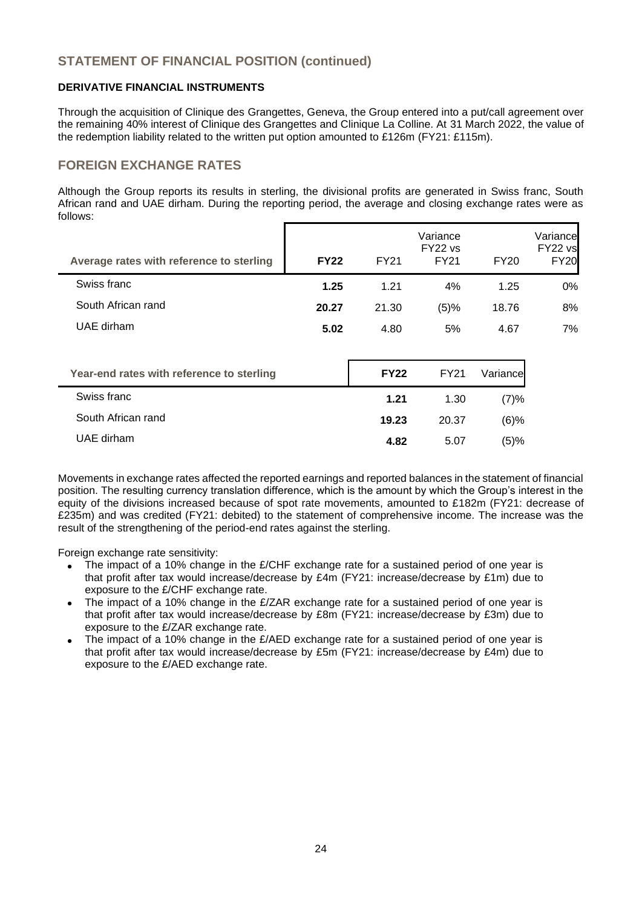## STATEMENT OF FINANCIAL POSITION (continued)

### DERIVATIVE FINANCIAL INSTRUMENTS

Through the acquisition of Clinique des Grangettes, Geneva, the Group entered into a put/call agreement over the remaining 40% interest of Clinique des Grangettes and Clinique La Colline. At 31 March 2022, the value of the redemption liability related to the written put option amounted to £126m (FY21: £115m).

## FOREIGN EXCHANGE RATES

Although the Group reports its results in sterling, the divisional profits are generated in Swiss franc, South African rand and UAE dirham. During the reporting period, the average and closing exchange rates were as follows:

| Average rates with reference to sterling | **FY22** | FY21 | Variance FY22 vs FY21 | FY20 | Variance FY22 vs FY20 |
|---|---|---|---|---|---|
| Swiss franc | **1.25** | 1.21 | 4% | 1.25 | 0% |
| South African rand | **20.27** | 21.30 | (5)% | 18.76 | 8% |
| UAE dirham | **5.02** | 4.80 | 5% | 4.67 | 7% |

| Year-end rates with reference to sterling | **FY22** | FY21 | Variance |
|---|---|---|---|
| Swiss franc | **1.21** | 1.30 | (7)% |
| South African rand | **19.23** | 20.37 | (6)% |
| UAE dirham | **4.82** | 5.07 | (5)% |

Movements in exchange rates affected the reported earnings and reported balances in the statement of financial position. The resulting currency translation difference, which is the amount by which the Group's interest in the equity of the divisions increased because of spot rate movements, amounted to £182m (FY21: decrease of £235m) and was credited (FY21: debited) to the statement of comprehensive income. The increase was the result of the strengthening of the period-end rates against the sterling.

Foreign exchange rate sensitivity:

- The impact of a 10% change in the £/CHF exchange rate for a sustained period of one year is that profit after tax would increase/decrease by £4m (FY21: increase/decrease by £1m) due to exposure to the £/CHF exchange rate.
- The impact of a 10% change in the £/ZAR exchange rate for a sustained period of one year is that profit after tax would increase/decrease by £8m (FY21: increase/decrease by £3m) due to exposure to the £/ZAR exchange rate.
- The impact of a 10% change in the £/AED exchange rate for a sustained period of one year is that profit after tax would increase/decrease by £5m (FY21: increase/decrease by £4m) due to exposure to the £/AED exchange rate.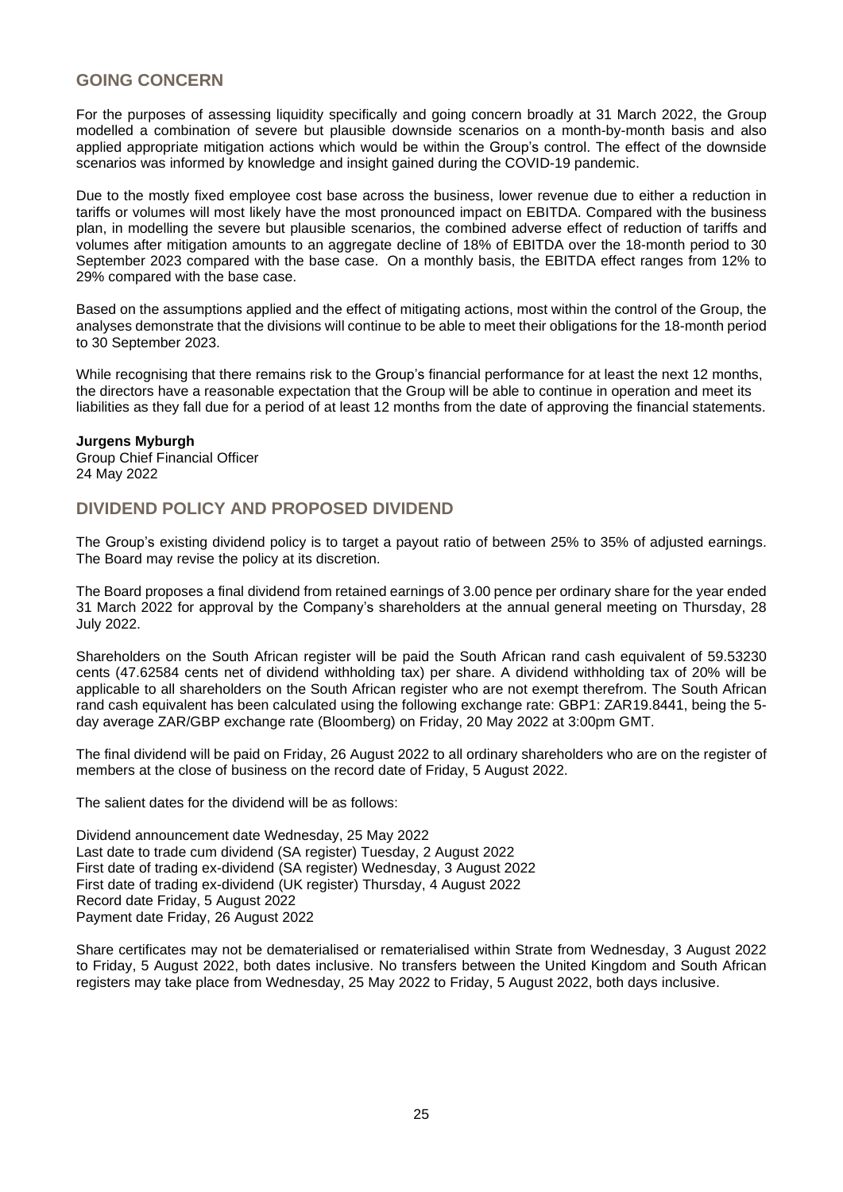## GOING CONCERN

For the purposes of assessing liquidity specifically and going concern broadly at 31 March 2022, the Group modelled a combination of severe but plausible downside scenarios on a month-by-month basis and also applied appropriate mitigation actions which would be within the Group's control. The effect of the downside scenarios was informed by knowledge and insight gained during the COVID-19 pandemic.

Due to the mostly fixed employee cost base across the business, lower revenue due to either a reduction in tariffs or volumes will most likely have the most pronounced impact on EBITDA. Compared with the business plan, in modelling the severe but plausible scenarios, the combined adverse effect of reduction of tariffs and volumes after mitigation amounts to an aggregate decline of 18% of EBITDA over the 18-month period to 30 September 2023 compared with the base case. On a monthly basis, the EBITDA effect ranges from 12% to 29% compared with the base case.

Based on the assumptions applied and the effect of mitigating actions, most within the control of the Group, the analyses demonstrate that the divisions will continue to be able to meet their obligations for the 18-month period to 30 September 2023.

While recognising that there remains risk to the Group's financial performance for at least the next 12 months, the directors have a reasonable expectation that the Group will be able to continue in operation and meet its liabilities as they fall due for a period of at least 12 months from the date of approving the financial statements.

**Jurgens Myburgh**
Group Chief Financial Officer
24 May 2022

## DIVIDEND POLICY AND PROPOSED DIVIDEND

The Group's existing dividend policy is to target a payout ratio of between 25% to 35% of adjusted earnings. The Board may revise the policy at its discretion.

The Board proposes a final dividend from retained earnings of 3.00 pence per ordinary share for the year ended 31 March 2022 for approval by the Company's shareholders at the annual general meeting on Thursday, 28 July 2022.

Shareholders on the South African register will be paid the South African rand cash equivalent of 59.53230 cents (47.62584 cents net of dividend withholding tax) per share. A dividend withholding tax of 20% will be applicable to all shareholders on the South African register who are not exempt therefrom. The South African rand cash equivalent has been calculated using the following exchange rate: GBP1: ZAR19.8441, being the 5-day average ZAR/GBP exchange rate (Bloomberg) on Friday, 20 May 2022 at 3:00pm GMT.

The final dividend will be paid on Friday, 26 August 2022 to all ordinary shareholders who are on the register of members at the close of business on the record date of Friday, 5 August 2022.

The salient dates for the dividend will be as follows:

Dividend announcement date Wednesday, 25 May 2022
Last date to trade cum dividend (SA register) Tuesday, 2 August 2022
First date of trading ex-dividend (SA register) Wednesday, 3 August 2022
First date of trading ex-dividend (UK register) Thursday, 4 August 2022
Record date Friday, 5 August 2022
Payment date Friday, 26 August 2022

Share certificates may not be dematerialised or rematerialised within Strate from Wednesday, 3 August 2022 to Friday, 5 August 2022, both dates inclusive. No transfers between the United Kingdom and South African registers may take place from Wednesday, 25 May 2022 to Friday, 5 August 2022, both days inclusive.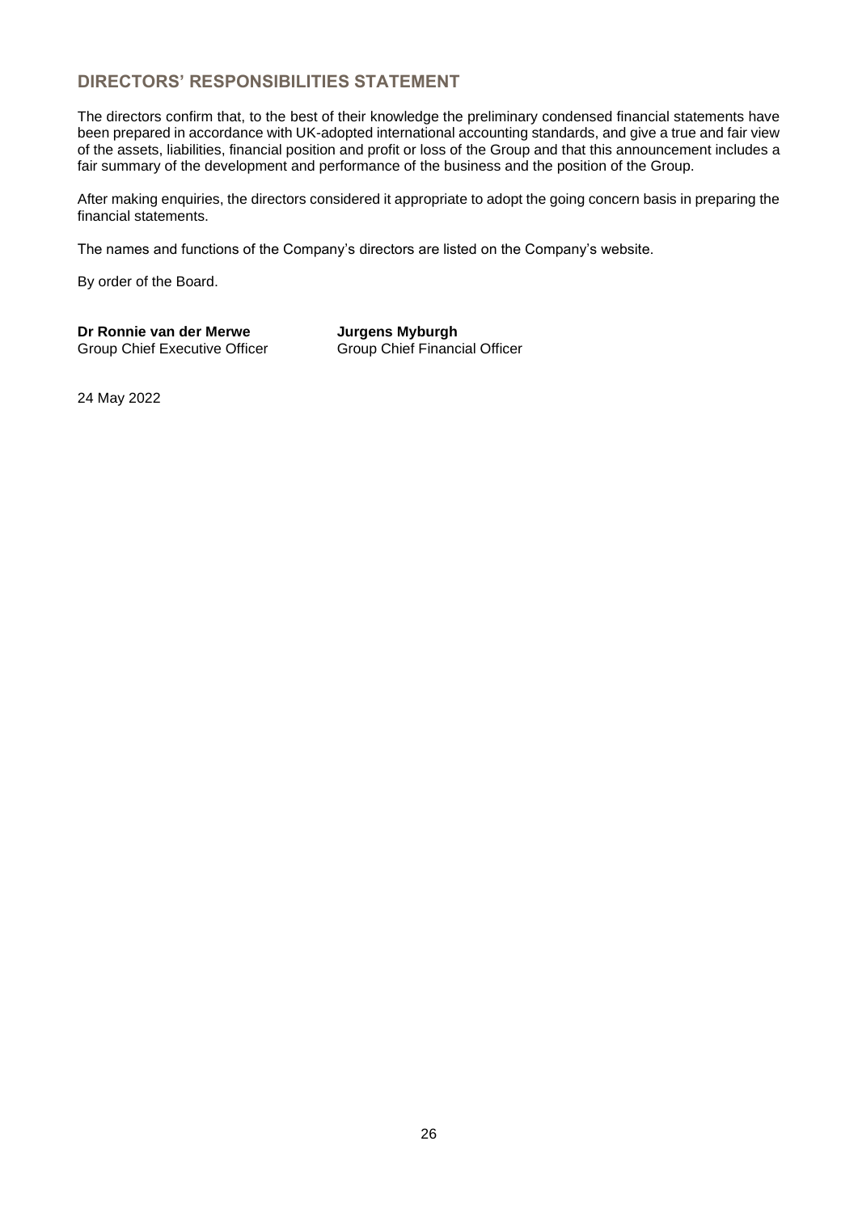## DIRECTORS' RESPONSIBILITIES STATEMENT

The directors confirm that, to the best of their knowledge the preliminary condensed financial statements have been prepared in accordance with UK-adopted international accounting standards, and give a true and fair view of the assets, liabilities, financial position and profit or loss of the Group and that this announcement includes a fair summary of the development and performance of the business and the position of the Group.

After making enquiries, the directors considered it appropriate to adopt the going concern basis in preparing the financial statements.

The names and functions of the Company's directors are listed on the Company's website.

By order of the Board.

**Dr Ronnie van der Merwe**
Group Chief Executive Officer

**Jurgens Myburgh**
Group Chief Financial Officer

24 May 2022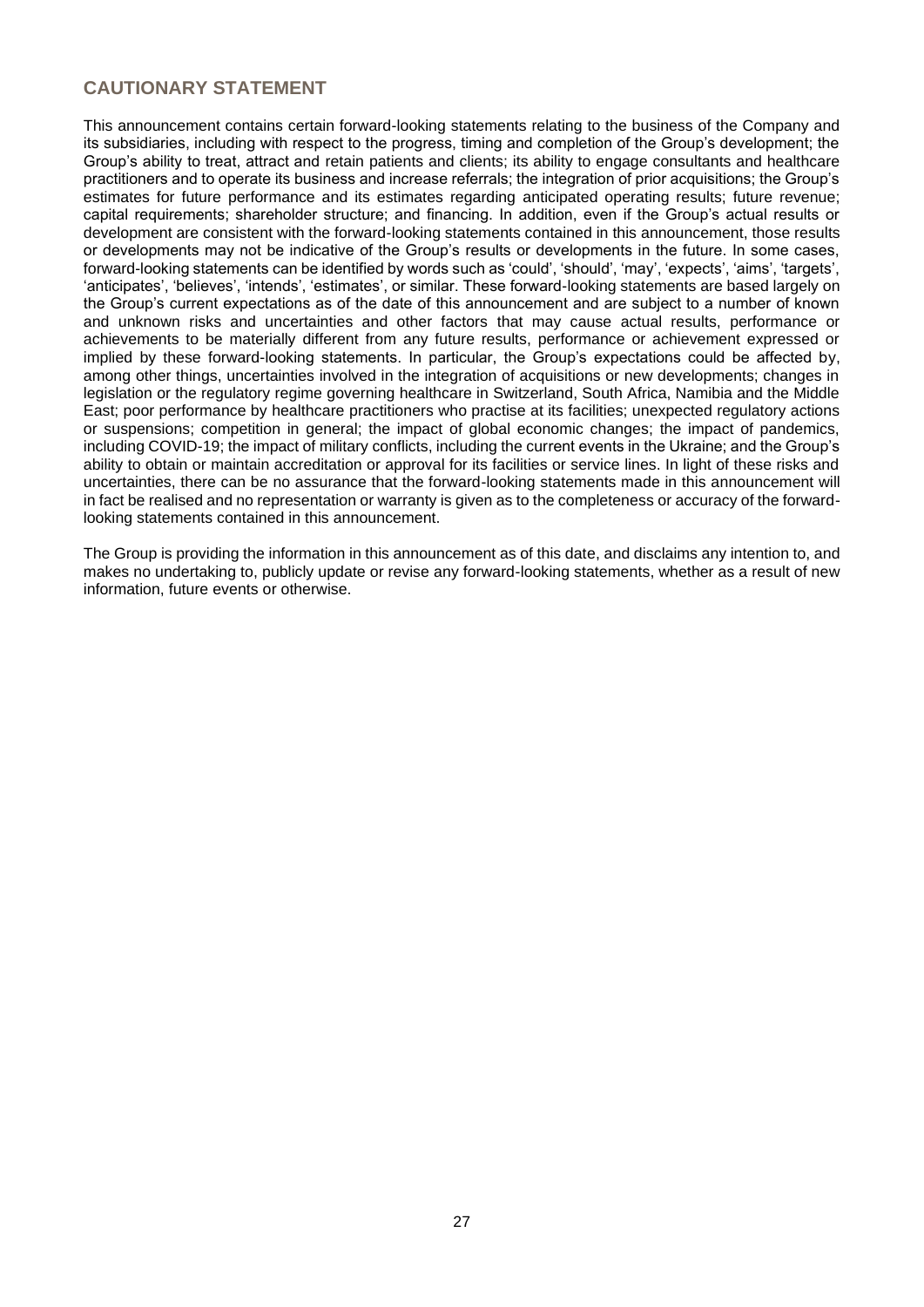## CAUTIONARY STATEMENT

This announcement contains certain forward-looking statements relating to the business of the Company and its subsidiaries, including with respect to the progress, timing and completion of the Group's development; the Group's ability to treat, attract and retain patients and clients; its ability to engage consultants and healthcare practitioners and to operate its business and increase referrals; the integration of prior acquisitions; the Group's estimates for future performance and its estimates regarding anticipated operating results; future revenue; capital requirements; shareholder structure; and financing. In addition, even if the Group's actual results or development are consistent with the forward-looking statements contained in this announcement, those results or developments may not be indicative of the Group's results or developments in the future. In some cases, forward-looking statements can be identified by words such as 'could', 'should', 'may', 'expects', 'aims', 'targets', 'anticipates', 'believes', 'intends', 'estimates', or similar. These forward-looking statements are based largely on the Group's current expectations as of the date of this announcement and are subject to a number of known and unknown risks and uncertainties and other factors that may cause actual results, performance or achievements to be materially different from any future results, performance or achievement expressed or implied by these forward-looking statements. In particular, the Group's expectations could be affected by, among other things, uncertainties involved in the integration of acquisitions or new developments; changes in legislation or the regulatory regime governing healthcare in Switzerland, South Africa, Namibia and the Middle East; poor performance by healthcare practitioners who practise at its facilities; unexpected regulatory actions or suspensions; competition in general; the impact of global economic changes; the impact of pandemics, including COVID-19; the impact of military conflicts, including the current events in the Ukraine; and the Group's ability to obtain or maintain accreditation or approval for its facilities or service lines. In light of these risks and uncertainties, there can be no assurance that the forward-looking statements made in this announcement will in fact be realised and no representation or warranty is given as to the completeness or accuracy of the forward-looking statements contained in this announcement.

The Group is providing the information in this announcement as of this date, and disclaims any intention to, and makes no undertaking to, publicly update or revise any forward-looking statements, whether as a result of new information, future events or otherwise.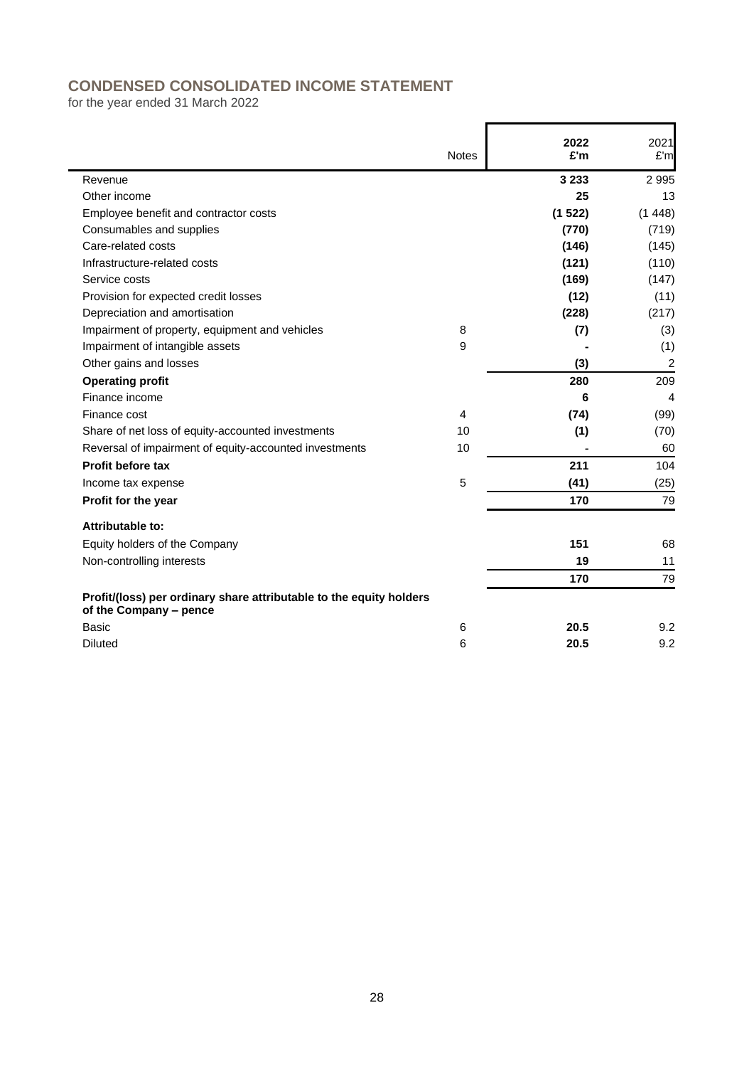## CONDENSED CONSOLIDATED INCOME STATEMENT

for the year ended 31 March 2022

| | Notes | **2022 £'m** | 2021 £'m |
|---|---|---|---|
| Revenue | | **3 233** | 2 995 |
| Other income | | **25** | 13 |
| Employee benefit and contractor costs | | **(1 522)** | (1 448) |
| Consumables and supplies | | **(770)** | (719) |
| Care-related costs | | **(146)** | (145) |
| Infrastructure-related costs | | **(121)** | (110) |
| Service costs | | **(169)** | (147) |
| Provision for expected credit losses | | **(12)** | (11) |
| Depreciation and amortisation | | **(228)** | (217) |
| Impairment of property, equipment and vehicles | 8 | **(7)** | (3) |
| Impairment of intangible assets | 9 | **-** | (1) |
| Other gains and losses | | **(3)** | 2 |
| **Operating profit** | | **280** | 209 |
| Finance income | | **6** | 4 |
| Finance cost | 4 | **(74)** | (99) |
| Share of net loss of equity-accounted investments | 10 | **(1)** | (70) |
| Reversal of impairment of equity-accounted investments | 10 | **-** | 60 |
| **Profit before tax** | | **211** | 104 |
| Income tax expense | 5 | **(41)** | (25) |
| **Profit for the year** | | **170** | 79 |
| **Attributable to:** | | | |
| Equity holders of the Company | | **151** | 68 |
| Non-controlling interests | | **19** | 11 |
| | | **170** | 79 |
| **Profit/(loss) per ordinary share attributable to the equity holders of the Company – pence** | | | |
| Basic | 6 | **20.5** | 9.2 |
| Diluted | 6 | **20.5** | 9.2 |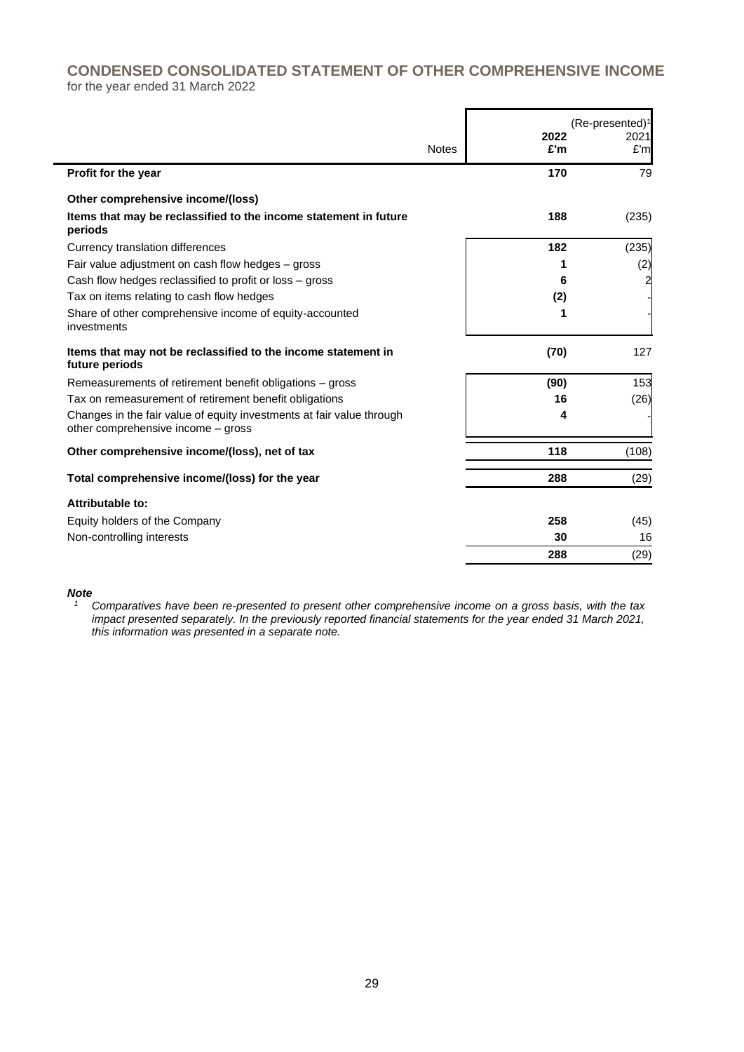# CONDENSED CONSOLIDATED STATEMENT OF OTHER COMPREHENSIVE INCOME

for the year ended 31 March 2022

| | Notes | 2022 £'m | (Re-presented)[1] 2021 £'m |
|---|---|---|---|
| **Profit for the year** | | **170** | 79 |
| **Other comprehensive income/(loss)** | | | |
| **Items that may be reclassified to the income statement in future periods** | | **188** | (235) |
| Currency translation differences | | **182** | (235) |
| Fair value adjustment on cash flow hedges – gross | | **1** | (2) |
| Cash flow hedges reclassified to profit or loss – gross | | **6** | 2 |
| Tax on items relating to cash flow hedges | | **(2)** | - |
| Share of other comprehensive income of equity-accounted investments | | **1** | - |
| **Items that may not be reclassified to the income statement in future periods** | | **(70)** | 127 |
| Remeasurements of retirement benefit obligations – gross | | **(90)** | 153 |
| Tax on remeasurement of retirement benefit obligations | | **16** | (26) |
| Changes in the fair value of equity investments at fair value through other comprehensive income – gross | | **4** | - |
| **Other comprehensive income/(loss), net of tax** | | **118** | (108) |
| **Total comprehensive income/(loss) for the year** | | **288** | (29) |
| **Attributable to:** | | | |
| Equity holders of the Company | | **258** | (45) |
| Non-controlling interests | | **30** | 16 |
| | | **288** | (29) |

***Note***

*[1] Comparatives have been re-presented to present other comprehensive income on a gross basis, with the tax impact presented separately. In the previously reported financial statements for the year ended 31 March 2021, this information was presented in a separate note.*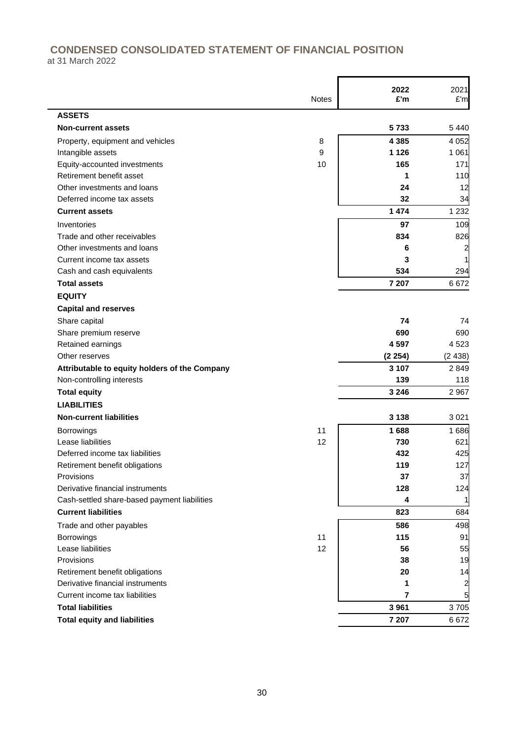## CONDENSED CONSOLIDATED STATEMENT OF FINANCIAL POSITION

at 31 March 2022

| | Notes | 2022 £'m | 2021 £'m |
|---|---|---|---|
| **ASSETS** | | | |
| **Non-current assets** | | **5 733** | 5 440 |
| Property, equipment and vehicles | 8 | **4 385** | 4 052 |
| Intangible assets | 9 | **1 126** | 1 061 |
| Equity-accounted investments | 10 | **165** | 171 |
| Retirement benefit asset | | **1** | 110 |
| Other investments and loans | | **24** | 12 |
| Deferred income tax assets | | **32** | 34 |
| **Current assets** | | **1 474** | 1 232 |
| Inventories | | **97** | 109 |
| Trade and other receivables | | **834** | 826 |
| Other investments and loans | | **6** | 2 |
| Current income tax assets | | **3** | 1 |
| Cash and cash equivalents | | **534** | 294 |
| **Total assets** | | **7 207** | 6 672 |
| **EQUITY** | | | |
| **Capital and reserves** | | | |
| Share capital | | **74** | 74 |
| Share premium reserve | | **690** | 690 |
| Retained earnings | | **4 597** | 4 523 |
| Other reserves | | **(2 254)** | (2 438) |
| **Attributable to equity holders of the Company** | | **3 107** | 2 849 |
| Non-controlling interests | | **139** | 118 |
| **Total equity** | | **3 246** | 2 967 |
| **LIABILITIES** | | | |
| **Non-current liabilities** | | **3 138** | 3 021 |
| Borrowings | 11 | **1 688** | 1 686 |
| Lease liabilities | 12 | **730** | 621 |
| Deferred income tax liabilities | | **432** | 425 |
| Retirement benefit obligations | | **119** | 127 |
| Provisions | | **37** | 37 |
| Derivative financial instruments | | **128** | 124 |
| Cash-settled share-based payment liabilities | | **4** | 1 |
| **Current liabilities** | | **823** | 684 |
| Trade and other payables | | **586** | 498 |
| Borrowings | 11 | **115** | 91 |
| Lease liabilities | 12 | **56** | 55 |
| Provisions | | **38** | 19 |
| Retirement benefit obligations | | **20** | 14 |
| Derivative financial instruments | | **1** | 2 |
| Current income tax liabilities | | **7** | 5 |
| **Total liabilities** | | **3 961** | 3 705 |
| **Total equity and liabilities** | | **7 207** | 6 672 |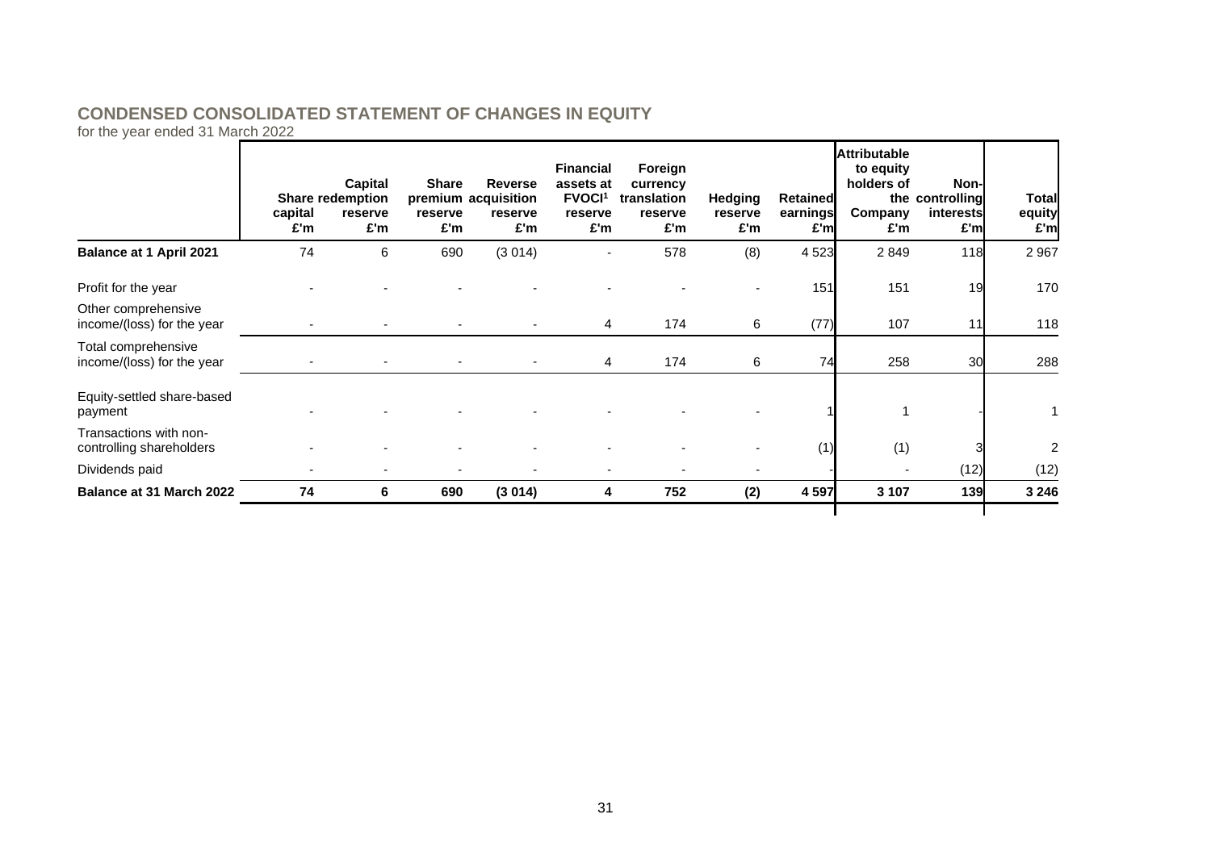## CONDENSED CONSOLIDATED STATEMENT OF CHANGES IN EQUITY

for the year ended 31 March 2022

| | Share capital £'m | Capital redemption reserve £'m | Share premium reserve £'m | Reverse acquisition reserve £'m | Financial assets at FVOCI[1] reserve £'m | Foreign currency translation reserve £'m | Hedging reserve £'m | Retained earnings £'m | Attributable to equity holders of the Company £'m | Non-controlling interests £'m | Total equity £'m |
|---|---|---|---|---|---|---|---|---|---|---|---|
| **Balance at 1 April 2021** | 74 | 6 | 690 | (3 014) | - | 578 | (8) | 4 523 | 2 849 | 118 | 2 967 |
| Profit for the year | - | - | - | - | - | - | - | 151 | 151 | 19 | 170 |
| Other comprehensive income/(loss) for the year | - | - | - | - | 4 | 174 | 6 | (77) | 107 | 11 | 118 |
| Total comprehensive income/(loss) for the year | - | - | - | - | 4 | 174 | 6 | 74 | 258 | 30 | 288 |
| Equity-settled share-based payment | - | - | - | - | - | - | - | 1 | 1 | - | 1 |
| Transactions with non-controlling shareholders | - | - | - | - | - | - | - | (1) | (1) | 3 | 2 |
| Dividends paid | - | - | - | - | - | - | - | - | - | (12) | (12) |
| **Balance at 31 March 2022** | **74** | **6** | **690** | **(3 014)** | **4** | **752** | **(2)** | **4 597** | **3 107** | **139** | **3 246** |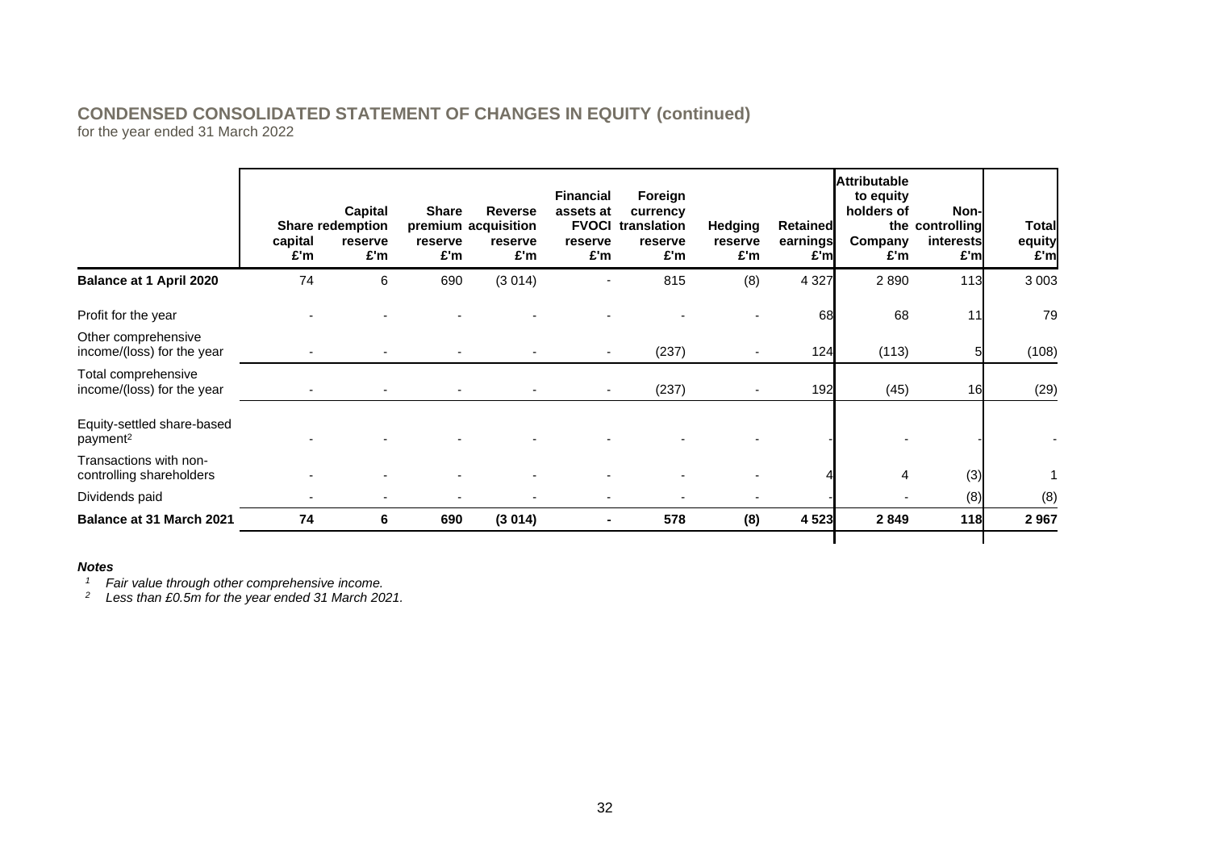## CONDENSED CONSOLIDATED STATEMENT OF CHANGES IN EQUITY (continued)

for the year ended 31 March 2022

| | Share capital £'m | Capital redemption reserve £'m | Share premium reserve £'m | Reverse acquisition reserve £'m | Financial assets at FVOCI reserve £'m | Foreign currency translation reserve £'m | Hedging reserve £'m | Retained earnings £'m | Attributable to equity holders of the Company £'m | Non-controlling interests £'m | Total equity £'m |
|---|---|---|---|---|---|---|---|---|---|---|---|
| **Balance at 1 April 2020** | 74 | 6 | 690 | (3 014) | - | 815 | (8) | 4 327 | 2 890 | 113 | 3 003 |
| Profit for the year | - | - | - | - | - | - | - | 68 | 68 | 11 | 79 |
| Other comprehensive income/(loss) for the year | - | - | - | - | - | (237) | - | 124 | (113) | 5 | (108) |
| Total comprehensive income/(loss) for the year | - | - | - | - | - | (237) | - | 192 | (45) | 16 | (29) |
| Equity-settled share-based payment[2] | - | - | - | - | - | - | - | - | - | - | - |
| Transactions with non-controlling shareholders | - | - | - | - | - | - | - | 4 | 4 | (3) | 1 |
| Dividends paid | - | - | - | - | - | - | - | - | - | (8) | (8) |
| **Balance at 31 March 2021** | **74** | **6** | **690** | **(3 014)** | **-** | **578** | **(8)** | **4 523** | **2 849** | **118** | **2 967** |

***Notes***

*[1] Fair value through other comprehensive income.*

*[2] Less than £0.5m for the year ended 31 March 2021.*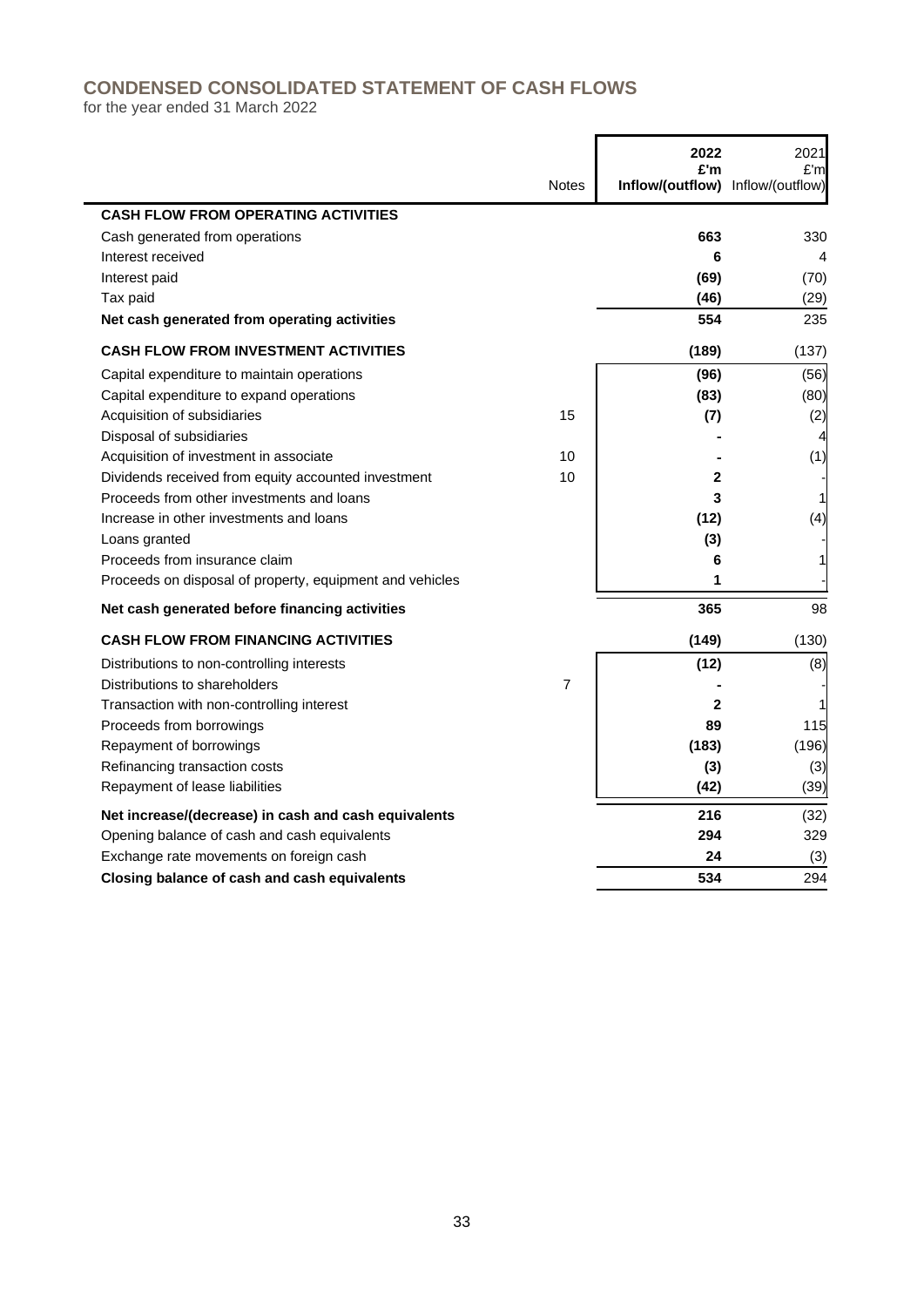# CONDENSED CONSOLIDATED STATEMENT OF CASH FLOWS

for the year ended 31 March 2022

| | Notes | 2022 £'m Inflow/(outflow) | 2021 £'m Inflow/(outflow) |
|---|---|---|---|
| **CASH FLOW FROM OPERATING ACTIVITIES** | | | |
| Cash generated from operations | | **663** | 330 |
| Interest received | | **6** | 4 |
| Interest paid | | **(69)** | (70) |
| Tax paid | | **(46)** | (29) |
| **Net cash generated from operating activities** | | **554** | 235 |
| **CASH FLOW FROM INVESTMENT ACTIVITIES** | | **(189)** | (137) |
| Capital expenditure to maintain operations | | **(96)** | (56) |
| Capital expenditure to expand operations | | **(83)** | (80) |
| Acquisition of subsidiaries | 15 | **(7)** | (2) |
| Disposal of subsidiaries | | **-** | 4 |
| Acquisition of investment in associate | 10 | **-** | (1) |
| Dividends received from equity accounted investment | 10 | **2** | - |
| Proceeds from other investments and loans | | **3** | 1 |
| Increase in other investments and loans | | **(12)** | (4) |
| Loans granted | | **(3)** | - |
| Proceeds from insurance claim | | **6** | 1 |
| Proceeds on disposal of property, equipment and vehicles | | **1** | - |
| **Net cash generated before financing activities** | | **365** | 98 |
| **CASH FLOW FROM FINANCING ACTIVITIES** | | **(149)** | (130) |
| Distributions to non-controlling interests | | **(12)** | (8) |
| Distributions to shareholders | 7 | **-** | - |
| Transaction with non-controlling interest | | **2** | 1 |
| Proceeds from borrowings | | **89** | 115 |
| Repayment of borrowings | | **(183)** | (196) |
| Refinancing transaction costs | | **(3)** | (3) |
| Repayment of lease liabilities | | **(42)** | (39) |
| **Net increase/(decrease) in cash and cash equivalents** | | **216** | (32) |
| Opening balance of cash and cash equivalents | | **294** | 329 |
| Exchange rate movements on foreign cash | | **24** | (3) |
| **Closing balance of cash and cash equivalents** | | **534** | 294 |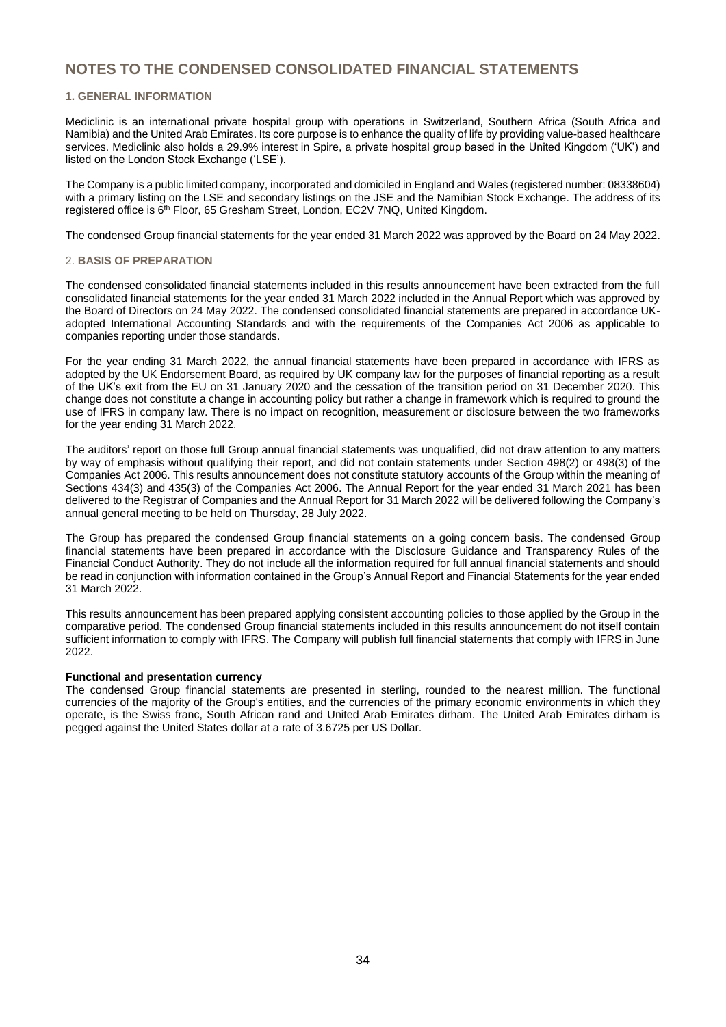# NOTES TO THE CONDENSED CONSOLIDATED FINANCIAL STATEMENTS

## 1. GENERAL INFORMATION

Mediclinic is an international private hospital group with operations in Switzerland, Southern Africa (South Africa and Namibia) and the United Arab Emirates. Its core purpose is to enhance the quality of life by providing value-based healthcare services. Mediclinic also holds a 29.9% interest in Spire, a private hospital group based in the United Kingdom ('UK') and listed on the London Stock Exchange ('LSE').

The Company is a public limited company, incorporated and domiciled in England and Wales (registered number: 08338604) with a primary listing on the LSE and secondary listings on the JSE and the Namibian Stock Exchange. The address of its registered office is 6th Floor, 65 Gresham Street, London, EC2V 7NQ, United Kingdom.

The condensed Group financial statements for the year ended 31 March 2022 was approved by the Board on 24 May 2022.

## 2. BASIS OF PREPARATION

The condensed consolidated financial statements included in this results announcement have been extracted from the full consolidated financial statements for the year ended 31 March 2022 included in the Annual Report which was approved by the Board of Directors on 24 May 2022. The condensed consolidated financial statements are prepared in accordance UK-adopted International Accounting Standards and with the requirements of the Companies Act 2006 as applicable to companies reporting under those standards.

For the year ending 31 March 2022, the annual financial statements have been prepared in accordance with IFRS as adopted by the UK Endorsement Board, as required by UK company law for the purposes of financial reporting as a result of the UK's exit from the EU on 31 January 2020 and the cessation of the transition period on 31 December 2020. This change does not constitute a change in accounting policy but rather a change in framework which is required to ground the use of IFRS in company law. There is no impact on recognition, measurement or disclosure between the two frameworks for the year ending 31 March 2022.

The auditors' report on those full Group annual financial statements was unqualified, did not draw attention to any matters by way of emphasis without qualifying their report, and did not contain statements under Section 498(2) or 498(3) of the Companies Act 2006. This results announcement does not constitute statutory accounts of the Group within the meaning of Sections 434(3) and 435(3) of the Companies Act 2006. The Annual Report for the year ended 31 March 2021 has been delivered to the Registrar of Companies and the Annual Report for 31 March 2022 will be delivered following the Company's annual general meeting to be held on Thursday, 28 July 2022.

The Group has prepared the condensed Group financial statements on a going concern basis. The condensed Group financial statements have been prepared in accordance with the Disclosure Guidance and Transparency Rules of the Financial Conduct Authority. They do not include all the information required for full annual financial statements and should be read in conjunction with information contained in the Group's Annual Report and Financial Statements for the year ended 31 March 2022.

This results announcement has been prepared applying consistent accounting policies to those applied by the Group in the comparative period. The condensed Group financial statements included in this results announcement do not itself contain sufficient information to comply with IFRS. The Company will publish full financial statements that comply with IFRS in June 2022.

**Functional and presentation currency**

The condensed Group financial statements are presented in sterling, rounded to the nearest million. The functional currencies of the majority of the Group's entities, and the currencies of the primary economic environments in which they operate, is the Swiss franc, South African rand and United Arab Emirates dirham. The United Arab Emirates dirham is pegged against the United States dollar at a rate of 3.6725 per US Dollar.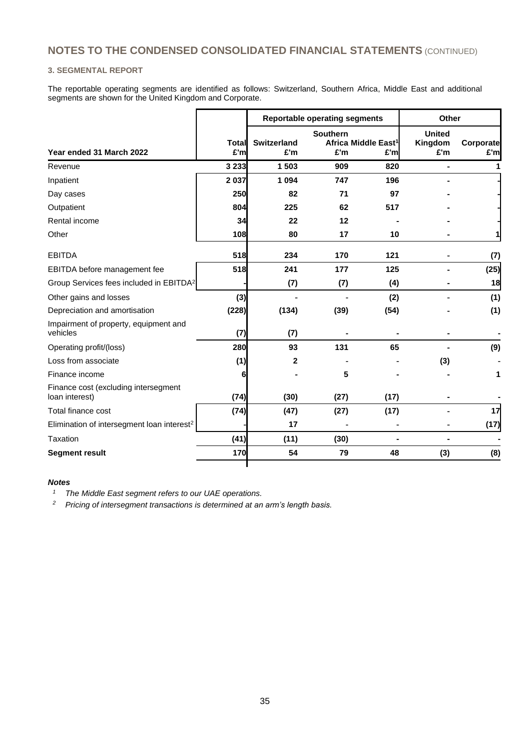## NOTES TO THE CONDENSED CONSOLIDATED FINANCIAL STATEMENTS (CONTINUED)

### 3. SEGMENTAL REPORT

The reportable operating segments are identified as follows: Switzerland, Southern Africa, Middle East and additional segments are shown for the United Kingdom and Corporate.

| | | Reportable operating segments | | | Other | |
|---|---|---|---|---|---|---|
| **Year ended 31 March 2022** | **Total £'m** | **Switzerland £'m** | **Southern Africa £'m** | **Middle East[1] £'m** | **United Kingdom £'m** | **Corporate £'m** |
| Revenue | **3 233** | **1 503** | **909** | **820** | **-** | **1** |
| Inpatient | **2 037** | **1 094** | **747** | **196** | **-** | **-** |
| Day cases | **250** | **82** | **71** | **97** | **-** | **-** |
| Outpatient | **804** | **225** | **62** | **517** | **-** | **-** |
| Rental income | **34** | **22** | **12** | **-** | **-** | **-** |
| Other | **108** | **80** | **17** | **10** | **-** | **1** |
| EBITDA | **518** | **234** | **170** | **121** | **-** | **(7)** |
| EBITDA before management fee | **518** | **241** | **177** | **125** | **-** | **(25)** |
| Group Services fees included in EBITDA[2] | **-** | **(7)** | **(7)** | **(4)** | **-** | **18** |
| Other gains and losses | **(3)** | **-** | **-** | **(2)** | **-** | **(1)** |
| Depreciation and amortisation | **(228)** | **(134)** | **(39)** | **(54)** | **-** | **(1)** |
| Impairment of property, equipment and vehicles | **(7)** | **(7)** | **-** | **-** | **-** | **-** |
| Operating profit/(loss) | **280** | **93** | **131** | **65** | **-** | **(9)** |
| Loss from associate | **(1)** | **2** | **-** | **-** | **(3)** | **-** |
| Finance income | **6** | **-** | **5** | **-** | **-** | **1** |
| Finance cost (excluding intersegment loan interest) | **(74)** | **(30)** | **(27)** | **(17)** | **-** | **-** |
| Total finance cost | **(74)** | **(47)** | **(27)** | **(17)** | **-** | **17** |
| Elimination of intersegment loan interest[2] | **-** | **17** | **-** | **-** | **-** | **(17)** |
| Taxation | **(41)** | **(11)** | **(30)** | **-** | **-** | **-** |
| **Segment result** | **170** | **54** | **79** | **48** | **(3)** | **(8)** |

***Notes***

*[1] The Middle East segment refers to our UAE operations.*

*[2] Pricing of intersegment transactions is determined at an arm's length basis.*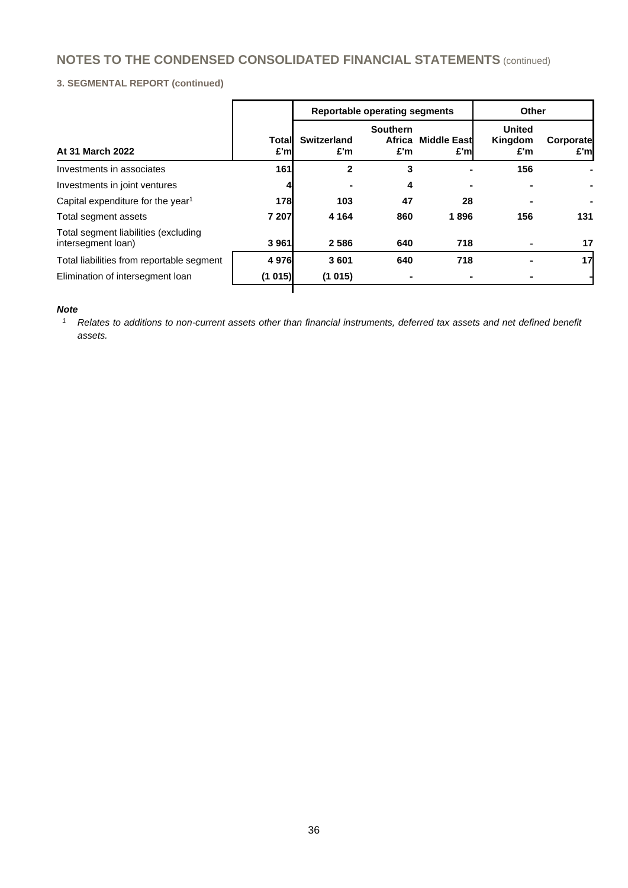## NOTES TO THE CONDENSED CONSOLIDATED FINANCIAL STATEMENTS (continued)

### 3. SEGMENTAL REPORT (continued)

| | | Reportable operating segments | | | Other | |
|---|---|---|---|---|---|---|
| **At 31 March 2022** | **Total £'m** | **Switzerland £'m** | **Southern Africa £'m** | **Middle East £'m** | **United Kingdom £'m** | **Corporate £'m** |
| Investments in associates | **161** | **2** | **3** | **-** | **156** | **-** |
| Investments in joint ventures | **4** | **-** | **4** | **-** | **-** | **-** |
| Capital expenditure for the year[1] | **178** | **103** | **47** | **28** | **-** | **-** |
| Total segment assets | **7 207** | **4 164** | **860** | **1 896** | **156** | **131** |
| Total segment liabilities (excluding intersegment loan) | **3 961** | **2 586** | **640** | **718** | - | **17** |
| Total liabilities from reportable segment | **4 976** | **3 601** | **640** | **718** | **-** | **17** |
| Elimination of intersegment loan | **(1 015)** | **(1 015)** | **-** | **-** | **-** | **-** |

***Note***

[1] *Relates to additions to non-current assets other than financial instruments, deferred tax assets and net defined benefit assets.*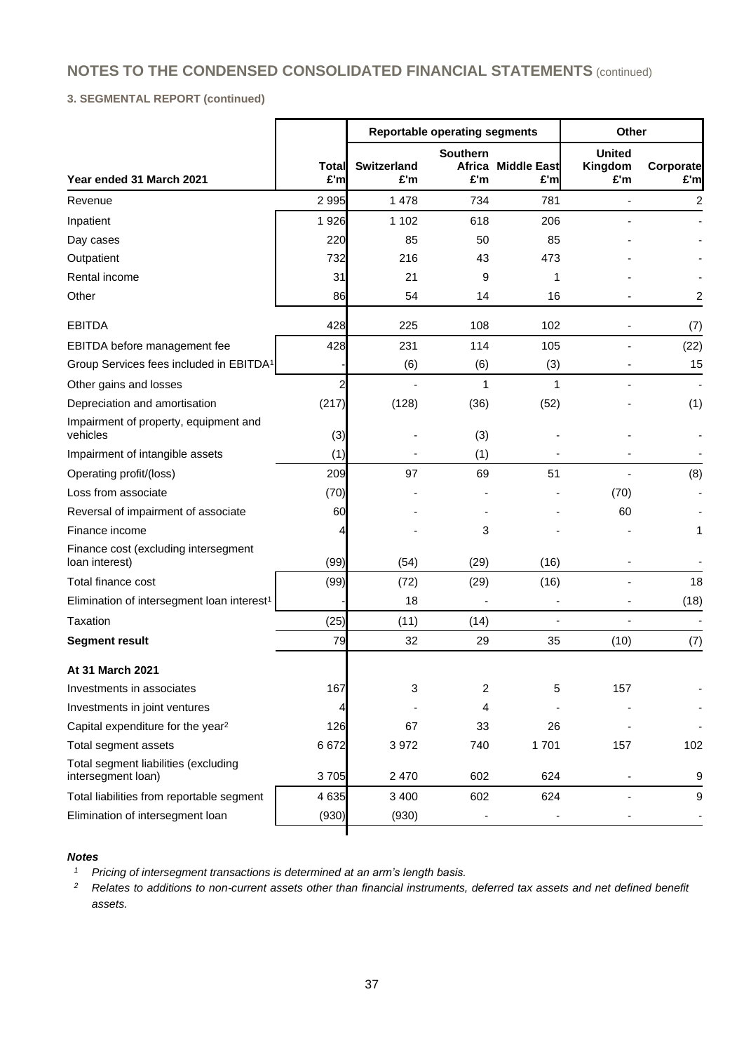# NOTES TO THE CONDENSED CONSOLIDATED FINANCIAL STATEMENTS (continued)

### 3. SEGMENTAL REPORT (continued)

| | | Reportable operating segments | | | Other | |
|---|---|---|---|---|---|---|
| **Year ended 31 March 2021** | **Total £'m** | **Switzerland £'m** | **Southern Africa £'m** | **Middle East £'m** | **United Kingdom £'m** | **Corporate £'m** |
| Revenue | 2 995 | 1 478 | 734 | 781 | - | 2 |
| Inpatient | 1 926 | 1 102 | 618 | 206 | - | - |
| Day cases | 220 | 85 | 50 | 85 | - | - |
| Outpatient | 732 | 216 | 43 | 473 | - | - |
| Rental income | 31 | 21 | 9 | 1 | - | - |
| Other | 86 | 54 | 14 | 16 | - | 2 |
| EBITDA | 428 | 225 | 108 | 102 | - | (7) |
| EBITDA before management fee | 428 | 231 | 114 | 105 | - | (22) |
| Group Services fees included in EBITDA[1] | - | (6) | (6) | (3) | - | 15 |
| Other gains and losses | 2 | - | 1 | 1 | - | - |
| Depreciation and amortisation | (217) | (128) | (36) | (52) | - | (1) |
| Impairment of property, equipment and vehicles | (3) | - | (3) | - | - | - |
| Impairment of intangible assets | (1) | - | (1) | - | - | - |
| Operating profit/(loss) | 209 | 97 | 69 | 51 | - | (8) |
| Loss from associate | (70) | - | - | - | (70) | - |
| Reversal of impairment of associate | 60 | - | - | - | 60 | - |
| Finance income | 4 | - | 3 | - | - | 1 |
| Finance cost (excluding intersegment loan interest) | (99) | (54) | (29) | (16) | - | - |
| Total finance cost | (99) | (72) | (29) | (16) | - | 18 |
| Elimination of intersegment loan interest[1] | - | 18 | - | - | - | (18) |
| Taxation | (25) | (11) | (14) | - | - | - |
| **Segment result** | 79 | 32 | 29 | 35 | (10) | (7) |
| **At 31 March 2021** | | | | | | |
| Investments in associates | 167 | 3 | 2 | 5 | 157 | - |
| Investments in joint ventures | 4 | - | 4 | - | - | - |
| Capital expenditure for the year[2] | 126 | 67 | 33 | 26 | - | - |
| Total segment assets | 6 672 | 3 972 | 740 | 1 701 | 157 | 102 |
| Total segment liabilities (excluding intersegment loan) | 3 705 | 2 470 | 602 | 624 | - | 9 |
| Total liabilities from reportable segment | 4 635 | 3 400 | 602 | 624 | - | 9 |
| Elimination of intersegment loan | (930) | (930) | - | - | - | - |

***Notes***

[1] *Pricing of intersegment transactions is determined at an arm's length basis.*

[2] *Relates to additions to non-current assets other than financial instruments, deferred tax assets and net defined benefit assets.*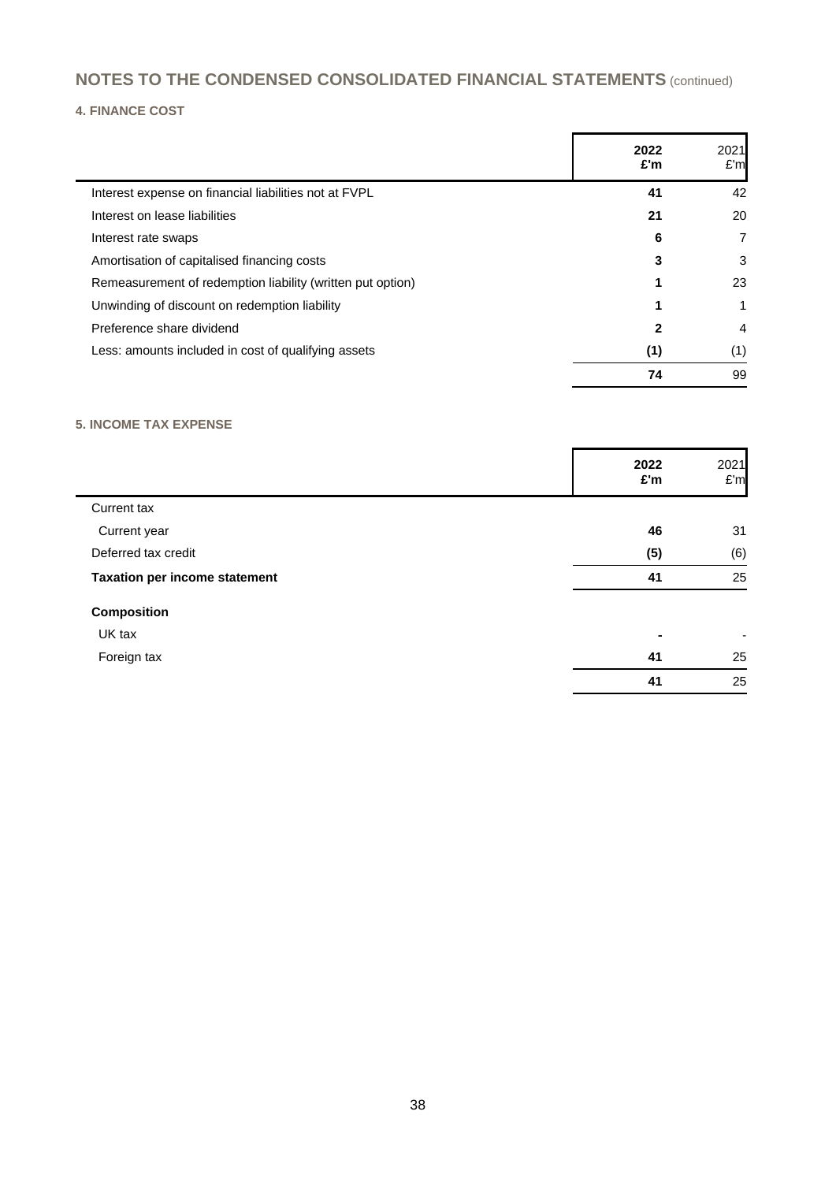# NOTES TO THE CONDENSED CONSOLIDATED FINANCIAL STATEMENTS (continued)

## 4. FINANCE COST

| | **2022 £'m** | 2021 £'m |
|---|---|---|
| Interest expense on financial liabilities not at FVPL | **41** | 42 |
| Interest on lease liabilities | **21** | 20 |
| Interest rate swaps | **6** | 7 |
| Amortisation of capitalised financing costs | **3** | 3 |
| Remeasurement of redemption liability (written put option) | **1** | 23 |
| Unwinding of discount on redemption liability | **1** | 1 |
| Preference share dividend | **2** | 4 |
| Less: amounts included in cost of qualifying assets | **(1)** | (1) |
| | **74** | 99 |

## 5. INCOME TAX EXPENSE

| | **2022 £'m** | 2021 £'m |
|---|---|---|
| Current tax | | |
| Current year | **46** | 31 |
| Deferred tax credit | **(5)** | (6) |
| **Taxation per income statement** | **41** | 25 |
| **Composition** | | |
| UK tax | **-** | - |
| Foreign tax | **41** | 25 |
| | **41** | 25 |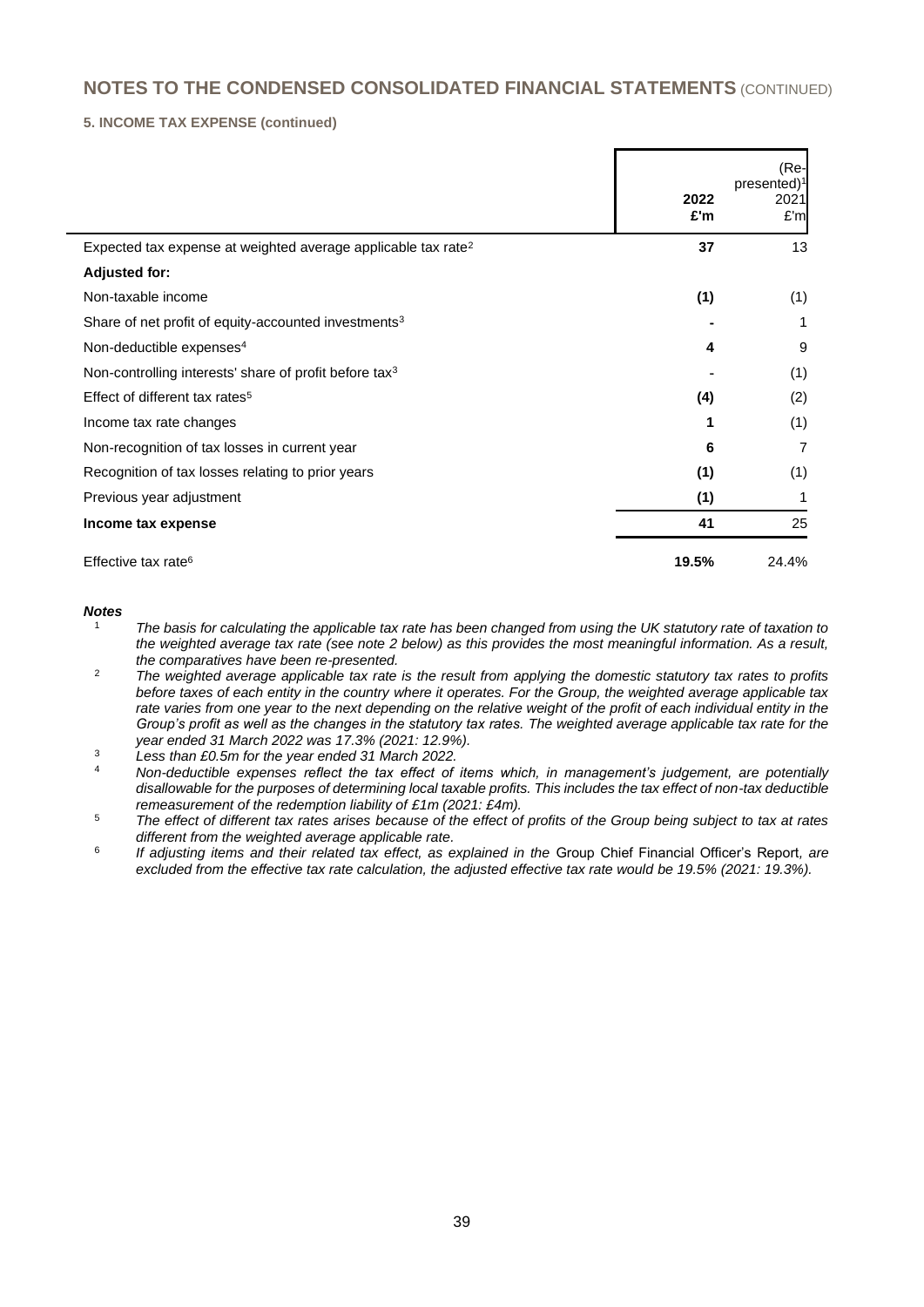## NOTES TO THE CONDENSED CONSOLIDATED FINANCIAL STATEMENTS (CONTINUED)

**5. INCOME TAX EXPENSE (continued)**

| | 2022 £'m | (Re-presented)[1] 2021 £'m |
|---|---|---|
| Expected tax expense at weighted average applicable tax rate[2] | **37** | 13 |
| **Adjusted for:** | | |
| Non-taxable income | **(1)** | (1) |
| Share of net profit of equity-accounted investments[3] | **-** | 1 |
| Non-deductible expenses[4] | **4** | 9 |
| Non-controlling interests' share of profit before tax[3] | **-** | (1) |
| Effect of different tax rates[5] | **(4)** | (2) |
| Income tax rate changes | **1** | (1) |
| Non-recognition of tax losses in current year | **6** | 7 |
| Recognition of tax losses relating to prior years | **(1)** | (1) |
| Previous year adjustment | **(1)** | 1 |
| **Income tax expense** | **41** | 25 |
| Effective tax rate[6] | **19.5%** | 24.4% |

***Notes***

1. *The basis for calculating the applicable tax rate has been changed from using the UK statutory rate of taxation to the weighted average tax rate (see note 2 below) as this provides the most meaningful information. As a result, the comparatives have been re-presented.*
2. *The weighted average applicable tax rate is the result from applying the domestic statutory tax rates to profits before taxes of each entity in the country where it operates. For the Group, the weighted average applicable tax rate varies from one year to the next depending on the relative weight of the profit of each individual entity in the Group's profit as well as the changes in the statutory tax rates. The weighted average applicable tax rate for the year ended 31 March 2022 was 17.3% (2021: 12.9%).*
3. *Less than £0.5m for the year ended 31 March 2022.*
4. *Non-deductible expenses reflect the tax effect of items which, in management's judgement, are potentially disallowable for the purposes of determining local taxable profits. This includes the tax effect of non-tax deductible remeasurement of the redemption liability of £1m (2021: £4m).*
5. *The effect of different tax rates arises because of the effect of profits of the Group being subject to tax at rates different from the weighted average applicable rate.*
6. *If adjusting items and their related tax effect, as explained in the* Group Chief Financial Officer's Report*, are excluded from the effective tax rate calculation, the adjusted effective tax rate would be 19.5% (2021: 19.3%).*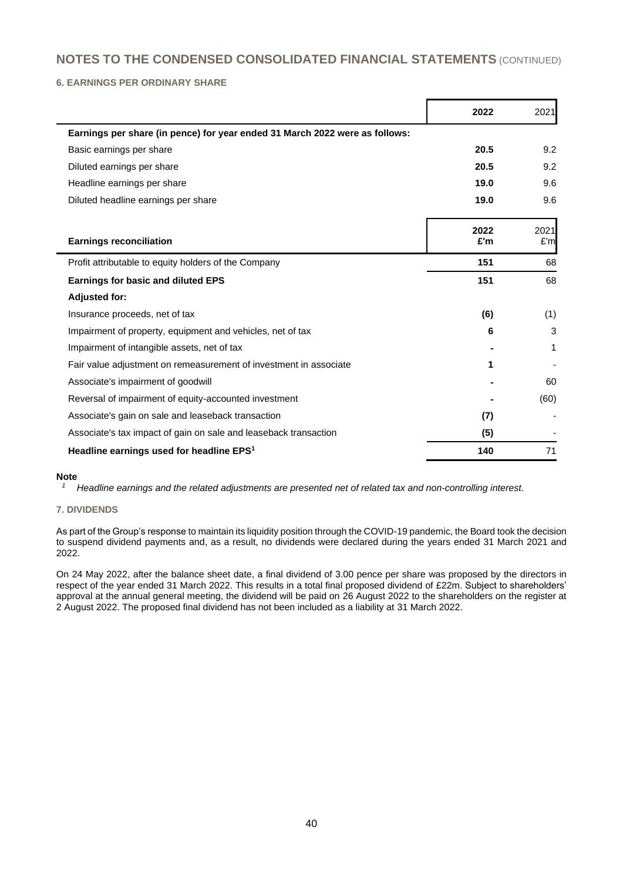## NOTES TO THE CONDENSED CONSOLIDATED FINANCIAL STATEMENTS (CONTINUED)

### 6. EARNINGS PER ORDINARY SHARE

| | 2022 | 2021 |
|---|---|---|
| **Earnings per share (in pence) for year ended 31 March 2022 were as follows:** | | |
| Basic earnings per share | **20.5** | 9.2 |
| Diluted earnings per share | **20.5** | 9.2 |
| Headline earnings per share | **19.0** | 9.6 |
| Diluted headline earnings per share | **19.0** | 9.6 |

| **Earnings reconciliation** | 2022 £'m | 2021 £'m |
|---|---|---|
| Profit attributable to equity holders of the Company | **151** | 68 |
| **Earnings for basic and diluted EPS** | **151** | 68 |
| **Adjusted for:** | | |
| Insurance proceeds, net of tax | **(6)** | (1) |
| Impairment of property, equipment and vehicles, net of tax | **6** | 3 |
| Impairment of intangible assets, net of tax | **-** | 1 |
| Fair value adjustment on remeasurement of investment in associate | **1** | - |
| Associate's impairment of goodwill | **-** | 60 |
| Reversal of impairment of equity-accounted investment | **-** | (60) |
| Associate's gain on sale and leaseback transaction | **(7)** | - |
| Associate's tax impact of gain on sale and leaseback transaction | **(5)** | - |
| **Headline earnings used for headline EPS[1]** | **140** | 71 |

**Note**

[1] *Headline earnings and the related adjustments are presented net of related tax and non-controlling interest.*

### 7. DIVIDENDS

As part of the Group's response to maintain its liquidity position through the COVID-19 pandemic, the Board took the decision to suspend dividend payments and, as a result, no dividends were declared during the years ended 31 March 2021 and 2022.

On 24 May 2022, after the balance sheet date, a final dividend of 3.00 pence per share was proposed by the directors in respect of the year ended 31 March 2022. This results in a total final proposed dividend of £22m. Subject to shareholders' approval at the annual general meeting, the dividend will be paid on 26 August 2022 to the shareholders on the register at 2 August 2022. The proposed final dividend has not been included as a liability at 31 March 2022.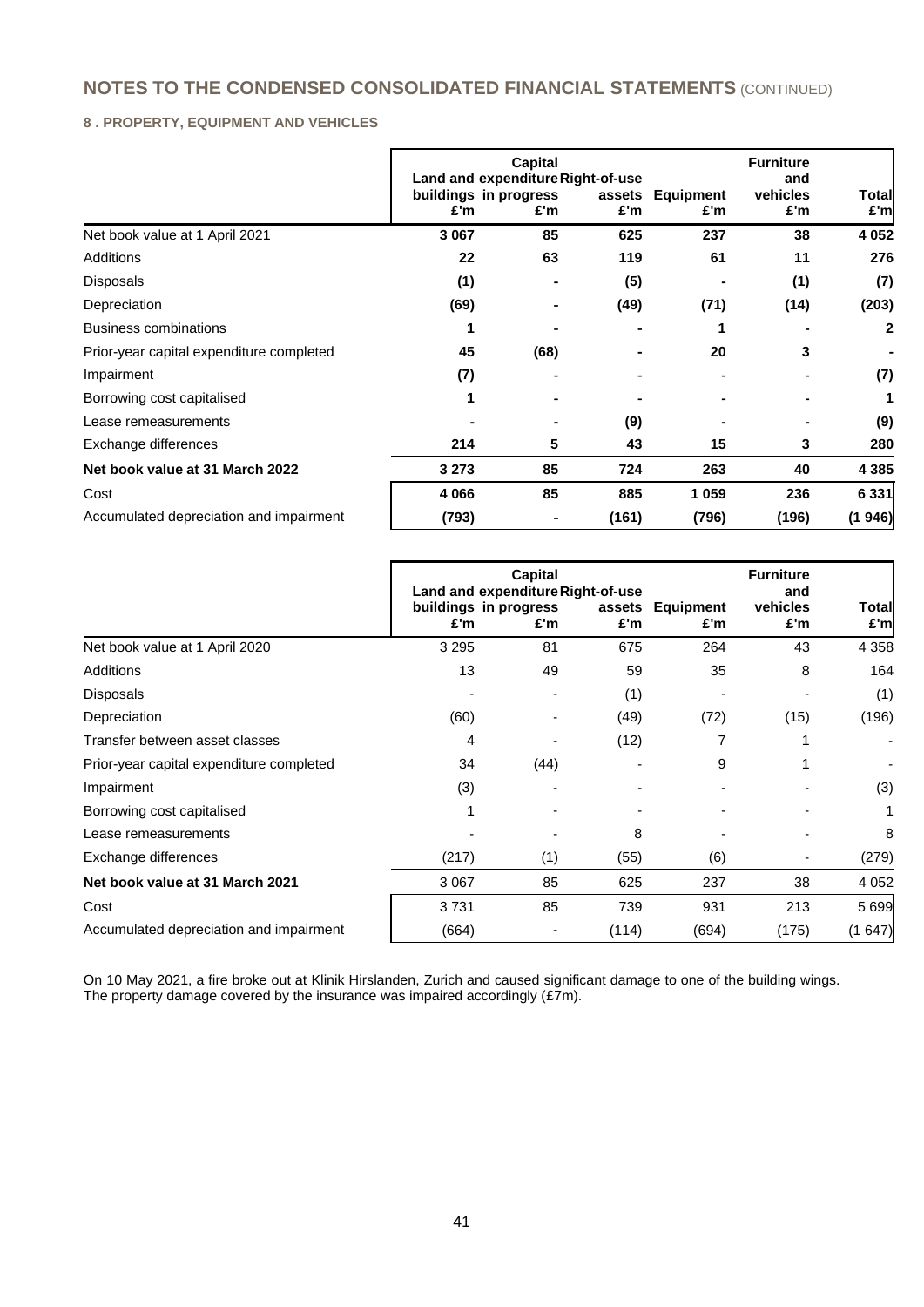## NOTES TO THE CONDENSED CONSOLIDATED FINANCIAL STATEMENTS (CONTINUED)

### 8 . PROPERTY, EQUIPMENT AND VEHICLES

| | Land and buildings £'m | Capital expenditure in progress £'m | Right-of-use assets £'m | Equipment £'m | Furniture and vehicles £'m | Total £'m |
|---|---|---|---|---|---|---|
| Net book value at 1 April 2021 | **3 067** | **85** | **625** | **237** | **38** | **4 052** |
| Additions | **22** | **63** | **119** | **61** | **11** | **276** |
| Disposals | **(1)** | **-** | **(5)** | **-** | **(1)** | **(7)** |
| Depreciation | **(69)** | **-** | **(49)** | **(71)** | **(14)** | **(203)** |
| Business combinations | **1** | **-** | **-** | **1** | **-** | **2** |
| Prior-year capital expenditure completed | **45** | **(68)** | **-** | **20** | **3** | **-** |
| Impairment | **(7)** | **-** | **-** | **-** | **-** | **(7)** |
| Borrowing cost capitalised | **1** | **-** | **-** | **-** | **-** | **1** |
| Lease remeasurements | **-** | **-** | **(9)** | **-** | **-** | **(9)** |
| Exchange differences | **214** | **5** | **43** | **15** | **3** | **280** |
| **Net book value at 31 March 2022** | **3 273** | **85** | **724** | **263** | **40** | **4 385** |
| Cost | **4 066** | **85** | **885** | **1 059** | **236** | **6 331** |
| Accumulated depreciation and impairment | **(793)** | **-** | **(161)** | **(796)** | **(196)** | **(1 946)** |

| | Land and buildings £'m | Capital expenditure in progress £'m | Right-of-use assets £'m | Equipment £'m | Furniture and vehicles £'m | Total £'m |
|---|---|---|---|---|---|---|
| Net book value at 1 April 2020 | 3 295 | 81 | 675 | 264 | 43 | 4 358 |
| Additions | 13 | 49 | 59 | 35 | 8 | 164 |
| Disposals | - | - | (1) | - | - | (1) |
| Depreciation | (60) | - | (49) | (72) | (15) | (196) |
| Transfer between asset classes | 4 | - | (12) | 7 | 1 | - |
| Prior-year capital expenditure completed | 34 | (44) | - | 9 | 1 | - |
| Impairment | (3) | - | - | - | - | (3) |
| Borrowing cost capitalised | 1 | - | - | - | - | 1 |
| Lease remeasurements | - | - | 8 | - | - | 8 |
| Exchange differences | (217) | (1) | (55) | (6) | - | (279) |
| **Net book value at 31 March 2021** | 3 067 | 85 | 625 | 237 | 38 | 4 052 |
| Cost | 3 731 | 85 | 739 | 931 | 213 | 5 699 |
| Accumulated depreciation and impairment | (664) | - | (114) | (694) | (175) | (1 647) |

On 10 May 2021, a fire broke out at Klinik Hirslanden, Zurich and caused significant damage to one of the building wings. The property damage covered by the insurance was impaired accordingly (£7m).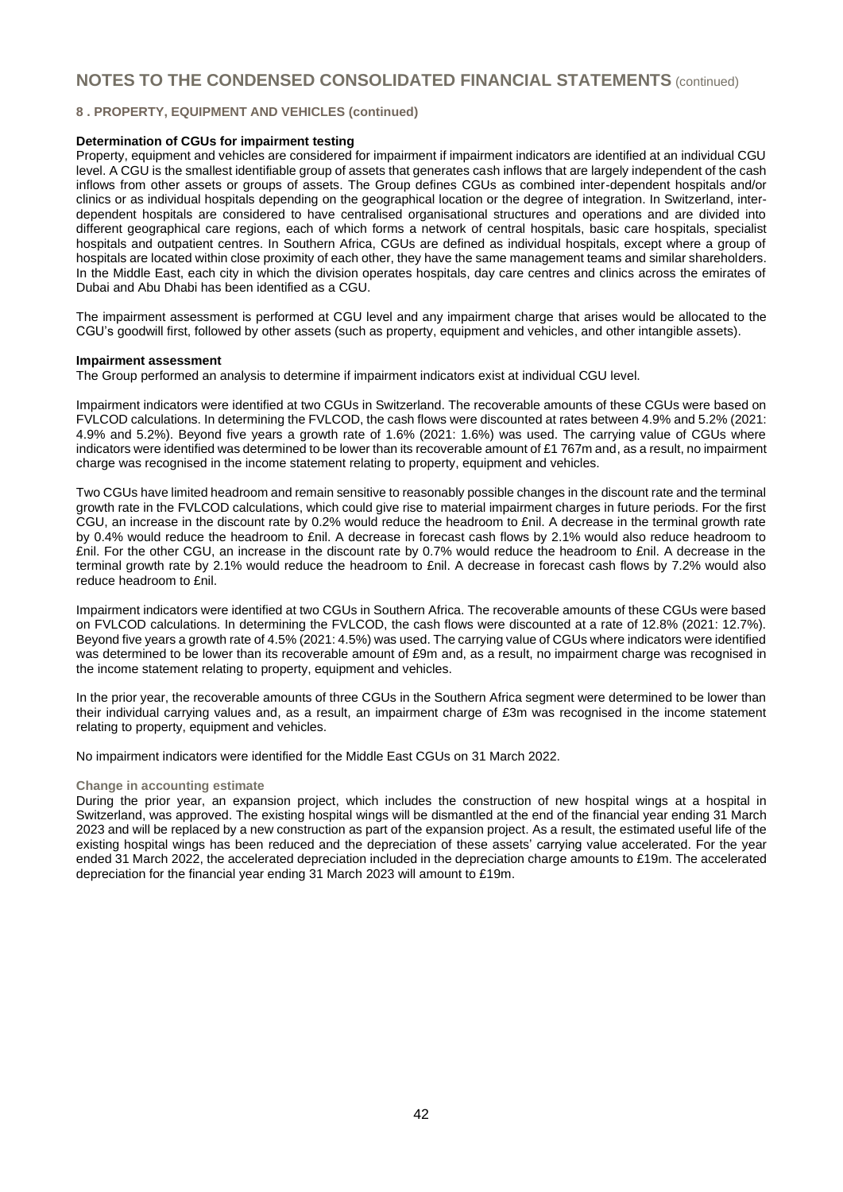# NOTES TO THE CONDENSED CONSOLIDATED FINANCIAL STATEMENTS (continued)

## 8 . PROPERTY, EQUIPMENT AND VEHICLES (continued)

**Determination of CGUs for impairment testing**

Property, equipment and vehicles are considered for impairment if impairment indicators are identified at an individual CGU level. A CGU is the smallest identifiable group of assets that generates cash inflows that are largely independent of the cash inflows from other assets or groups of assets. The Group defines CGUs as combined inter-dependent hospitals and/or clinics or as individual hospitals depending on the geographical location or the degree of integration. In Switzerland, inter-dependent hospitals are considered to have centralised organisational structures and operations and are divided into different geographical care regions, each of which forms a network of central hospitals, basic care hospitals, specialist hospitals and outpatient centres. In Southern Africa, CGUs are defined as individual hospitals, except where a group of hospitals are located within close proximity of each other, they have the same management teams and similar shareholders. In the Middle East, each city in which the division operates hospitals, day care centres and clinics across the emirates of Dubai and Abu Dhabi has been identified as a CGU.

The impairment assessment is performed at CGU level and any impairment charge that arises would be allocated to the CGU's goodwill first, followed by other assets (such as property, equipment and vehicles, and other intangible assets).

**Impairment assessment**

The Group performed an analysis to determine if impairment indicators exist at individual CGU level.

Impairment indicators were identified at two CGUs in Switzerland. The recoverable amounts of these CGUs were based on FVLCOD calculations. In determining the FVLCOD, the cash flows were discounted at rates between 4.9% and 5.2% (2021: 4.9% and 5.2%). Beyond five years a growth rate of 1.6% (2021: 1.6%) was used. The carrying value of CGUs where indicators were identified was determined to be lower than its recoverable amount of £1 767m and, as a result, no impairment charge was recognised in the income statement relating to property, equipment and vehicles.

Two CGUs have limited headroom and remain sensitive to reasonably possible changes in the discount rate and the terminal growth rate in the FVLCOD calculations, which could give rise to material impairment charges in future periods. For the first CGU, an increase in the discount rate by 0.2% would reduce the headroom to £nil. A decrease in the terminal growth rate by 0.4% would reduce the headroom to £nil. A decrease in forecast cash flows by 2.1% would also reduce headroom to £nil. For the other CGU, an increase in the discount rate by 0.7% would reduce the headroom to £nil. A decrease in the terminal growth rate by 2.1% would reduce the headroom to £nil. A decrease in forecast cash flows by 7.2% would also reduce headroom to £nil.

Impairment indicators were identified at two CGUs in Southern Africa. The recoverable amounts of these CGUs were based on FVLCOD calculations. In determining the FVLCOD, the cash flows were discounted at a rate of 12.8% (2021: 12.7%). Beyond five years a growth rate of 4.5% (2021: 4.5%) was used. The carrying value of CGUs where indicators were identified was determined to be lower than its recoverable amount of £9m and, as a result, no impairment charge was recognised in the income statement relating to property, equipment and vehicles.

In the prior year, the recoverable amounts of three CGUs in the Southern Africa segment were determined to be lower than their individual carrying values and, as a result, an impairment charge of £3m was recognised in the income statement relating to property, equipment and vehicles.

No impairment indicators were identified for the Middle East CGUs on 31 March 2022.

**Change in accounting estimate**

During the prior year, an expansion project, which includes the construction of new hospital wings at a hospital in Switzerland, was approved. The existing hospital wings will be dismantled at the end of the financial year ending 31 March 2023 and will be replaced by a new construction as part of the expansion project. As a result, the estimated useful life of the existing hospital wings has been reduced and the depreciation of these assets' carrying value accelerated. For the year ended 31 March 2022, the accelerated depreciation included in the depreciation charge amounts to £19m. The accelerated depreciation for the financial year ending 31 March 2023 will amount to £19m.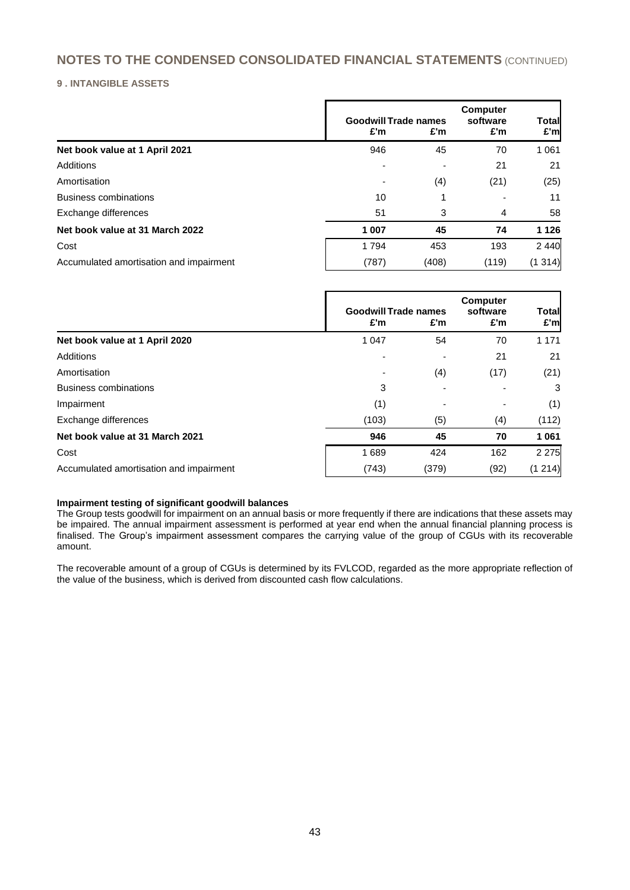## NOTES TO THE CONDENSED CONSOLIDATED FINANCIAL STATEMENTS (CONTINUED)

### 9 . INTANGIBLE ASSETS

| | Goodwill £'m | Trade names £'m | Computer software £'m | Total £'m |
|---|---|---|---|---|
| **Net book value at 1 April 2021** | 946 | 45 | 70 | 1 061 |
| Additions | - | - | 21 | 21 |
| Amortisation | - | (4) | (21) | (25) |
| Business combinations | 10 | 1 | - | 11 |
| Exchange differences | 51 | 3 | 4 | 58 |
| **Net book value at 31 March 2022** | **1 007** | **45** | **74** | **1 126** |
| Cost | 1 794 | 453 | 193 | 2 440 |
| Accumulated amortisation and impairment | (787) | (408) | (119) | (1 314) |

| | Goodwill £'m | Trade names £'m | Computer software £'m | Total £'m |
|---|---|---|---|---|
| **Net book value at 1 April 2020** | 1 047 | 54 | 70 | 1 171 |
| Additions | - | - | 21 | 21 |
| Amortisation | - | (4) | (17) | (21) |
| Business combinations | 3 | - | - | 3 |
| Impairment | (1) | - | - | (1) |
| Exchange differences | (103) | (5) | (4) | (112) |
| **Net book value at 31 March 2021** | **946** | **45** | **70** | **1 061** |
| Cost | 1 689 | 424 | 162 | 2 275 |
| Accumulated amortisation and impairment | (743) | (379) | (92) | (1 214) |

**Impairment testing of significant goodwill balances**

The Group tests goodwill for impairment on an annual basis or more frequently if there are indications that these assets may be impaired. The annual impairment assessment is performed at year end when the annual financial planning process is finalised. The Group's impairment assessment compares the carrying value of the group of CGUs with its recoverable amount.

The recoverable amount of a group of CGUs is determined by its FVLCOD, regarded as the more appropriate reflection of the value of the business, which is derived from discounted cash flow calculations.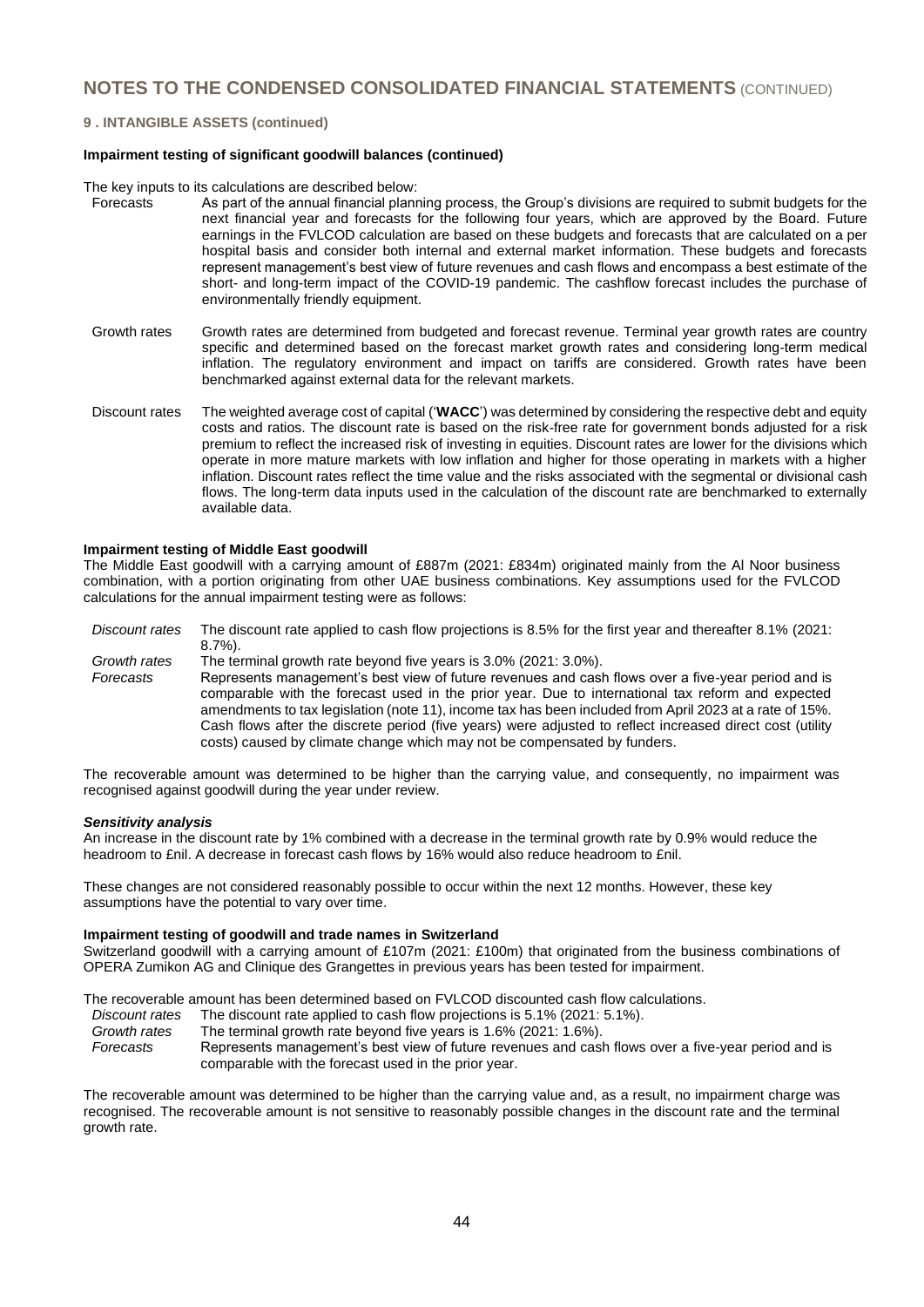## NOTES TO THE CONDENSED CONSOLIDATED FINANCIAL STATEMENTS (CONTINUED)

### 9 . INTANGIBLE ASSETS (continued)

**Impairment testing of significant goodwill balances (continued)**

The key inputs to its calculations are described below:

| | |
|---|---|
| Forecasts | As part of the annual financial planning process, the Group's divisions are required to submit budgets for the next financial year and forecasts for the following four years, which are approved by the Board. Future earnings in the FVLCOD calculation are based on these budgets and forecasts that are calculated on a per hospital basis and consider both internal and external market information. These budgets and forecasts represent management's best view of future revenues and cash flows and encompass a best estimate of the short- and long-term impact of the COVID-19 pandemic. The cashflow forecast includes the purchase of environmentally friendly equipment. |
| Growth rates | Growth rates are determined from budgeted and forecast revenue. Terminal year growth rates are country specific and determined based on the forecast market growth rates and considering long-term medical inflation. The regulatory environment and impact on tariffs are considered. Growth rates have been benchmarked against external data for the relevant markets. |
| Discount rates | The weighted average cost of capital ('**WACC**') was determined by considering the respective debt and equity costs and ratios. The discount rate is based on the risk-free rate for government bonds adjusted for a risk premium to reflect the increased risk of investing in equities. Discount rates are lower for the divisions which operate in more mature markets with low inflation and higher for those operating in markets with a higher inflation. Discount rates reflect the time value and the risks associated with the segmental or divisional cash flows. The long-term data inputs used in the calculation of the discount rate are benchmarked to externally available data. |

**Impairment testing of Middle East goodwill**

The Middle East goodwill with a carrying amount of £887m (2021: £834m) originated mainly from the Al Noor business combination, with a portion originating from other UAE business combinations. Key assumptions used for the FVLCOD calculations for the annual impairment testing were as follows:

| | |
|---|---|
| *Discount rates* | The discount rate applied to cash flow projections is 8.5% for the first year and thereafter 8.1% (2021: 8.7%). |
| *Growth rates* | The terminal growth rate beyond five years is 3.0% (2021: 3.0%). |
| *Forecasts* | Represents management's best view of future revenues and cash flows over a five-year period and is comparable with the forecast used in the prior year. Due to international tax reform and expected amendments to tax legislation (note 11), income tax has been included from April 2023 at a rate of 15%. Cash flows after the discrete period (five years) were adjusted to reflect increased direct cost (utility costs) caused by climate change which may not be compensated by funders. |

The recoverable amount was determined to be higher than the carrying value, and consequently, no impairment was recognised against goodwill during the year under review.

***Sensitivity analysis***

An increase in the discount rate by 1% combined with a decrease in the terminal growth rate by 0.9% would reduce the headroom to £nil. A decrease in forecast cash flows by 16% would also reduce headroom to £nil.

These changes are not considered reasonably possible to occur within the next 12 months. However, these key assumptions have the potential to vary over time.

**Impairment testing of goodwill and trade names in Switzerland**

Switzerland goodwill with a carrying amount of £107m (2021: £100m) that originated from the business combinations of OPERA Zumikon AG and Clinique des Grangettes in previous years has been tested for impairment.

The recoverable amount has been determined based on FVLCOD discounted cash flow calculations.

| | |
|---|---|
| *Discount rates* | The discount rate applied to cash flow projections is 5.1% (2021: 5.1%). |
| *Growth rates* | The terminal growth rate beyond five years is 1.6% (2021: 1.6%). |
| *Forecasts* | Represents management's best view of future revenues and cash flows over a five-year period and is comparable with the forecast used in the prior year. |

The recoverable amount was determined to be higher than the carrying value and, as a result, no impairment charge was recognised. The recoverable amount is not sensitive to reasonably possible changes in the discount rate and the terminal growth rate.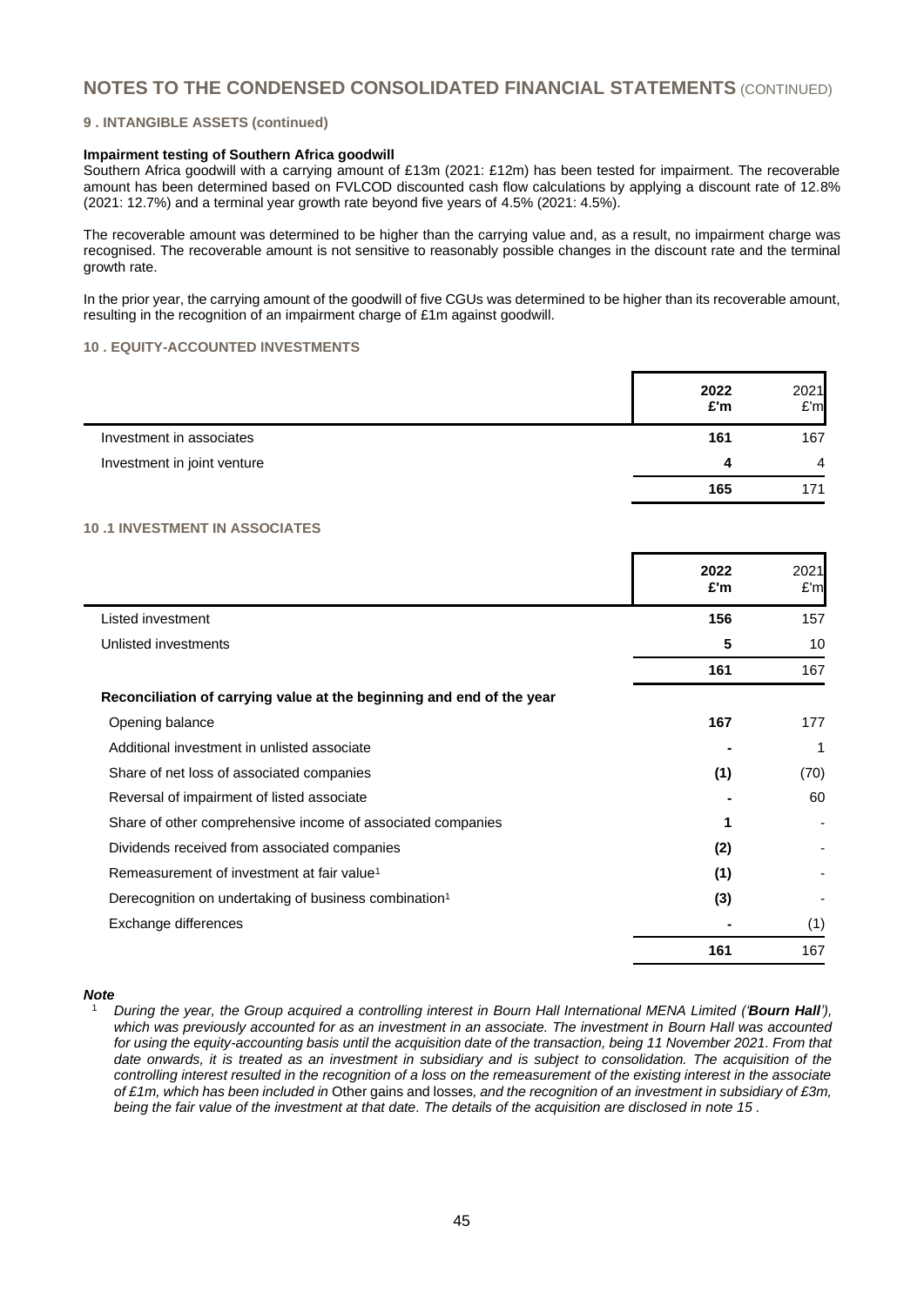## NOTES TO THE CONDENSED CONSOLIDATED FINANCIAL STATEMENTS (CONTINUED)

### 9 . INTANGIBLE ASSETS (continued)

**Impairment testing of Southern Africa goodwill**

Southern Africa goodwill with a carrying amount of £13m (2021: £12m) has been tested for impairment. The recoverable amount has been determined based on FVLCOD discounted cash flow calculations by applying a discount rate of 12.8% (2021: 12.7%) and a terminal year growth rate beyond five years of 4.5% (2021: 4.5%).

The recoverable amount was determined to be higher than the carrying value and, as a result, no impairment charge was recognised. The recoverable amount is not sensitive to reasonably possible changes in the discount rate and the terminal growth rate.

In the prior year, the carrying amount of the goodwill of five CGUs was determined to be higher than its recoverable amount, resulting in the recognition of an impairment charge of £1m against goodwill.

### 10 . EQUITY-ACCOUNTED INVESTMENTS

| | **2022 £'m** | 2021 £'m |
|---|---|---|
| Investment in associates | **161** | 167 |
| Investment in joint venture | **4** | 4 |
| | **165** | 171 |

### 10 .1 INVESTMENT IN ASSOCIATES

| | **2022 £'m** | 2021 £'m |
|---|---|---|
| Listed investment | **156** | 157 |
| Unlisted investments | **5** | 10 |
| | **161** | 167 |
| **Reconciliation of carrying value at the beginning and end of the year** | | |
| Opening balance | **167** | 177 |
| Additional investment in unlisted associate | **-** | 1 |
| Share of net loss of associated companies | **(1)** | (70) |
| Reversal of impairment of listed associate | **-** | 60 |
| Share of other comprehensive income of associated companies | **1** | - |
| Dividends received from associated companies | **(2)** | - |
| Remeasurement of investment at fair value[1] | **(1)** | - |
| Derecognition on undertaking of business combination[1] | **(3)** | - |
| Exchange differences | **-** | (1) |
| | **161** | 167 |

***Note***

[1] *During the year, the Group acquired a controlling interest in Bourn Hall International MENA Limited ('**Bourn Hall**'), which was previously accounted for as an investment in an associate. The investment in Bourn Hall was accounted for using the equity-accounting basis until the acquisition date of the transaction, being 11 November 2021. From that date onwards, it is treated as an investment in subsidiary and is subject to consolidation. The acquisition of the controlling interest resulted in the recognition of a loss on the remeasurement of the existing interest in the associate of £1m, which has been included in* Other gains and losses*, and the recognition of an investment in subsidiary of £3m, being the fair value of the investment at that date. The details of the acquisition are disclosed in note 15 .*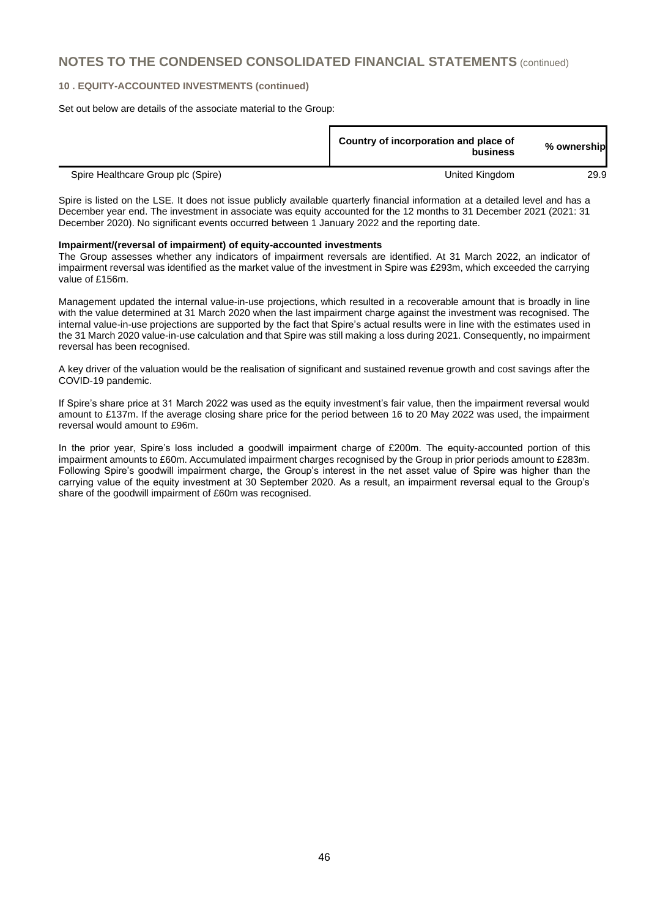## NOTES TO THE CONDENSED CONSOLIDATED FINANCIAL STATEMENTS (continued)

### 10 . EQUITY-ACCOUNTED INVESTMENTS (continued)

Set out below are details of the associate material to the Group:

| | Country of incorporation and place of business | % ownership |
|---|---|---|
| Spire Healthcare Group plc (Spire) | United Kingdom | 29.9 |

Spire is listed on the LSE. It does not issue publicly available quarterly financial information at a detailed level and has a December year end. The investment in associate was equity accounted for the 12 months to 31 December 2021 (2021: 31 December 2020). No significant events occurred between 1 January 2022 and the reporting date.

**Impairment/(reversal of impairment) of equity-accounted investments**

The Group assesses whether any indicators of impairment reversals are identified. At 31 March 2022, an indicator of impairment reversal was identified as the market value of the investment in Spire was £293m, which exceeded the carrying value of £156m.

Management updated the internal value-in-use projections, which resulted in a recoverable amount that is broadly in line with the value determined at 31 March 2020 when the last impairment charge against the investment was recognised. The internal value-in-use projections are supported by the fact that Spire's actual results were in line with the estimates used in the 31 March 2020 value-in-use calculation and that Spire was still making a loss during 2021. Consequently, no impairment reversal has been recognised.

A key driver of the valuation would be the realisation of significant and sustained revenue growth and cost savings after the COVID-19 pandemic.

If Spire's share price at 31 March 2022 was used as the equity investment's fair value, then the impairment reversal would amount to £137m. If the average closing share price for the period between 16 to 20 May 2022 was used, the impairment reversal would amount to £96m.

In the prior year, Spire's loss included a goodwill impairment charge of £200m. The equity-accounted portion of this impairment amounts to £60m. Accumulated impairment charges recognised by the Group in prior periods amount to £283m. Following Spire's goodwill impairment charge, the Group's interest in the net asset value of Spire was higher than the carrying value of the equity investment at 30 September 2020. As a result, an impairment reversal equal to the Group's share of the goodwill impairment of £60m was recognised.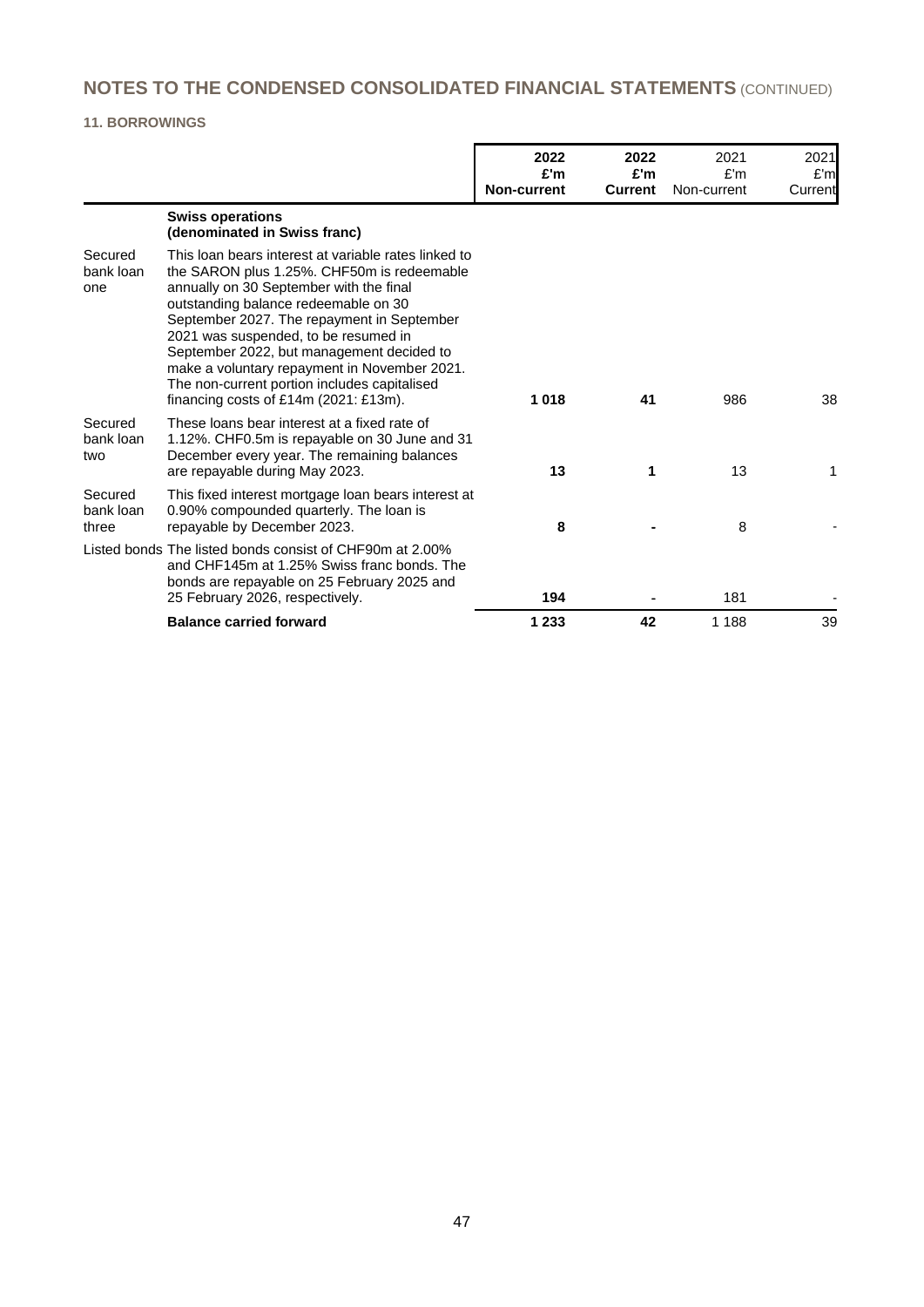# NOTES TO THE CONDENSED CONSOLIDATED FINANCIAL STATEMENTS (CONTINUED)

## 11. BORROWINGS

| | | 2022 £'m Non-current | 2022 £'m Current | 2021 £'m Non-current | 2021 £'m Current |
|---|---|---|---|---|---|
| | **Swiss operations (denominated in Swiss franc)** | | | | |
| Secured bank loan one | This loan bears interest at variable rates linked to the SARON plus 1.25%. CHF50m is redeemable annually on 30 September with the final outstanding balance redeemable on 30 September 2027. The repayment in September 2021 was suspended, to be resumed in September 2022, but management decided to make a voluntary repayment in November 2021. The non-current portion includes capitalised financing costs of £14m (2021: £13m). | **1 018** | **41** | 986 | 38 |
| Secured bank loan two | These loans bear interest at a fixed rate of 1.12%. CHF0.5m is repayable on 30 June and 31 December every year. The remaining balances are repayable during May 2023. | **13** | **1** | 13 | 1 |
| Secured bank loan three | This fixed interest mortgage loan bears interest at 0.90% compounded quarterly. The loan is repayable by December 2023. | **8** | **-** | 8 | - |
| Listed bonds | The listed bonds consist of CHF90m at 2.00% and CHF145m at 1.25% Swiss franc bonds. The bonds are repayable on 25 February 2025 and 25 February 2026, respectively. | **194** | **-** | 181 | - |
| | **Balance carried forward** | **1 233** | **42** | 1 188 | 39 |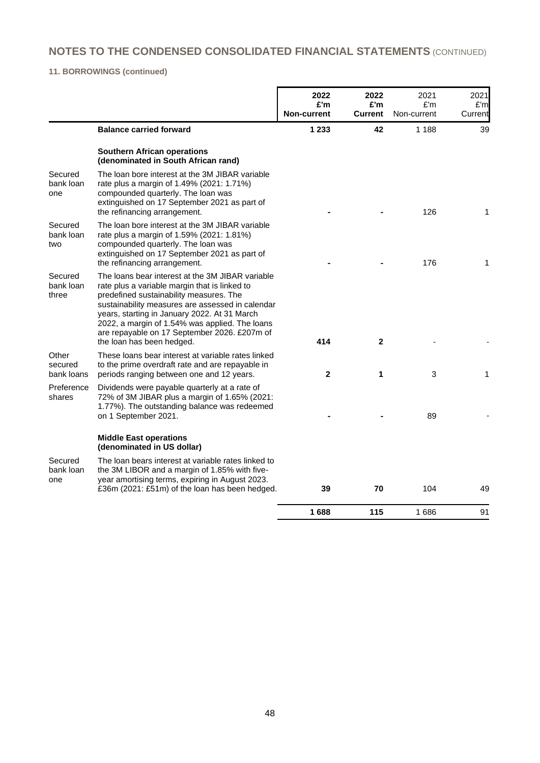# NOTES TO THE CONDENSED CONSOLIDATED FINANCIAL STATEMENTS (CONTINUED)

### 11. BORROWINGS (continued)

| | | 2022<br>£'m<br>Non-current | 2022<br>£'m<br>Current | 2021<br>£'m<br>Non-current | 2021<br>£'m<br>Current |
|---|---|---|---|---|---|
| | **Balance carried forward** | **1 233** | **42** | 1 188 | 39 |
| | **Southern African operations (denominated in South African rand)** | | | | |
| Secured bank loan one | The loan bore interest at the 3M JIBAR variable rate plus a margin of 1.49% (2021: 1.71%) compounded quarterly. The loan was extinguished on 17 September 2021 as part of the refinancing arrangement. | **-** | **-** | 126 | 1 |
| Secured bank loan two | The loan bore interest at the 3M JIBAR variable rate plus a margin of 1.59% (2021: 1.81%) compounded quarterly. The loan was extinguished on 17 September 2021 as part of the refinancing arrangement. | **-** | **-** | 176 | 1 |
| Secured bank loan three | The loans bear interest at the 3M JIBAR variable rate plus a variable margin that is linked to predefined sustainability measures. The sustainability measures are assessed in calendar years, starting in January 2022. At 31 March 2022, a margin of 1.54% was applied. The loans are repayable on 17 September 2026. £207m of the loan has been hedged. | **414** | **2** | - | - |
| Other secured bank loans | These loans bear interest at variable rates linked to the prime overdraft rate and are repayable in periods ranging between one and 12 years. | **2** | **1** | 3 | 1 |
| Preference shares | Dividends were payable quarterly at a rate of 72% of 3M JIBAR plus a margin of 1.65% (2021: 1.77%). The outstanding balance was redeemed on 1 September 2021. | **-** | **-** | 89 | - |
| | **Middle East operations (denominated in US dollar)** | | | | |
| Secured bank loan one | The loan bears interest at variable rates linked to the 3M LIBOR and a margin of 1.85% with five-year amortising terms, expiring in August 2023. £36m (2021: £51m) of the loan has been hedged. | **39** | **70** | 104 | 49 |
| | | **1 688** | **115** | 1 686 | 91 |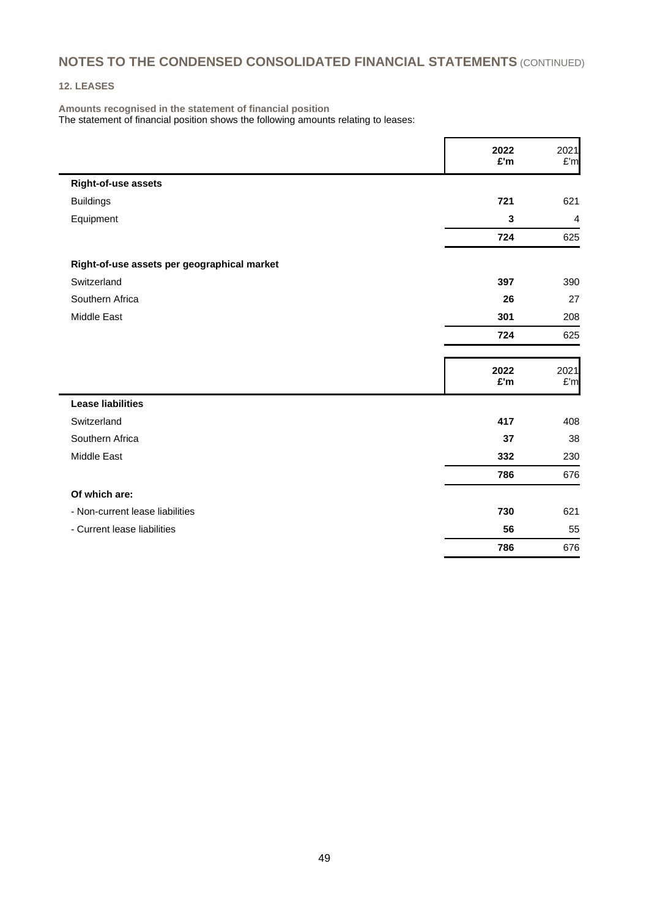# NOTES TO THE CONDENSED CONSOLIDATED FINANCIAL STATEMENTS (CONTINUED)

## 12. LEASES

**Amounts recognised in the statement of financial position**

The statement of financial position shows the following amounts relating to leases:

| | 2022 £'m | 2021 £'m |
|---|---|---|
| **Right-of-use assets** | | |
| Buildings | **721** | 621 |
| Equipment | **3** | 4 |
| | **724** | 625 |
| **Right-of-use assets per geographical market** | | |
| Switzerland | **397** | 390 |
| Southern Africa | **26** | 27 |
| Middle East | **301** | 208 |
| | **724** | 625 |

| | 2022 £'m | 2021 £'m |
|---|---|---|
| **Lease liabilities** | | |
| Switzerland | **417** | 408 |
| Southern Africa | **37** | 38 |
| Middle East | **332** | 230 |
| | **786** | 676 |
| **Of which are:** | | |
| - Non-current lease liabilities | **730** | 621 |
| - Current lease liabilities | **56** | 55 |
| | **786** | 676 |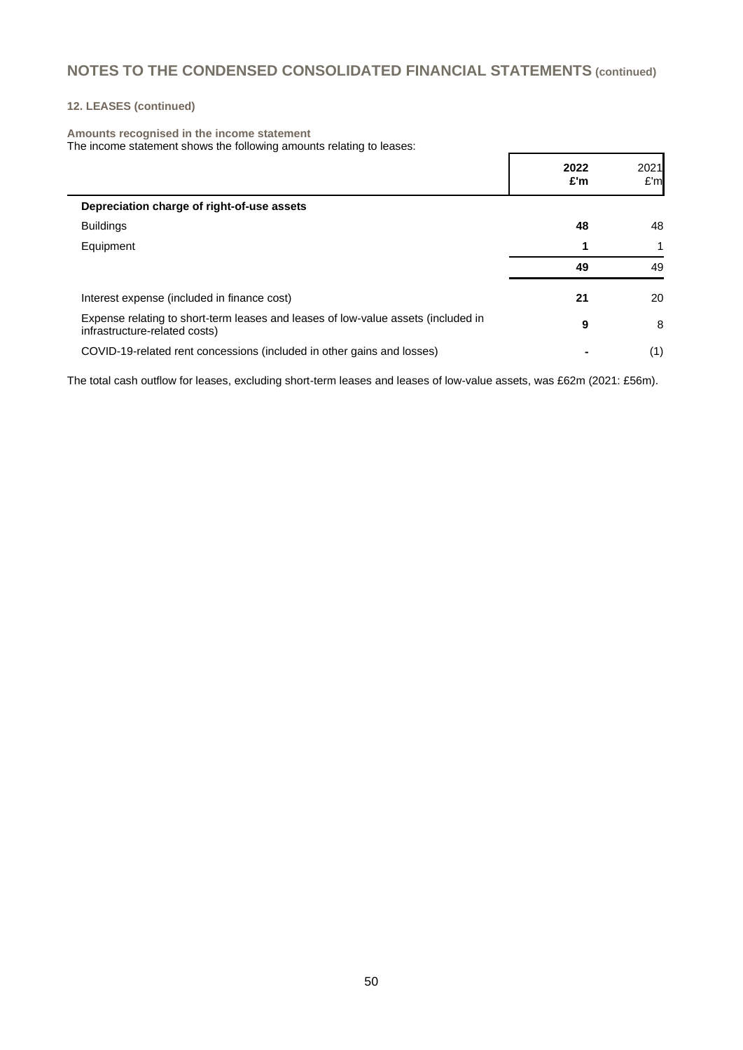# NOTES TO THE CONDENSED CONSOLIDATED FINANCIAL STATEMENTS (continued)

### 12. LEASES (continued)

**Amounts recognised in the income statement**

The income statement shows the following amounts relating to leases:

| | 2022 £'m | 2021 £'m |
|---|---|---|
| **Depreciation charge of right-of-use assets** | | |
| Buildings | **48** | 48 |
| Equipment | **1** | 1 |
| | **49** | 49 |
| Interest expense (included in finance cost) | **21** | 20 |
| Expense relating to short-term leases and leases of low-value assets (included in infrastructure-related costs) | **9** | 8 |
| COVID-19-related rent concessions (included in other gains and losses) | **-** | (1) |

The total cash outflow for leases, excluding short-term leases and leases of low-value assets, was £62m (2021: £56m).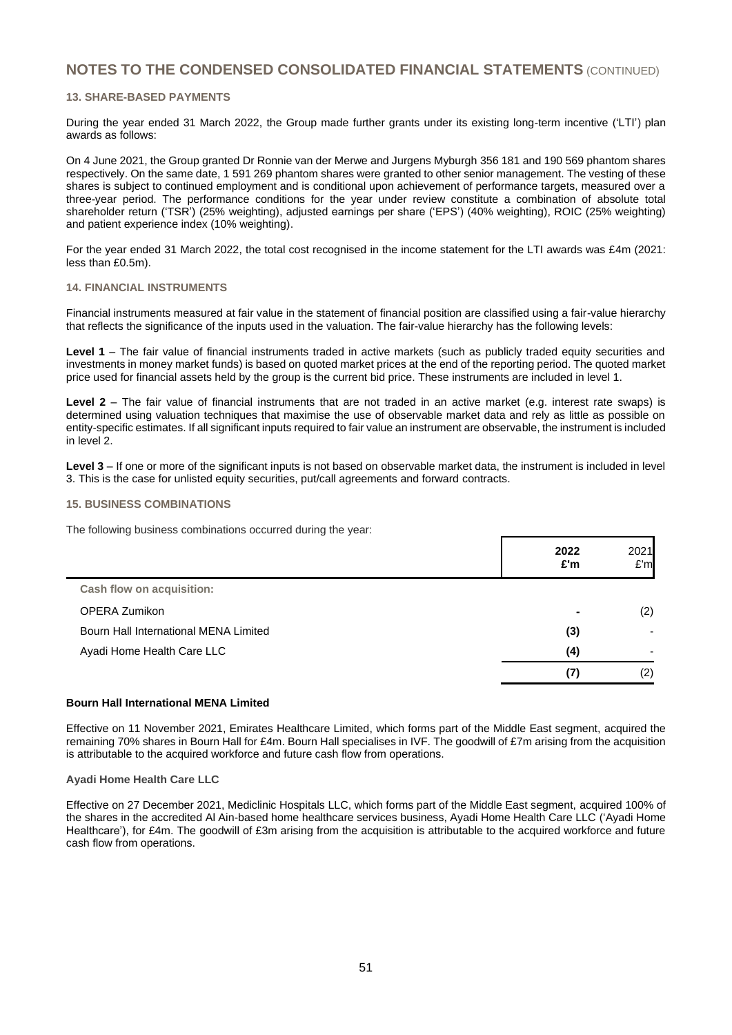# NOTES TO THE CONDENSED CONSOLIDATED FINANCIAL STATEMENTS (CONTINUED)

### 13. SHARE-BASED PAYMENTS

During the year ended 31 March 2022, the Group made further grants under its existing long-term incentive ('LTI') plan awards as follows:

On 4 June 2021, the Group granted Dr Ronnie van der Merwe and Jurgens Myburgh 356 181 and 190 569 phantom shares respectively. On the same date, 1 591 269 phantom shares were granted to other senior management. The vesting of these shares is subject to continued employment and is conditional upon achievement of performance targets, measured over a three-year period. The performance conditions for the year under review constitute a combination of absolute total shareholder return ('TSR') (25% weighting), adjusted earnings per share ('EPS') (40% weighting), ROIC (25% weighting) and patient experience index (10% weighting).

For the year ended 31 March 2022, the total cost recognised in the income statement for the LTI awards was £4m (2021: less than £0.5m).

### 14. FINANCIAL INSTRUMENTS

Financial instruments measured at fair value in the statement of financial position are classified using a fair-value hierarchy that reflects the significance of the inputs used in the valuation. The fair-value hierarchy has the following levels:

**Level 1** – The fair value of financial instruments traded in active markets (such as publicly traded equity securities and investments in money market funds) is based on quoted market prices at the end of the reporting period. The quoted market price used for financial assets held by the group is the current bid price. These instruments are included in level 1.

**Level 2** – The fair value of financial instruments that are not traded in an active market (e.g. interest rate swaps) is determined using valuation techniques that maximise the use of observable market data and rely as little as possible on entity-specific estimates. If all significant inputs required to fair value an instrument are observable, the instrument is included in level 2.

**Level 3** – If one or more of the significant inputs is not based on observable market data, the instrument is included in level 3. This is the case for unlisted equity securities, put/call agreements and forward contracts.

### 15. BUSINESS COMBINATIONS

The following business combinations occurred during the year:

| | 2022 £'m | 2021 £'m |
|---|---|---|
| **Cash flow on acquisition:** | | |
| OPERA Zumikon | - | (2) |
| Bourn Hall International MENA Limited | **(3)** | - |
| Ayadi Home Health Care LLC | **(4)** | - |
| | **(7)** | (2) |

**Bourn Hall International MENA Limited**

Effective on 11 November 2021, Emirates Healthcare Limited, which forms part of the Middle East segment, acquired the remaining 70% shares in Bourn Hall for £4m. Bourn Hall specialises in IVF. The goodwill of £7m arising from the acquisition is attributable to the acquired workforce and future cash flow from operations.

**Ayadi Home Health Care LLC**

Effective on 27 December 2021, Mediclinic Hospitals LLC, which forms part of the Middle East segment, acquired 100% of the shares in the accredited Al Ain-based home healthcare services business, Ayadi Home Health Care LLC ('Ayadi Home Healthcare'), for £4m. The goodwill of £3m arising from the acquisition is attributable to the acquired workforce and future cash flow from operations.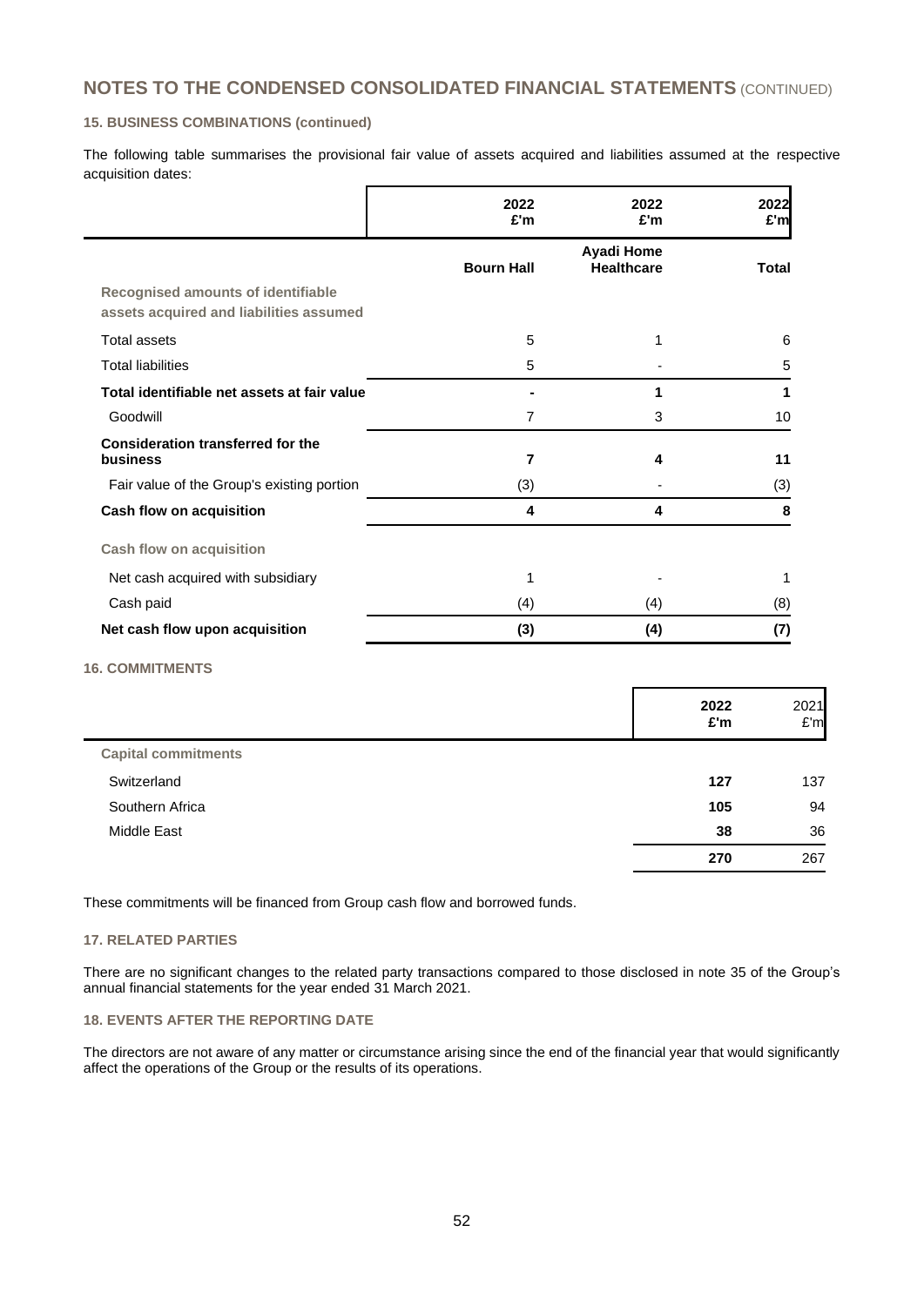## NOTES TO THE CONDENSED CONSOLIDATED FINANCIAL STATEMENTS (CONTINUED)

### 15. BUSINESS COMBINATIONS (continued)

The following table summarises the provisional fair value of assets acquired and liabilities assumed at the respective acquisition dates:

| | 2022 £'m | 2022 £'m | 2022 £'m |
|---|---|---|---|
| | **Bourn Hall** | **Ayadi Home Healthcare** | **Total** |
| **Recognised amounts of identifiable assets acquired and liabilities assumed** | | | |
| Total assets | 5 | 1 | 6 |
| Total liabilities | 5 | - | 5 |
| **Total identifiable net assets at fair value** | **-** | **1** | **1** |
| Goodwill | 7 | 3 | 10 |
| **Consideration transferred for the business** | **7** | **4** | **11** |
| Fair value of the Group's existing portion | (3) | - | (3) |
| **Cash flow on acquisition** | **4** | **4** | **8** |
| **Cash flow on acquisition** | | | |
| Net cash acquired with subsidiary | 1 | - | 1 |
| Cash paid | (4) | (4) | (8) |
| **Net cash flow upon acquisition** | **(3)** | **(4)** | **(7)** |

### 16. COMMITMENTS

| | 2022 £'m | 2021 £'m |
|---|---|---|
| **Capital commitments** | | |
| Switzerland | **127** | 137 |
| Southern Africa | **105** | 94 |
| Middle East | **38** | 36 |
| | **270** | 267 |

These commitments will be financed from Group cash flow and borrowed funds.

### 17. RELATED PARTIES

There are no significant changes to the related party transactions compared to those disclosed in note 35 of the Group's annual financial statements for the year ended 31 March 2021.

### 18. EVENTS AFTER THE REPORTING DATE

The directors are not aware of any matter or circumstance arising since the end of the financial year that would significantly affect the operations of the Group or the results of its operations.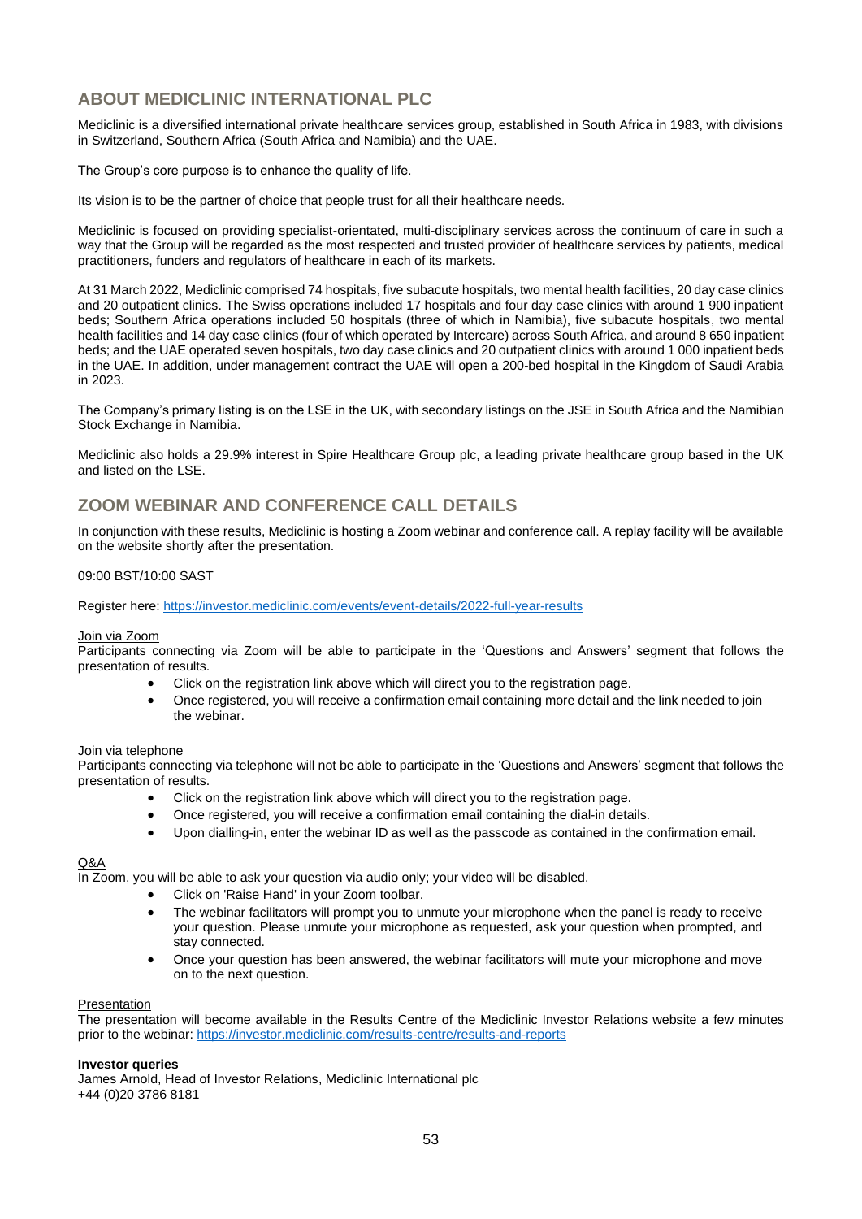## ABOUT MEDICLINIC INTERNATIONAL PLC

Mediclinic is a diversified international private healthcare services group, established in South Africa in 1983, with divisions in Switzerland, Southern Africa (South Africa and Namibia) and the UAE.

The Group's core purpose is to enhance the quality of life.

Its vision is to be the partner of choice that people trust for all their healthcare needs.

Mediclinic is focused on providing specialist-orientated, multi-disciplinary services across the continuum of care in such a way that the Group will be regarded as the most respected and trusted provider of healthcare services by patients, medical practitioners, funders and regulators of healthcare in each of its markets.

At 31 March 2022, Mediclinic comprised 74 hospitals, five subacute hospitals, two mental health facilities, 20 day case clinics and 20 outpatient clinics. The Swiss operations included 17 hospitals and four day case clinics with around 1 900 inpatient beds; Southern Africa operations included 50 hospitals (three of which in Namibia), five subacute hospitals, two mental health facilities and 14 day case clinics (four of which operated by Intercare) across South Africa, and around 8 650 inpatient beds; and the UAE operated seven hospitals, two day case clinics and 20 outpatient clinics with around 1 000 inpatient beds in the UAE. In addition, under management contract the UAE will open a 200-bed hospital in the Kingdom of Saudi Arabia in 2023.

The Company's primary listing is on the LSE in the UK, with secondary listings on the JSE in South Africa and the Namibian Stock Exchange in Namibia.

Mediclinic also holds a 29.9% interest in Spire Healthcare Group plc, a leading private healthcare group based in the UK and listed on the LSE.

## ZOOM WEBINAR AND CONFERENCE CALL DETAILS

In conjunction with these results, Mediclinic is hosting a Zoom webinar and conference call. A replay facility will be available on the website shortly after the presentation.

09:00 BST/10:00 SAST

Register here: https://investor.mediclinic.com/events/event-details/2022-full-year-results

Join via Zoom

Participants connecting via Zoom will be able to participate in the 'Questions and Answers' segment that follows the presentation of results.

- Click on the registration link above which will direct you to the registration page.
- Once registered, you will receive a confirmation email containing more detail and the link needed to join the webinar.

Join via telephone

Participants connecting via telephone will not be able to participate in the 'Questions and Answers' segment that follows the presentation of results.

- Click on the registration link above which will direct you to the registration page.
- Once registered, you will receive a confirmation email containing the dial-in details.
- Upon dialling-in, enter the webinar ID as well as the passcode as contained in the confirmation email.

Q&A

In Zoom, you will be able to ask your question via audio only; your video will be disabled.

- Click on 'Raise Hand' in your Zoom toolbar.
- The webinar facilitators will prompt you to unmute your microphone when the panel is ready to receive your question. Please unmute your microphone as requested, ask your question when prompted, and stay connected.
- Once your question has been answered, the webinar facilitators will mute your microphone and move on to the next question.

Presentation

The presentation will become available in the Results Centre of the Mediclinic Investor Relations website a few minutes prior to the webinar: https://investor.mediclinic.com/results-centre/results-and-reports

**Investor queries**

James Arnold, Head of Investor Relations, Mediclinic International plc
+44 (0)20 3786 8181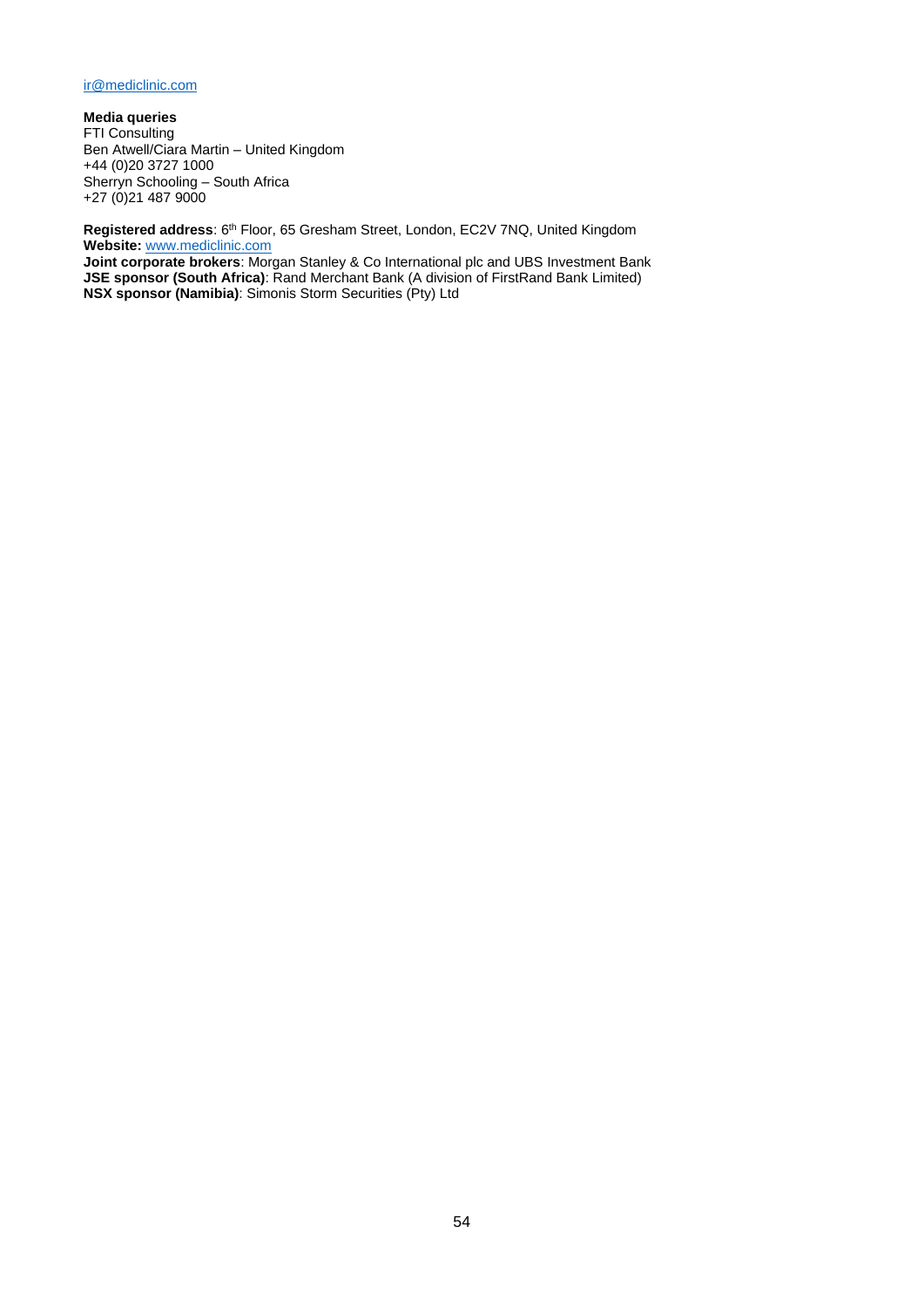ir@mediclinic.com

**Media queries**
FTI Consulting
Ben Atwell/Ciara Martin – United Kingdom
+44 (0)20 3727 1000
Sherryn Schooling – South Africa
+27 (0)21 487 9000

**Registered address**: 6th Floor, 65 Gresham Street, London, EC2V 7NQ, United Kingdom
**Website:** www.mediclinic.com
**Joint corporate brokers**: Morgan Stanley & Co International plc and UBS Investment Bank
**JSE sponsor (South Africa)**: Rand Merchant Bank (A division of FirstRand Bank Limited)
**NSX sponsor (Namibia)**: Simonis Storm Securities (Pty) Ltd